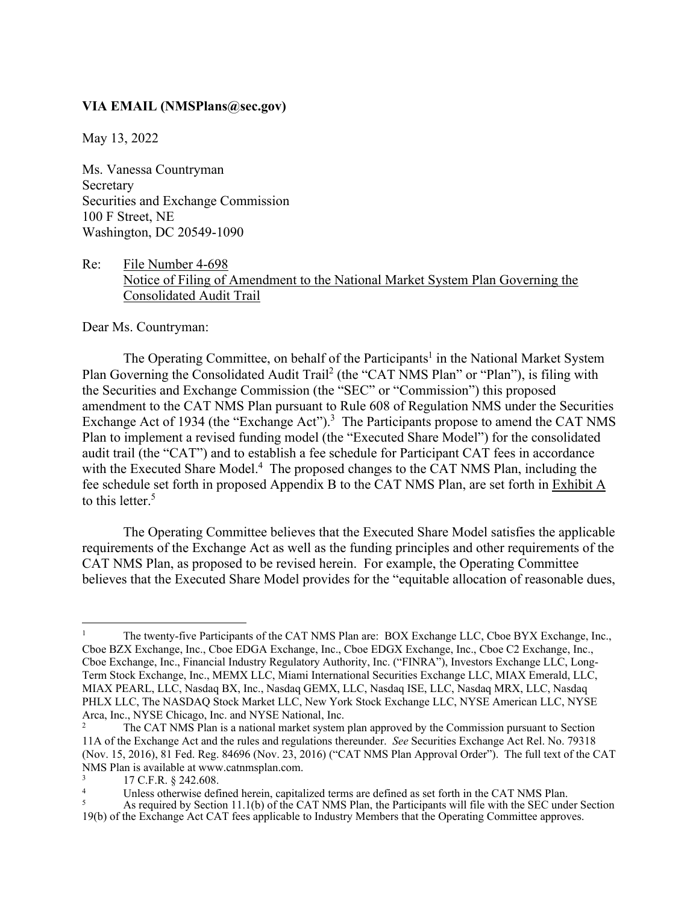**VIA EMAIL (NMSPlans@sec.gov)**

May 13, 2022

Ms. Vanessa Countryman
Secretary
Securities and Exchange Commission
100 F Street, NE
Washington, DC 20549-1090

Re: File Number 4-698
Notice of Filing of Amendment to the National Market System Plan Governing the Consolidated Audit Trail

Dear Ms. Countryman:

The Operating Committee, on behalf of the Participants[1] in the National Market System Plan Governing the Consolidated Audit Trail[2] (the "CAT NMS Plan" or "Plan"), is filing with the Securities and Exchange Commission (the "SEC" or "Commission") this proposed amendment to the CAT NMS Plan pursuant to Rule 608 of Regulation NMS under the Securities Exchange Act of 1934 (the "Exchange Act").[3] The Participants propose to amend the CAT NMS Plan to implement a revised funding model (the "Executed Share Model") for the consolidated audit trail (the "CAT") and to establish a fee schedule for Participant CAT fees in accordance with the Executed Share Model.[4] The proposed changes to the CAT NMS Plan, including the fee schedule set forth in proposed Appendix B to the CAT NMS Plan, are set forth in Exhibit A to this letter.[5]

The Operating Committee believes that the Executed Share Model satisfies the applicable requirements of the Exchange Act as well as the funding principles and other requirements of the CAT NMS Plan, as proposed to be revised herein. For example, the Operating Committee believes that the Executed Share Model provides for the "equitable allocation of reasonable dues,

---

[1] The twenty-five Participants of the CAT NMS Plan are: BOX Exchange LLC, Cboe BYX Exchange, Inc., Cboe BZX Exchange, Inc., Cboe EDGA Exchange, Inc., Cboe EDGX Exchange, Inc., Cboe C2 Exchange, Inc., Cboe Exchange, Inc., Financial Industry Regulatory Authority, Inc. ("FINRA"), Investors Exchange LLC, Long-Term Stock Exchange, Inc., MEMX LLC, Miami International Securities Exchange LLC, MIAX Emerald, LLC, MIAX PEARL, LLC, Nasdaq BX, Inc., Nasdaq GEMX, LLC, Nasdaq ISE, LLC, Nasdaq MRX, LLC, Nasdaq PHLX LLC, The NASDAQ Stock Market LLC, New York Stock Exchange LLC, NYSE American LLC, NYSE Arca, Inc., NYSE Chicago, Inc. and NYSE National, Inc.

[2] The CAT NMS Plan is a national market system plan approved by the Commission pursuant to Section 11A of the Exchange Act and the rules and regulations thereunder. *See* Securities Exchange Act Rel. No. 79318 (Nov. 15, 2016), 81 Fed. Reg. 84696 (Nov. 23, 2016) ("CAT NMS Plan Approval Order"). The full text of the CAT NMS Plan is available at www.catnmsplan.com.

[3] 17 C.F.R. § 242.608.

[4] Unless otherwise defined herein, capitalized terms are defined as set forth in the CAT NMS Plan.

[5] As required by Section 11.1(b) of the CAT NMS Plan, the Participants will file with the SEC under Section 19(b) of the Exchange Act CAT fees applicable to Industry Members that the Operating Committee approves.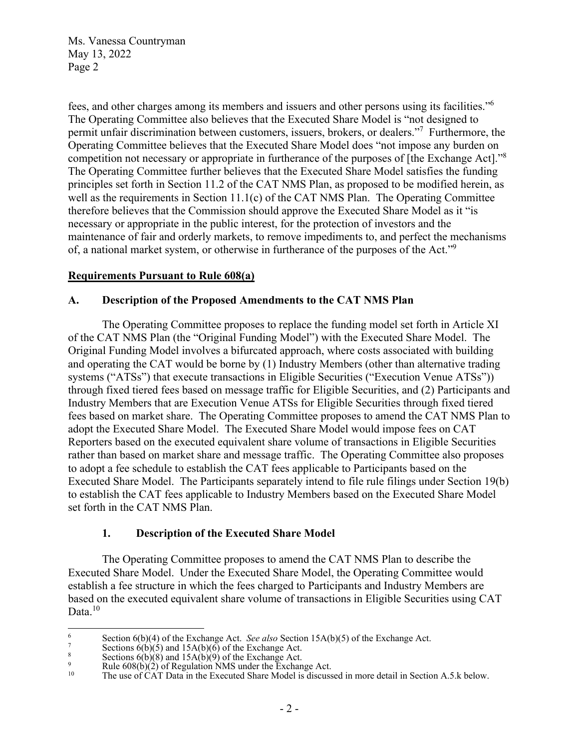fees, and other charges among its members and issuers and other persons using its facilities."[6] The Operating Committee also believes that the Executed Share Model is "not designed to permit unfair discrimination between customers, issuers, brokers, or dealers."[7] Furthermore, the Operating Committee believes that the Executed Share Model does "not impose any burden on competition not necessary or appropriate in furtherance of the purposes of [the Exchange Act]."[8] The Operating Committee further believes that the Executed Share Model satisfies the funding principles set forth in Section 11.2 of the CAT NMS Plan, as proposed to be modified herein, as well as the requirements in Section 11.1(c) of the CAT NMS Plan. The Operating Committee therefore believes that the Commission should approve the Executed Share Model as it "is necessary or appropriate in the public interest, for the protection of investors and the maintenance of fair and orderly markets, to remove impediments to, and perfect the mechanisms of, a national market system, or otherwise in furtherance of the purposes of the Act."[9]

**Requirements Pursuant to Rule 608(a)**

## A. Description of the Proposed Amendments to the CAT NMS Plan

The Operating Committee proposes to replace the funding model set forth in Article XI of the CAT NMS Plan (the "Original Funding Model") with the Executed Share Model. The Original Funding Model involves a bifurcated approach, where costs associated with building and operating the CAT would be borne by (1) Industry Members (other than alternative trading systems ("ATSs") that execute transactions in Eligible Securities ("Execution Venue ATSs")) through fixed tiered fees based on message traffic for Eligible Securities, and (2) Participants and Industry Members that are Execution Venue ATSs for Eligible Securities through fixed tiered fees based on market share. The Operating Committee proposes to amend the CAT NMS Plan to adopt the Executed Share Model. The Executed Share Model would impose fees on CAT Reporters based on the executed equivalent share volume of transactions in Eligible Securities rather than based on market share and message traffic. The Operating Committee also proposes to adopt a fee schedule to establish the CAT fees applicable to Participants based on the Executed Share Model. The Participants separately intend to file rule filings under Section 19(b) to establish the CAT fees applicable to Industry Members based on the Executed Share Model set forth in the CAT NMS Plan.

### 1. Description of the Executed Share Model

The Operating Committee proposes to amend the CAT NMS Plan to describe the Executed Share Model. Under the Executed Share Model, the Operating Committee would establish a fee structure in which the fees charged to Participants and Industry Members are based on the executed equivalent share volume of transactions in Eligible Securities using CAT Data.[10]

---

[6] Section 6(b)(4) of the Exchange Act. *See also* Section 15A(b)(5) of the Exchange Act.

[7] Sections 6(b)(5) and 15A(b)(6) of the Exchange Act.

[8] Sections 6(b)(8) and 15A(b)(9) of the Exchange Act.

[9] Rule 608(b)(2) of Regulation NMS under the Exchange Act.

[10] The use of CAT Data in the Executed Share Model is discussed in more detail in Section A.5.k below.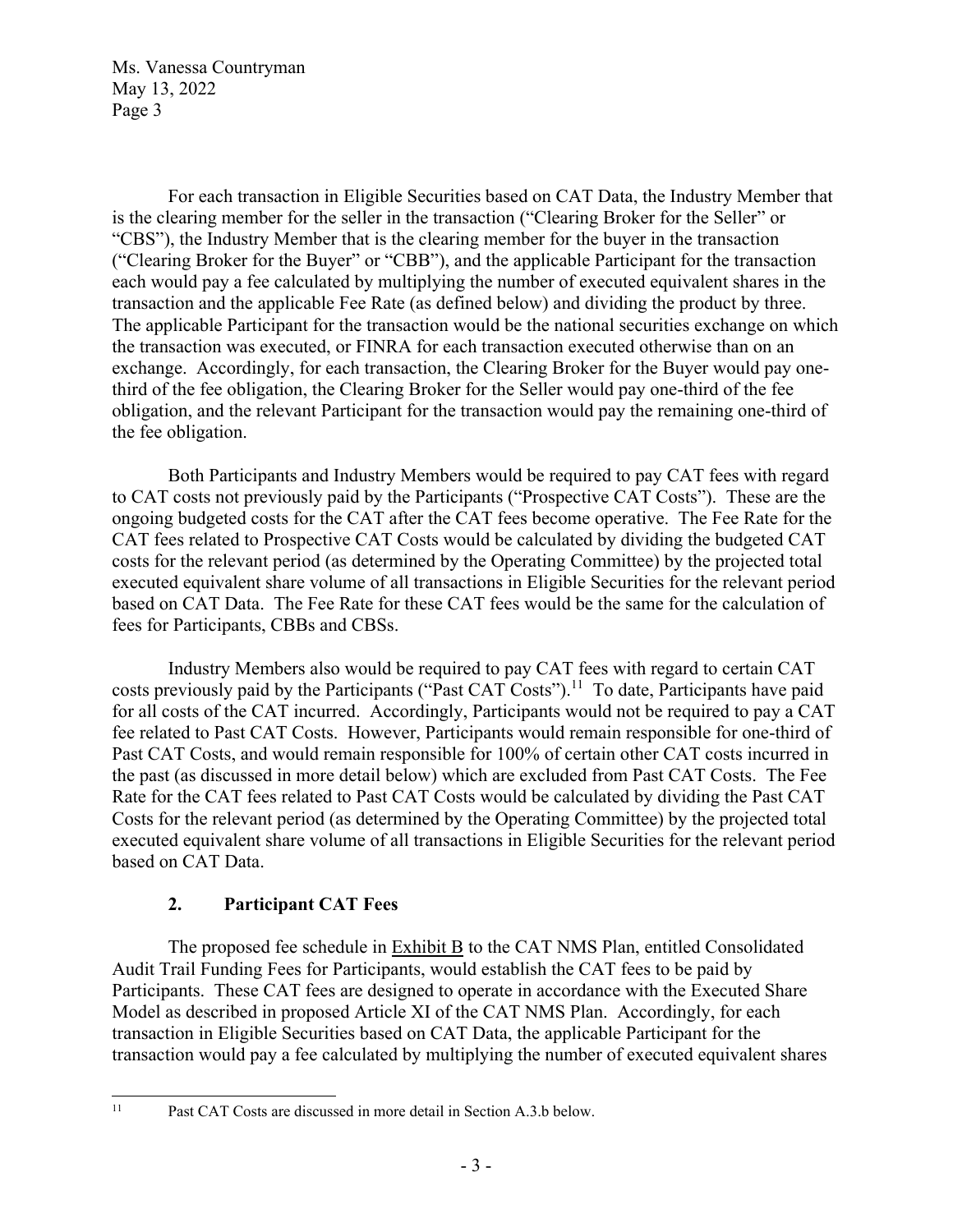For each transaction in Eligible Securities based on CAT Data, the Industry Member that is the clearing member for the seller in the transaction ("Clearing Broker for the Seller" or "CBS"), the Industry Member that is the clearing member for the buyer in the transaction ("Clearing Broker for the Buyer" or "CBB"), and the applicable Participant for the transaction each would pay a fee calculated by multiplying the number of executed equivalent shares in the transaction and the applicable Fee Rate (as defined below) and dividing the product by three. The applicable Participant for the transaction would be the national securities exchange on which the transaction was executed, or FINRA for each transaction executed otherwise than on an exchange. Accordingly, for each transaction, the Clearing Broker for the Buyer would pay one-third of the fee obligation, the Clearing Broker for the Seller would pay one-third of the fee obligation, and the relevant Participant for the transaction would pay the remaining one-third of the fee obligation.

Both Participants and Industry Members would be required to pay CAT fees with regard to CAT costs not previously paid by the Participants ("Prospective CAT Costs"). These are the ongoing budgeted costs for the CAT after the CAT fees become operative. The Fee Rate for the CAT fees related to Prospective CAT Costs would be calculated by dividing the budgeted CAT costs for the relevant period (as determined by the Operating Committee) by the projected total executed equivalent share volume of all transactions in Eligible Securities for the relevant period based on CAT Data. The Fee Rate for these CAT fees would be the same for the calculation of fees for Participants, CBBs and CBSs.

Industry Members also would be required to pay CAT fees with regard to certain CAT costs previously paid by the Participants ("Past CAT Costs").[11] To date, Participants have paid for all costs of the CAT incurred. Accordingly, Participants would not be required to pay a CAT fee related to Past CAT Costs. However, Participants would remain responsible for one-third of Past CAT Costs, and would remain responsible for 100% of certain other CAT costs incurred in the past (as discussed in more detail below) which are excluded from Past CAT Costs. The Fee Rate for the CAT fees related to Past CAT Costs would be calculated by dividing the Past CAT Costs for the relevant period (as determined by the Operating Committee) by the projected total executed equivalent share volume of all transactions in Eligible Securities for the relevant period based on CAT Data.

### 2. Participant CAT Fees

The proposed fee schedule in Exhibit B to the CAT NMS Plan, entitled Consolidated Audit Trail Funding Fees for Participants, would establish the CAT fees to be paid by Participants. These CAT fees are designed to operate in accordance with the Executed Share Model as described in proposed Article XI of the CAT NMS Plan. Accordingly, for each transaction in Eligible Securities based on CAT Data, the applicable Participant for the transaction would pay a fee calculated by multiplying the number of executed equivalent shares

---

[11] Past CAT Costs are discussed in more detail in Section A.3.b below.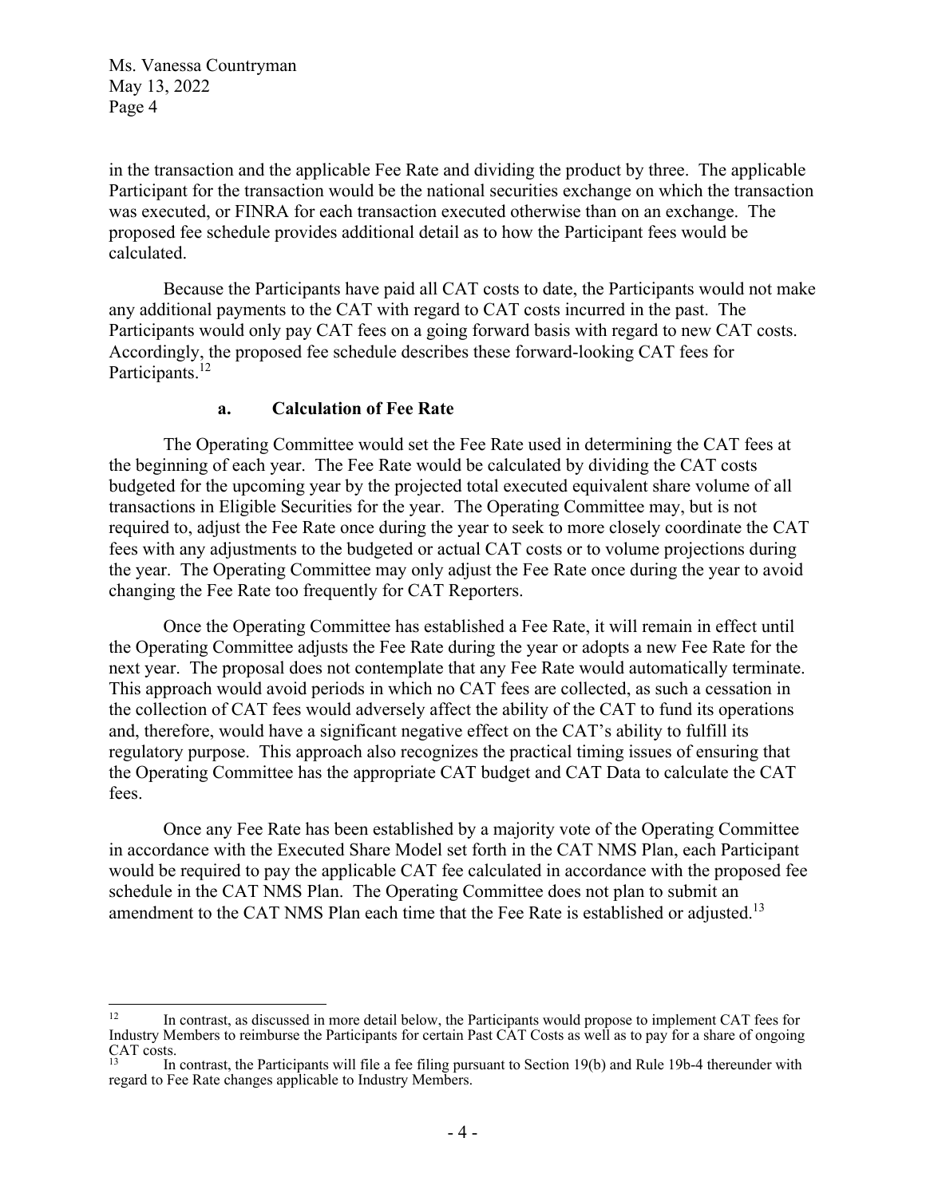in the transaction and the applicable Fee Rate and dividing the product by three. The applicable Participant for the transaction would be the national securities exchange on which the transaction was executed, or FINRA for each transaction executed otherwise than on an exchange. The proposed fee schedule provides additional detail as to how the Participant fees would be calculated.

Because the Participants have paid all CAT costs to date, the Participants would not make any additional payments to the CAT with regard to CAT costs incurred in the past. The Participants would only pay CAT fees on a going forward basis with regard to new CAT costs. Accordingly, the proposed fee schedule describes these forward-looking CAT fees for Participants.[12]

**a. Calculation of Fee Rate**

The Operating Committee would set the Fee Rate used in determining the CAT fees at the beginning of each year. The Fee Rate would be calculated by dividing the CAT costs budgeted for the upcoming year by the projected total executed equivalent share volume of all transactions in Eligible Securities for the year. The Operating Committee may, but is not required to, adjust the Fee Rate once during the year to seek to more closely coordinate the CAT fees with any adjustments to the budgeted or actual CAT costs or to volume projections during the year. The Operating Committee may only adjust the Fee Rate once during the year to avoid changing the Fee Rate too frequently for CAT Reporters.

Once the Operating Committee has established a Fee Rate, it will remain in effect until the Operating Committee adjusts the Fee Rate during the year or adopts a new Fee Rate for the next year. The proposal does not contemplate that any Fee Rate would automatically terminate. This approach would avoid periods in which no CAT fees are collected, as such a cessation in the collection of CAT fees would adversely affect the ability of the CAT to fund its operations and, therefore, would have a significant negative effect on the CAT's ability to fulfill its regulatory purpose. This approach also recognizes the practical timing issues of ensuring that the Operating Committee has the appropriate CAT budget and CAT Data to calculate the CAT fees.

Once any Fee Rate has been established by a majority vote of the Operating Committee in accordance with the Executed Share Model set forth in the CAT NMS Plan, each Participant would be required to pay the applicable CAT fee calculated in accordance with the proposed fee schedule in the CAT NMS Plan. The Operating Committee does not plan to submit an amendment to the CAT NMS Plan each time that the Fee Rate is established or adjusted.[13]

---

[12] In contrast, as discussed in more detail below, the Participants would propose to implement CAT fees for Industry Members to reimburse the Participants for certain Past CAT Costs as well as to pay for a share of ongoing CAT costs.

[13] In contrast, the Participants will file a fee filing pursuant to Section 19(b) and Rule 19b-4 thereunder with regard to Fee Rate changes applicable to Industry Members.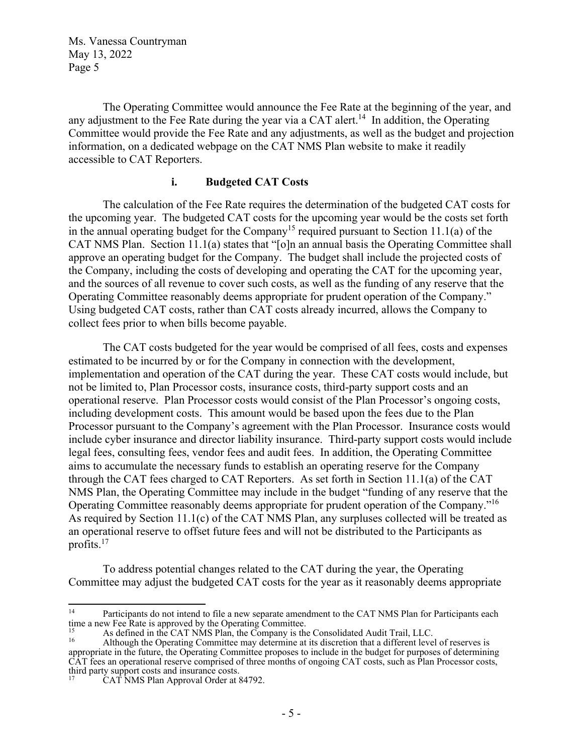The Operating Committee would announce the Fee Rate at the beginning of the year, and any adjustment to the Fee Rate during the year via a CAT alert.[14] In addition, the Operating Committee would provide the Fee Rate and any adjustments, as well as the budget and projection information, on a dedicated webpage on the CAT NMS Plan website to make it readily accessible to CAT Reporters.

### i. Budgeted CAT Costs

The calculation of the Fee Rate requires the determination of the budgeted CAT costs for the upcoming year. The budgeted CAT costs for the upcoming year would be the costs set forth in the annual operating budget for the Company[15] required pursuant to Section 11.1(a) of the CAT NMS Plan. Section 11.1(a) states that "[o]n an annual basis the Operating Committee shall approve an operating budget for the Company. The budget shall include the projected costs of the Company, including the costs of developing and operating the CAT for the upcoming year, and the sources of all revenue to cover such costs, as well as the funding of any reserve that the Operating Committee reasonably deems appropriate for prudent operation of the Company." Using budgeted CAT costs, rather than CAT costs already incurred, allows the Company to collect fees prior to when bills become payable.

The CAT costs budgeted for the year would be comprised of all fees, costs and expenses estimated to be incurred by or for the Company in connection with the development, implementation and operation of the CAT during the year. These CAT costs would include, but not be limited to, Plan Processor costs, insurance costs, third-party support costs and an operational reserve. Plan Processor costs would consist of the Plan Processor's ongoing costs, including development costs. This amount would be based upon the fees due to the Plan Processor pursuant to the Company's agreement with the Plan Processor. Insurance costs would include cyber insurance and director liability insurance. Third-party support costs would include legal fees, consulting fees, vendor fees and audit fees. In addition, the Operating Committee aims to accumulate the necessary funds to establish an operating reserve for the Company through the CAT fees charged to CAT Reporters. As set forth in Section 11.1(a) of the CAT NMS Plan, the Operating Committee may include in the budget "funding of any reserve that the Operating Committee reasonably deems appropriate for prudent operation of the Company."[16] As required by Section 11.1(c) of the CAT NMS Plan, any surpluses collected will be treated as an operational reserve to offset future fees and will not be distributed to the Participants as profits.[17]

To address potential changes related to the CAT during the year, the Operating Committee may adjust the budgeted CAT costs for the year as it reasonably deems appropriate

---

[14] Participants do not intend to file a new separate amendment to the CAT NMS Plan for Participants each time a new Fee Rate is approved by the Operating Committee.

[15] As defined in the CAT NMS Plan, the Company is the Consolidated Audit Trail, LLC.

[16] Although the Operating Committee may determine at its discretion that a different level of reserves is appropriate in the future, the Operating Committee proposes to include in the budget for purposes of determining CAT fees an operational reserve comprised of three months of ongoing CAT costs, such as Plan Processor costs, third party support costs and insurance costs.

[17] CAT NMS Plan Approval Order at 84792.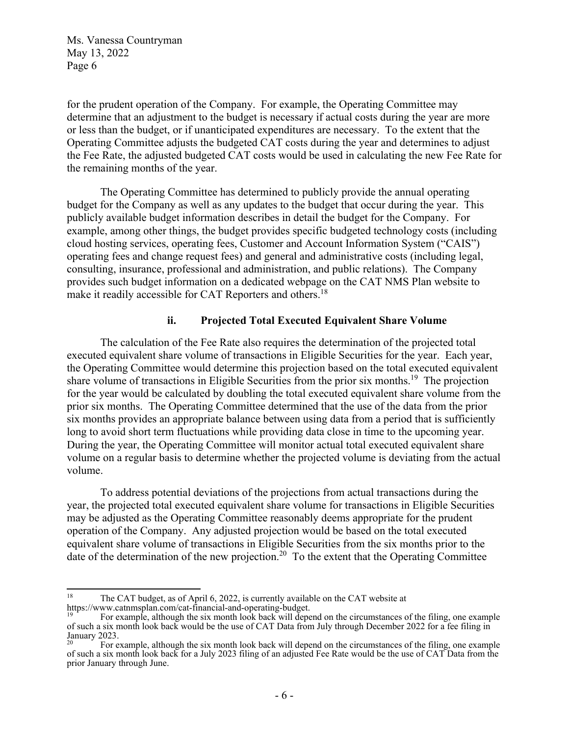for the prudent operation of the Company. For example, the Operating Committee may determine that an adjustment to the budget is necessary if actual costs during the year are more or less than the budget, or if unanticipated expenditures are necessary. To the extent that the Operating Committee adjusts the budgeted CAT costs during the year and determines to adjust the Fee Rate, the adjusted budgeted CAT costs would be used in calculating the new Fee Rate for the remaining months of the year.

The Operating Committee has determined to publicly provide the annual operating budget for the Company as well as any updates to the budget that occur during the year. This publicly available budget information describes in detail the budget for the Company. For example, among other things, the budget provides specific budgeted technology costs (including cloud hosting services, operating fees, Customer and Account Information System ("CAIS") operating fees and change request fees) and general and administrative costs (including legal, consulting, insurance, professional and administration, and public relations). The Company provides such budget information on a dedicated webpage on the CAT NMS Plan website to make it readily accessible for CAT Reporters and others.[18]

### ii. Projected Total Executed Equivalent Share Volume

The calculation of the Fee Rate also requires the determination of the projected total executed equivalent share volume of transactions in Eligible Securities for the year. Each year, the Operating Committee would determine this projection based on the total executed equivalent share volume of transactions in Eligible Securities from the prior six months.[19] The projection for the year would be calculated by doubling the total executed equivalent share volume from the prior six months. The Operating Committee determined that the use of the data from the prior six months provides an appropriate balance between using data from a period that is sufficiently long to avoid short term fluctuations while providing data close in time to the upcoming year. During the year, the Operating Committee will monitor actual total executed equivalent share volume on a regular basis to determine whether the projected volume is deviating from the actual volume.

To address potential deviations of the projections from actual transactions during the year, the projected total executed equivalent share volume for transactions in Eligible Securities may be adjusted as the Operating Committee reasonably deems appropriate for the prudent operation of the Company. Any adjusted projection would be based on the total executed equivalent share volume of transactions in Eligible Securities from the six months prior to the date of the determination of the new projection.[20] To the extent that the Operating Committee

---

[18] The CAT budget, as of April 6, 2022, is currently available on the CAT website at https://www.catnmsplan.com/cat-financial-and-operating-budget.

[19] For example, although the six month look back will depend on the circumstances of the filing, one example of such a six month look back would be the use of CAT Data from July through December 2022 for a fee filing in January 2023.

[20] For example, although the six month look back will depend on the circumstances of the filing, one example of such a six month look back for a July 2023 filing of an adjusted Fee Rate would be the use of CAT Data from the prior January through June.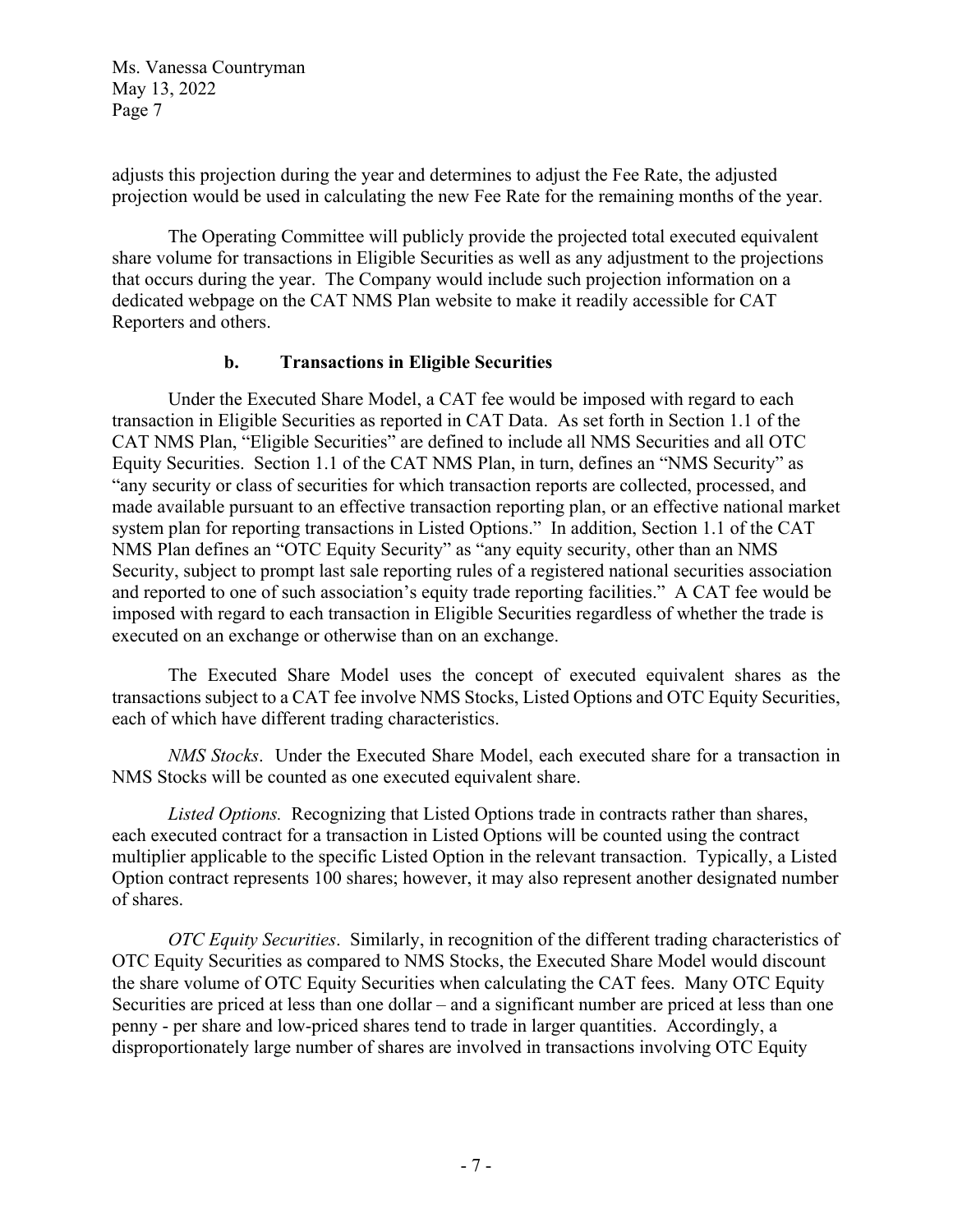adjusts this projection during the year and determines to adjust the Fee Rate, the adjusted projection would be used in calculating the new Fee Rate for the remaining months of the year.

The Operating Committee will publicly provide the projected total executed equivalent share volume for transactions in Eligible Securities as well as any adjustment to the projections that occurs during the year. The Company would include such projection information on a dedicated webpage on the CAT NMS Plan website to make it readily accessible for CAT Reporters and others.

### b. Transactions in Eligible Securities

Under the Executed Share Model, a CAT fee would be imposed with regard to each transaction in Eligible Securities as reported in CAT Data. As set forth in Section 1.1 of the CAT NMS Plan, "Eligible Securities" are defined to include all NMS Securities and all OTC Equity Securities. Section 1.1 of the CAT NMS Plan, in turn, defines an "NMS Security" as "any security or class of securities for which transaction reports are collected, processed, and made available pursuant to an effective transaction reporting plan, or an effective national market system plan for reporting transactions in Listed Options." In addition, Section 1.1 of the CAT NMS Plan defines an "OTC Equity Security" as "any equity security, other than an NMS Security, subject to prompt last sale reporting rules of a registered national securities association and reported to one of such association's equity trade reporting facilities." A CAT fee would be imposed with regard to each transaction in Eligible Securities regardless of whether the trade is executed on an exchange or otherwise than on an exchange.

The Executed Share Model uses the concept of executed equivalent shares as the transactions subject to a CAT fee involve NMS Stocks, Listed Options and OTC Equity Securities, each of which have different trading characteristics.

*NMS Stocks*. Under the Executed Share Model, each executed share for a transaction in NMS Stocks will be counted as one executed equivalent share.

*Listed Options.* Recognizing that Listed Options trade in contracts rather than shares, each executed contract for a transaction in Listed Options will be counted using the contract multiplier applicable to the specific Listed Option in the relevant transaction. Typically, a Listed Option contract represents 100 shares; however, it may also represent another designated number of shares.

*OTC Equity Securities*. Similarly, in recognition of the different trading characteristics of OTC Equity Securities as compared to NMS Stocks, the Executed Share Model would discount the share volume of OTC Equity Securities when calculating the CAT fees. Many OTC Equity Securities are priced at less than one dollar – and a significant number are priced at less than one penny - per share and low-priced shares tend to trade in larger quantities. Accordingly, a disproportionately large number of shares are involved in transactions involving OTC Equity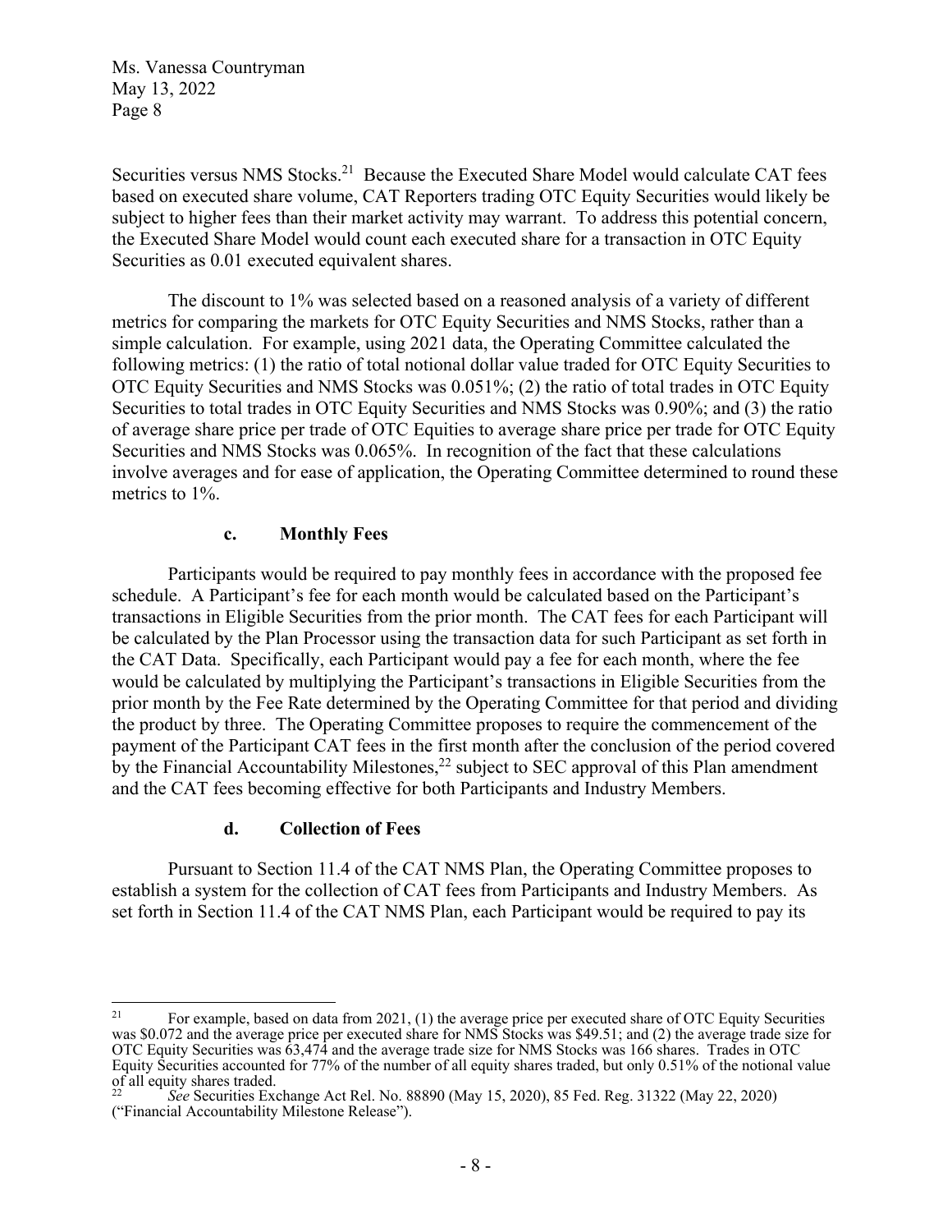Securities versus NMS Stocks.[21] Because the Executed Share Model would calculate CAT fees based on executed share volume, CAT Reporters trading OTC Equity Securities would likely be subject to higher fees than their market activity may warrant. To address this potential concern, the Executed Share Model would count each executed share for a transaction in OTC Equity Securities as 0.01 executed equivalent shares.

The discount to 1% was selected based on a reasoned analysis of a variety of different metrics for comparing the markets for OTC Equity Securities and NMS Stocks, rather than a simple calculation. For example, using 2021 data, the Operating Committee calculated the following metrics: (1) the ratio of total notional dollar value traded for OTC Equity Securities to OTC Equity Securities and NMS Stocks was 0.051%; (2) the ratio of total trades in OTC Equity Securities to total trades in OTC Equity Securities and NMS Stocks was 0.90%; and (3) the ratio of average share price per trade of OTC Equities to average share price per trade for OTC Equity Securities and NMS Stocks was 0.065%. In recognition of the fact that these calculations involve averages and for ease of application, the Operating Committee determined to round these metrics to 1%.

#### c. Monthly Fees

Participants would be required to pay monthly fees in accordance with the proposed fee schedule. A Participant's fee for each month would be calculated based on the Participant's transactions in Eligible Securities from the prior month. The CAT fees for each Participant will be calculated by the Plan Processor using the transaction data for such Participant as set forth in the CAT Data. Specifically, each Participant would pay a fee for each month, where the fee would be calculated by multiplying the Participant's transactions in Eligible Securities from the prior month by the Fee Rate determined by the Operating Committee for that period and dividing the product by three. The Operating Committee proposes to require the commencement of the payment of the Participant CAT fees in the first month after the conclusion of the period covered by the Financial Accountability Milestones,[22] subject to SEC approval of this Plan amendment and the CAT fees becoming effective for both Participants and Industry Members.

#### d. Collection of Fees

Pursuant to Section 11.4 of the CAT NMS Plan, the Operating Committee proposes to establish a system for the collection of CAT fees from Participants and Industry Members. As set forth in Section 11.4 of the CAT NMS Plan, each Participant would be required to pay its

---

[21] For example, based on data from 2021, (1) the average price per executed share of OTC Equity Securities was $0.072 and the average price per executed share for NMS Stocks was $49.51; and (2) the average trade size for OTC Equity Securities was 63,474 and the average trade size for NMS Stocks was 166 shares. Trades in OTC Equity Securities accounted for 77% of the number of all equity shares traded, but only 0.51% of the notional value of all equity shares traded.

[22] *See* Securities Exchange Act Rel. No. 88890 (May 15, 2020), 85 Fed. Reg. 31322 (May 22, 2020) ("Financial Accountability Milestone Release").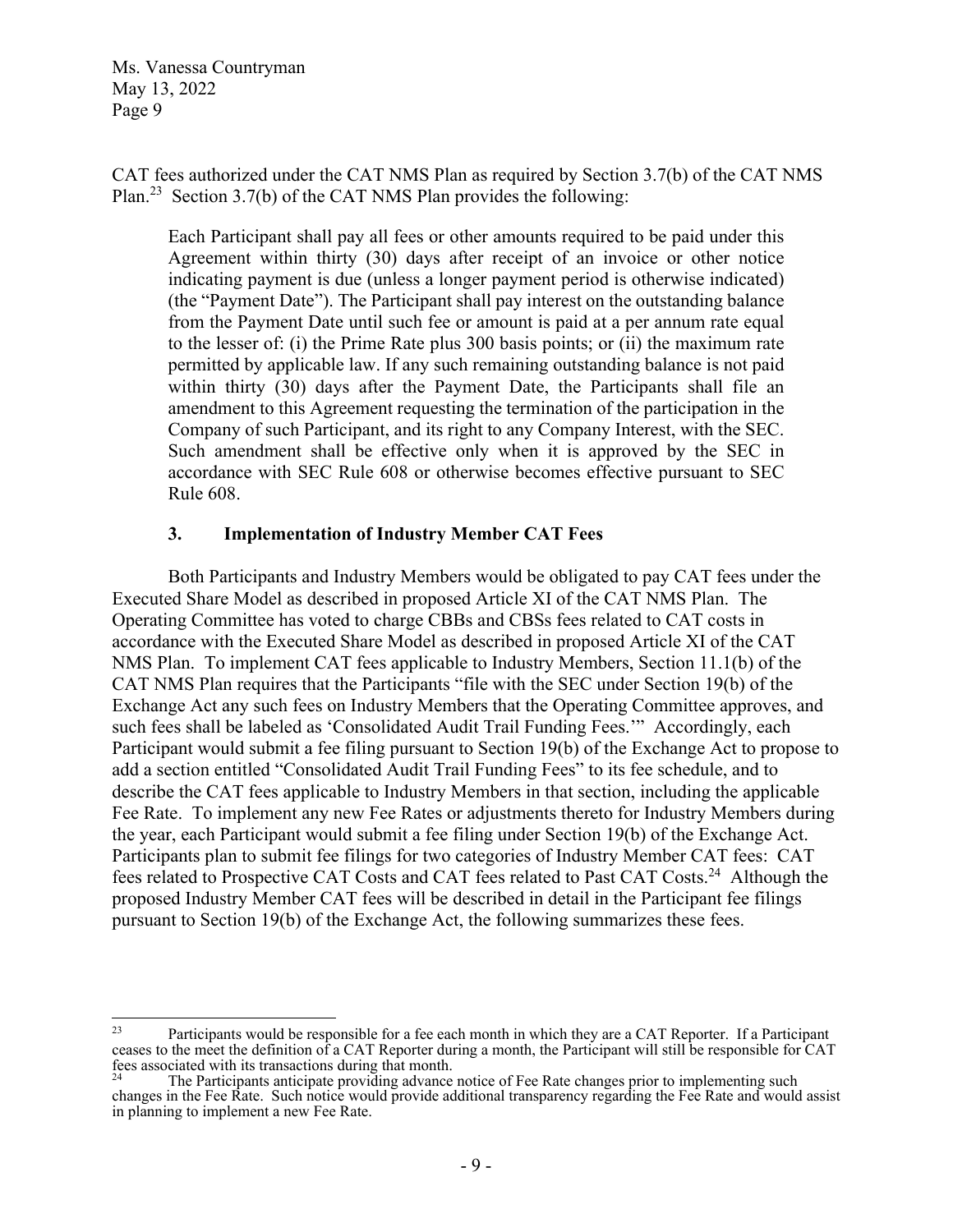CAT fees authorized under the CAT NMS Plan as required by Section 3.7(b) of the CAT NMS Plan.[23] Section 3.7(b) of the CAT NMS Plan provides the following:

> Each Participant shall pay all fees or other amounts required to be paid under this Agreement within thirty (30) days after receipt of an invoice or other notice indicating payment is due (unless a longer payment period is otherwise indicated) (the "Payment Date"). The Participant shall pay interest on the outstanding balance from the Payment Date until such fee or amount is paid at a per annum rate equal to the lesser of: (i) the Prime Rate plus 300 basis points; or (ii) the maximum rate permitted by applicable law. If any such remaining outstanding balance is not paid within thirty (30) days after the Payment Date, the Participants shall file an amendment to this Agreement requesting the termination of the participation in the Company of such Participant, and its right to any Company Interest, with the SEC. Such amendment shall be effective only when it is approved by the SEC in accordance with SEC Rule 608 or otherwise becomes effective pursuant to SEC Rule 608.

### 3. Implementation of Industry Member CAT Fees

Both Participants and Industry Members would be obligated to pay CAT fees under the Executed Share Model as described in proposed Article XI of the CAT NMS Plan. The Operating Committee has voted to charge CBBs and CBSs fees related to CAT costs in accordance with the Executed Share Model as described in proposed Article XI of the CAT NMS Plan. To implement CAT fees applicable to Industry Members, Section 11.1(b) of the CAT NMS Plan requires that the Participants "file with the SEC under Section 19(b) of the Exchange Act any such fees on Industry Members that the Operating Committee approves, and such fees shall be labeled as 'Consolidated Audit Trail Funding Fees.'" Accordingly, each Participant would submit a fee filing pursuant to Section 19(b) of the Exchange Act to propose to add a section entitled "Consolidated Audit Trail Funding Fees" to its fee schedule, and to describe the CAT fees applicable to Industry Members in that section, including the applicable Fee Rate. To implement any new Fee Rates or adjustments thereto for Industry Members during the year, each Participant would submit a fee filing under Section 19(b) of the Exchange Act. Participants plan to submit fee filings for two categories of Industry Member CAT fees: CAT fees related to Prospective CAT Costs and CAT fees related to Past CAT Costs.[24] Although the proposed Industry Member CAT fees will be described in detail in the Participant fee filings pursuant to Section 19(b) of the Exchange Act, the following summarizes these fees.

---

[23] Participants would be responsible for a fee each month in which they are a CAT Reporter. If a Participant ceases to the meet the definition of a CAT Reporter during a month, the Participant will still be responsible for CAT fees associated with its transactions during that month.

[24] The Participants anticipate providing advance notice of Fee Rate changes prior to implementing such changes in the Fee Rate. Such notice would provide additional transparency regarding the Fee Rate and would assist in planning to implement a new Fee Rate.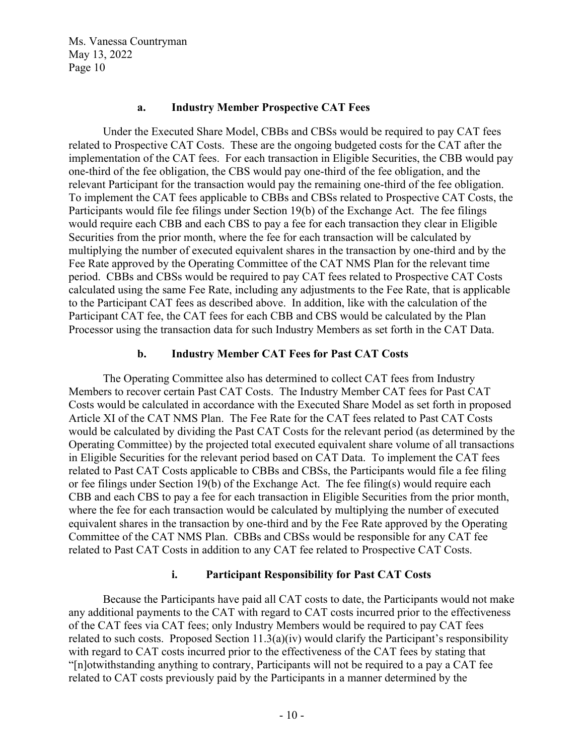#### a. Industry Member Prospective CAT Fees

Under the Executed Share Model, CBBs and CBSs would be required to pay CAT fees related to Prospective CAT Costs. These are the ongoing budgeted costs for the CAT after the implementation of the CAT fees. For each transaction in Eligible Securities, the CBB would pay one-third of the fee obligation, the CBS would pay one-third of the fee obligation, and the relevant Participant for the transaction would pay the remaining one-third of the fee obligation. To implement the CAT fees applicable to CBBs and CBSs related to Prospective CAT Costs, the Participants would file fee filings under Section 19(b) of the Exchange Act. The fee filings would require each CBB and each CBS to pay a fee for each transaction they clear in Eligible Securities from the prior month, where the fee for each transaction will be calculated by multiplying the number of executed equivalent shares in the transaction by one-third and by the Fee Rate approved by the Operating Committee of the CAT NMS Plan for the relevant time period. CBBs and CBSs would be required to pay CAT fees related to Prospective CAT Costs calculated using the same Fee Rate, including any adjustments to the Fee Rate, that is applicable to the Participant CAT fees as described above. In addition, like with the calculation of the Participant CAT fee, the CAT fees for each CBB and CBS would be calculated by the Plan Processor using the transaction data for such Industry Members as set forth in the CAT Data.

#### b. Industry Member CAT Fees for Past CAT Costs

The Operating Committee also has determined to collect CAT fees from Industry Members to recover certain Past CAT Costs. The Industry Member CAT fees for Past CAT Costs would be calculated in accordance with the Executed Share Model as set forth in proposed Article XI of the CAT NMS Plan. The Fee Rate for the CAT fees related to Past CAT Costs would be calculated by dividing the Past CAT Costs for the relevant period (as determined by the Operating Committee) by the projected total executed equivalent share volume of all transactions in Eligible Securities for the relevant period based on CAT Data. To implement the CAT fees related to Past CAT Costs applicable to CBBs and CBSs, the Participants would file a fee filing or fee filings under Section 19(b) of the Exchange Act. The fee filing(s) would require each CBB and each CBS to pay a fee for each transaction in Eligible Securities from the prior month, where the fee for each transaction would be calculated by multiplying the number of executed equivalent shares in the transaction by one-third and by the Fee Rate approved by the Operating Committee of the CAT NMS Plan. CBBs and CBSs would be responsible for any CAT fee related to Past CAT Costs in addition to any CAT fee related to Prospective CAT Costs.

##### i. Participant Responsibility for Past CAT Costs

Because the Participants have paid all CAT costs to date, the Participants would not make any additional payments to the CAT with regard to CAT costs incurred prior to the effectiveness of the CAT fees via CAT fees; only Industry Members would be required to pay CAT fees related to such costs. Proposed Section 11.3(a)(iv) would clarify the Participant's responsibility with regard to CAT costs incurred prior to the effectiveness of the CAT fees by stating that "[n]otwithstanding anything to contrary, Participants will not be required to a pay a CAT fee related to CAT costs previously paid by the Participants in a manner determined by the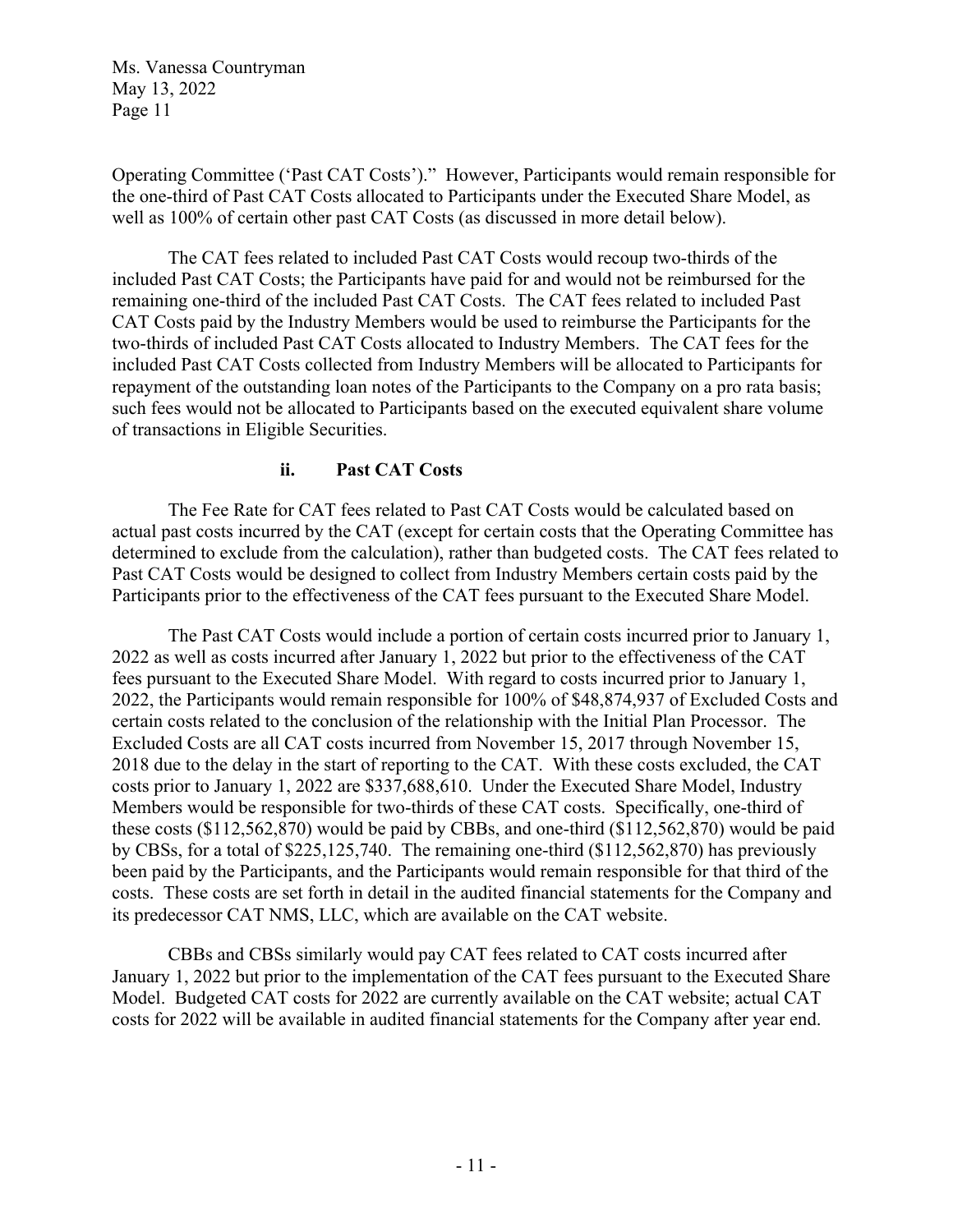Operating Committee ('Past CAT Costs')." However, Participants would remain responsible for the one-third of Past CAT Costs allocated to Participants under the Executed Share Model, as well as 100% of certain other past CAT Costs (as discussed in more detail below).

The CAT fees related to included Past CAT Costs would recoup two-thirds of the included Past CAT Costs; the Participants have paid for and would not be reimbursed for the remaining one-third of the included Past CAT Costs. The CAT fees related to included Past CAT Costs paid by the Industry Members would be used to reimburse the Participants for the two-thirds of included Past CAT Costs allocated to Industry Members. The CAT fees for the included Past CAT Costs collected from Industry Members will be allocated to Participants for repayment of the outstanding loan notes of the Participants to the Company on a pro rata basis; such fees would not be allocated to Participants based on the executed equivalent share volume of transactions in Eligible Securities.

### ii. Past CAT Costs

The Fee Rate for CAT fees related to Past CAT Costs would be calculated based on actual past costs incurred by the CAT (except for certain costs that the Operating Committee has determined to exclude from the calculation), rather than budgeted costs. The CAT fees related to Past CAT Costs would be designed to collect from Industry Members certain costs paid by the Participants prior to the effectiveness of the CAT fees pursuant to the Executed Share Model.

The Past CAT Costs would include a portion of certain costs incurred prior to January 1, 2022 as well as costs incurred after January 1, 2022 but prior to the effectiveness of the CAT fees pursuant to the Executed Share Model. With regard to costs incurred prior to January 1, 2022, the Participants would remain responsible for 100% of $48,874,937 of Excluded Costs and certain costs related to the conclusion of the relationship with the Initial Plan Processor. The Excluded Costs are all CAT costs incurred from November 15, 2017 through November 15, 2018 due to the delay in the start of reporting to the CAT. With these costs excluded, the CAT costs prior to January 1, 2022 are $337,688,610. Under the Executed Share Model, Industry Members would be responsible for two-thirds of these CAT costs. Specifically, one-third of these costs ($112,562,870) would be paid by CBBs, and one-third ($112,562,870) would be paid by CBSs, for a total of $225,125,740. The remaining one-third ($112,562,870) has previously been paid by the Participants, and the Participants would remain responsible for that third of the costs. These costs are set forth in detail in the audited financial statements for the Company and its predecessor CAT NMS, LLC, which are available on the CAT website.

CBBs and CBSs similarly would pay CAT fees related to CAT costs incurred after January 1, 2022 but prior to the implementation of the CAT fees pursuant to the Executed Share Model. Budgeted CAT costs for 2022 are currently available on the CAT website; actual CAT costs for 2022 will be available in audited financial statements for the Company after year end.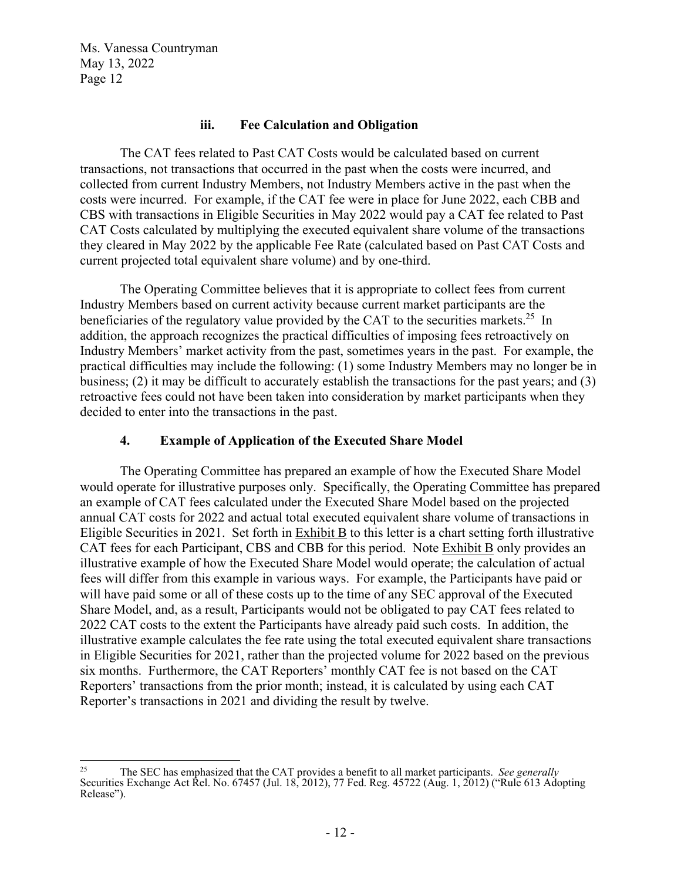### iii. Fee Calculation and Obligation

The CAT fees related to Past CAT Costs would be calculated based on current transactions, not transactions that occurred in the past when the costs were incurred, and collected from current Industry Members, not Industry Members active in the past when the costs were incurred. For example, if the CAT fee were in place for June 2022, each CBB and CBS with transactions in Eligible Securities in May 2022 would pay a CAT fee related to Past CAT Costs calculated by multiplying the executed equivalent share volume of the transactions they cleared in May 2022 by the applicable Fee Rate (calculated based on Past CAT Costs and current projected total equivalent share volume) and by one-third.

The Operating Committee believes that it is appropriate to collect fees from current Industry Members based on current activity because current market participants are the beneficiaries of the regulatory value provided by the CAT to the securities markets.[25] In addition, the approach recognizes the practical difficulties of imposing fees retroactively on Industry Members' market activity from the past, sometimes years in the past. For example, the practical difficulties may include the following: (1) some Industry Members may no longer be in business; (2) it may be difficult to accurately establish the transactions for the past years; and (3) retroactive fees could not have been taken into consideration by market participants when they decided to enter into the transactions in the past.

## 4. Example of Application of the Executed Share Model

The Operating Committee has prepared an example of how the Executed Share Model would operate for illustrative purposes only. Specifically, the Operating Committee has prepared an example of CAT fees calculated under the Executed Share Model based on the projected annual CAT costs for 2022 and actual total executed equivalent share volume of transactions in Eligible Securities in 2021. Set forth in Exhibit B to this letter is a chart setting forth illustrative CAT fees for each Participant, CBS and CBB for this period. Note Exhibit B only provides an illustrative example of how the Executed Share Model would operate; the calculation of actual fees will differ from this example in various ways. For example, the Participants have paid or will have paid some or all of these costs up to the time of any SEC approval of the Executed Share Model, and, as a result, Participants would not be obligated to pay CAT fees related to 2022 CAT costs to the extent the Participants have already paid such costs. In addition, the illustrative example calculates the fee rate using the total executed equivalent share transactions in Eligible Securities for 2021, rather than the projected volume for 2022 based on the previous six months. Furthermore, the CAT Reporters' monthly CAT fee is not based on the CAT Reporters' transactions from the prior month; instead, it is calculated by using each CAT Reporter's transactions in 2021 and dividing the result by twelve.

---

[25] The SEC has emphasized that the CAT provides a benefit to all market participants. *See generally* Securities Exchange Act Rel. No. 67457 (Jul. 18, 2012), 77 Fed. Reg. 45722 (Aug. 1, 2012) ("Rule 613 Adopting Release").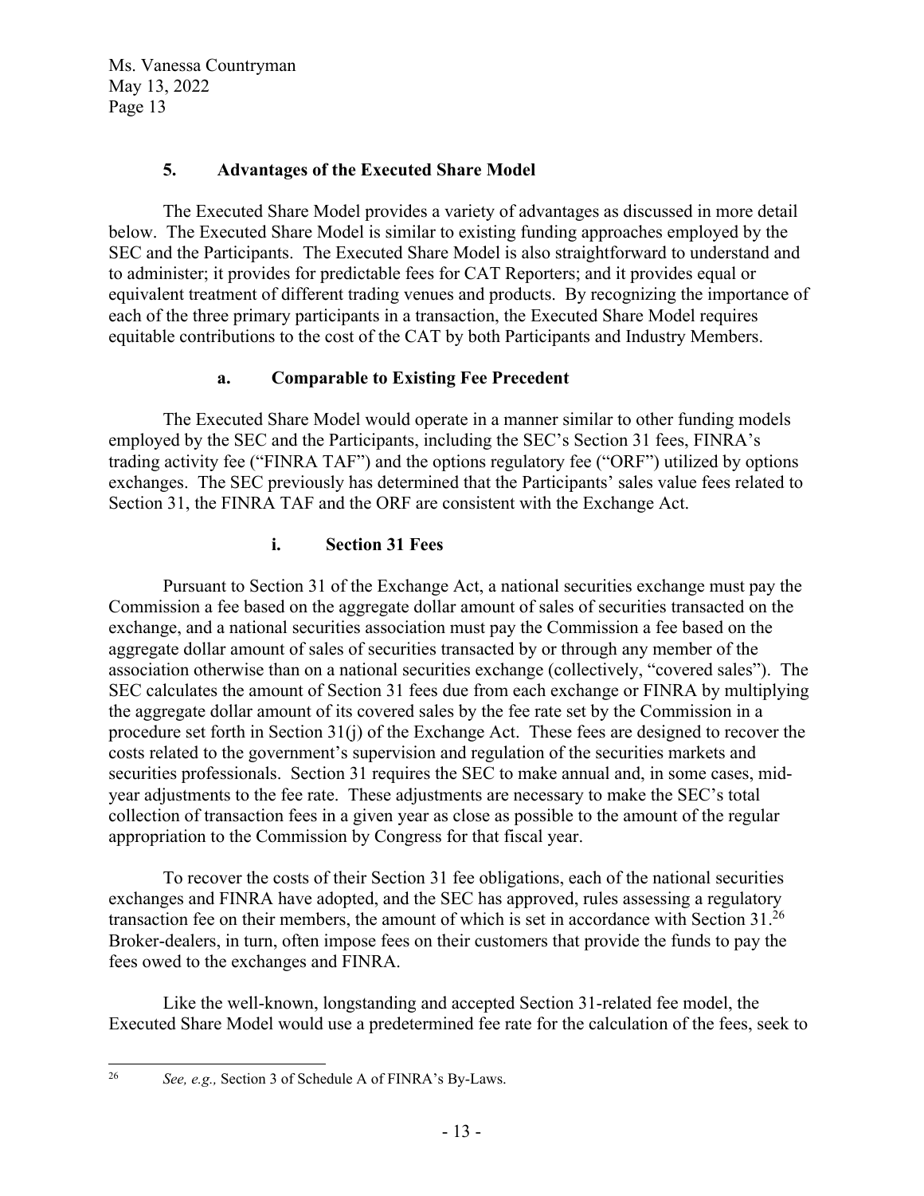### 5. Advantages of the Executed Share Model

The Executed Share Model provides a variety of advantages as discussed in more detail below. The Executed Share Model is similar to existing funding approaches employed by the SEC and the Participants. The Executed Share Model is also straightforward to understand and to administer; it provides for predictable fees for CAT Reporters; and it provides equal or equivalent treatment of different trading venues and products. By recognizing the importance of each of the three primary participants in a transaction, the Executed Share Model requires equitable contributions to the cost of the CAT by both Participants and Industry Members.

#### a. Comparable to Existing Fee Precedent

The Executed Share Model would operate in a manner similar to other funding models employed by the SEC and the Participants, including the SEC's Section 31 fees, FINRA's trading activity fee ("FINRA TAF") and the options regulatory fee ("ORF") utilized by options exchanges. The SEC previously has determined that the Participants' sales value fees related to Section 31, the FINRA TAF and the ORF are consistent with the Exchange Act.

##### i. Section 31 Fees

Pursuant to Section 31 of the Exchange Act, a national securities exchange must pay the Commission a fee based on the aggregate dollar amount of sales of securities transacted on the exchange, and a national securities association must pay the Commission a fee based on the aggregate dollar amount of sales of securities transacted by or through any member of the association otherwise than on a national securities exchange (collectively, "covered sales"). The SEC calculates the amount of Section 31 fees due from each exchange or FINRA by multiplying the aggregate dollar amount of its covered sales by the fee rate set by the Commission in a procedure set forth in Section 31(j) of the Exchange Act. These fees are designed to recover the costs related to the government's supervision and regulation of the securities markets and securities professionals. Section 31 requires the SEC to make annual and, in some cases, mid-year adjustments to the fee rate. These adjustments are necessary to make the SEC's total collection of transaction fees in a given year as close as possible to the amount of the regular appropriation to the Commission by Congress for that fiscal year.

To recover the costs of their Section 31 fee obligations, each of the national securities exchanges and FINRA have adopted, and the SEC has approved, rules assessing a regulatory transaction fee on their members, the amount of which is set in accordance with Section 31.[26] Broker-dealers, in turn, often impose fees on their customers that provide the funds to pay the fees owed to the exchanges and FINRA.

Like the well-known, longstanding and accepted Section 31-related fee model, the Executed Share Model would use a predetermined fee rate for the calculation of the fees, seek to

---

[26] *See, e.g.,* Section 3 of Schedule A of FINRA's By-Laws.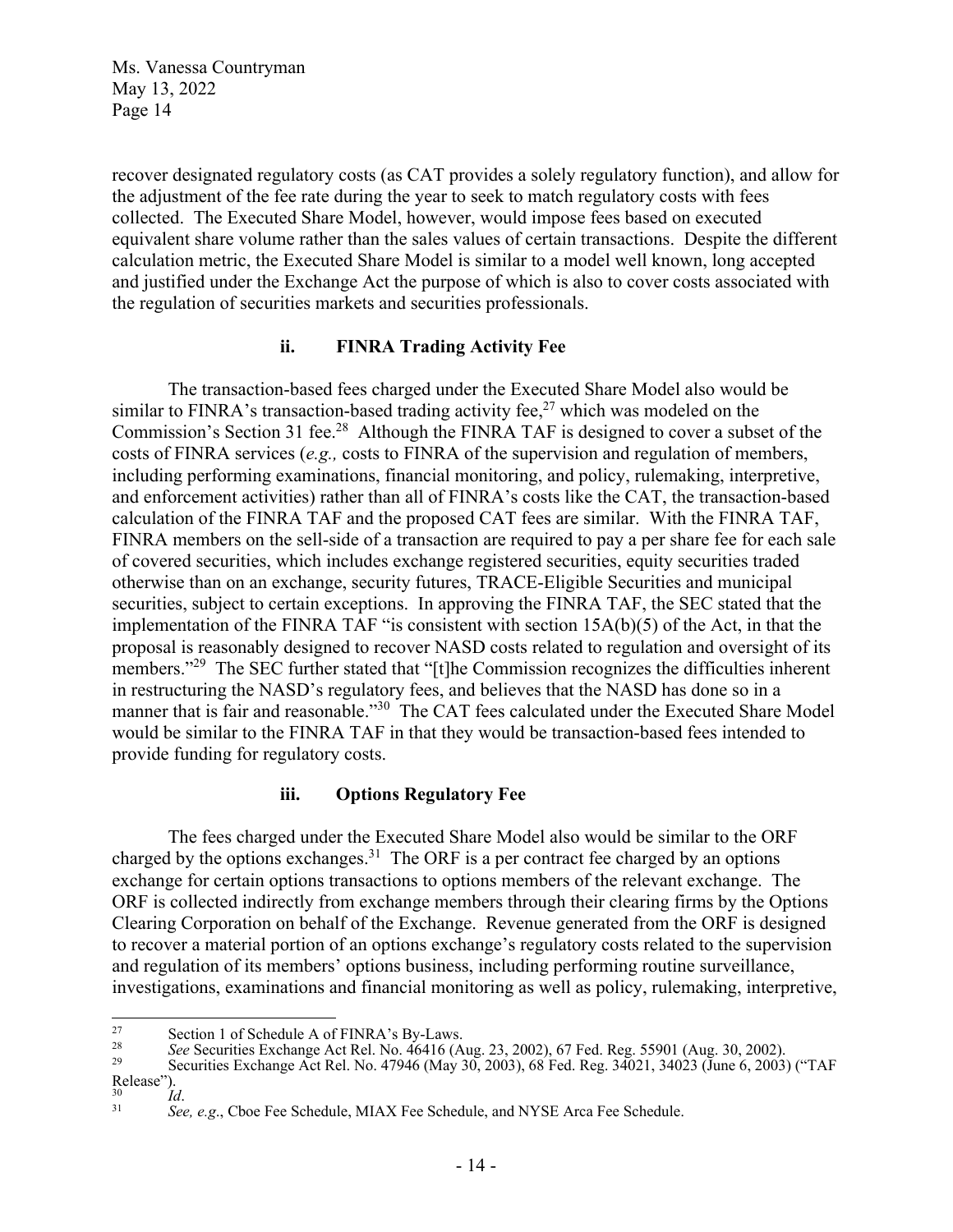recover designated regulatory costs (as CAT provides a solely regulatory function), and allow for the adjustment of the fee rate during the year to seek to match regulatory costs with fees collected. The Executed Share Model, however, would impose fees based on executed equivalent share volume rather than the sales values of certain transactions. Despite the different calculation metric, the Executed Share Model is similar to a model well known, long accepted and justified under the Exchange Act the purpose of which is also to cover costs associated with the regulation of securities markets and securities professionals.

### ii. FINRA Trading Activity Fee

The transaction-based fees charged under the Executed Share Model also would be similar to FINRA's transaction-based trading activity fee,[27] which was modeled on the Commission's Section 31 fee.[28] Although the FINRA TAF is designed to cover a subset of the costs of FINRA services (*e.g.,* costs to FINRA of the supervision and regulation of members, including performing examinations, financial monitoring, and policy, rulemaking, interpretive, and enforcement activities) rather than all of FINRA's costs like the CAT, the transaction-based calculation of the FINRA TAF and the proposed CAT fees are similar. With the FINRA TAF, FINRA members on the sell-side of a transaction are required to pay a per share fee for each sale of covered securities, which includes exchange registered securities, equity securities traded otherwise than on an exchange, security futures, TRACE-Eligible Securities and municipal securities, subject to certain exceptions. In approving the FINRA TAF, the SEC stated that the implementation of the FINRA TAF "is consistent with section 15A(b)(5) of the Act, in that the proposal is reasonably designed to recover NASD costs related to regulation and oversight of its members."[29] The SEC further stated that "[t]he Commission recognizes the difficulties inherent in restructuring the NASD's regulatory fees, and believes that the NASD has done so in a manner that is fair and reasonable."[30] The CAT fees calculated under the Executed Share Model would be similar to the FINRA TAF in that they would be transaction-based fees intended to provide funding for regulatory costs.

### iii. Options Regulatory Fee

The fees charged under the Executed Share Model also would be similar to the ORF charged by the options exchanges.[31] The ORF is a per contract fee charged by an options exchange for certain options transactions to options members of the relevant exchange. The ORF is collected indirectly from exchange members through their clearing firms by the Options Clearing Corporation on behalf of the Exchange. Revenue generated from the ORF is designed to recover a material portion of an options exchange's regulatory costs related to the supervision and regulation of its members' options business, including performing routine surveillance, investigations, examinations and financial monitoring as well as policy, rulemaking, interpretive,

---

[27] Section 1 of Schedule A of FINRA's By-Laws.

[28] *See* Securities Exchange Act Rel. No. 46416 (Aug. 23, 2002), 67 Fed. Reg. 55901 (Aug. 30, 2002).

[29] Securities Exchange Act Rel. No. 47946 (May 30, 2003), 68 Fed. Reg. 34021, 34023 (June 6, 2003) ("TAF Release").

[30] *Id*.

[31] *See, e.g*., Cboe Fee Schedule, MIAX Fee Schedule, and NYSE Arca Fee Schedule.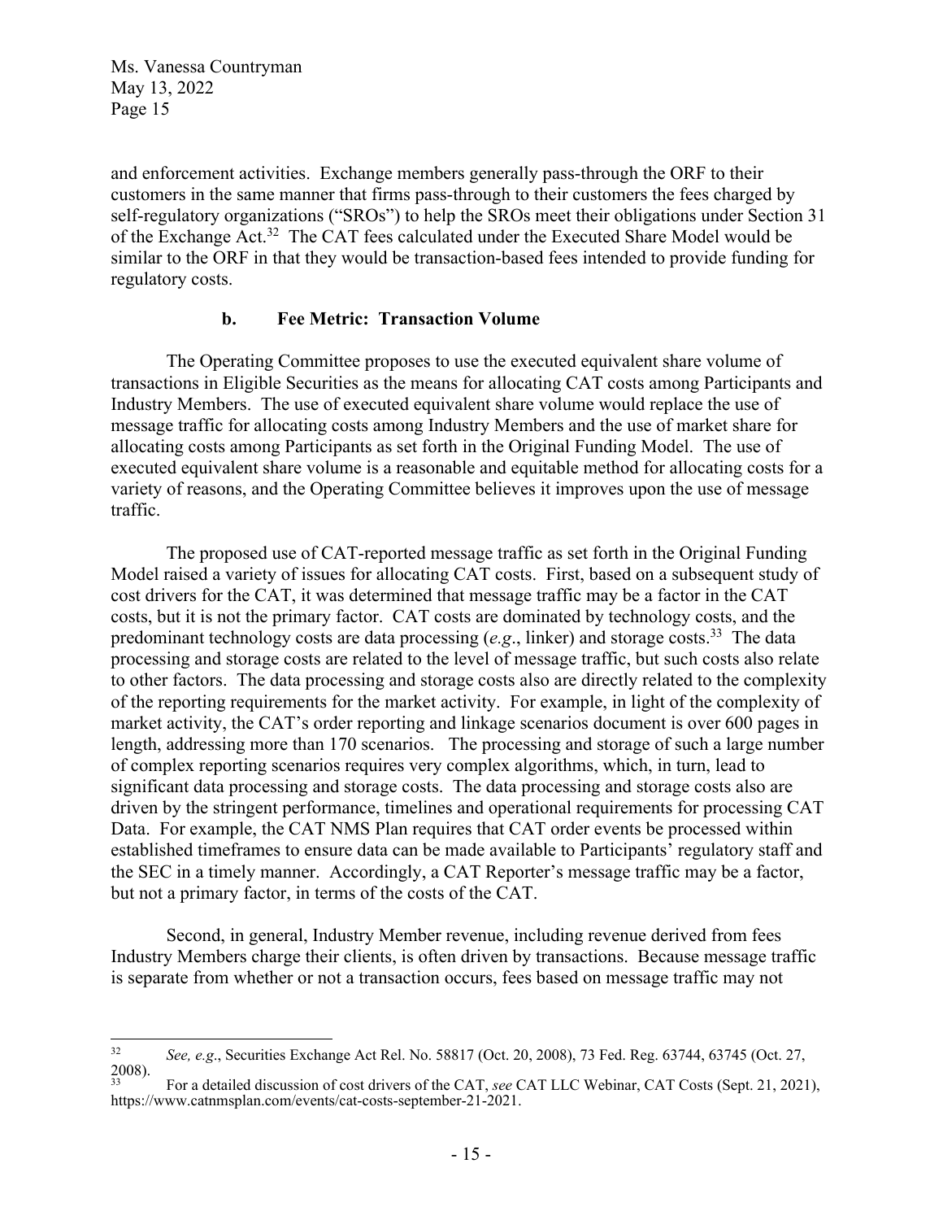and enforcement activities. Exchange members generally pass-through the ORF to their customers in the same manner that firms pass-through to their customers the fees charged by self-regulatory organizations ("SROs") to help the SROs meet their obligations under Section 31 of the Exchange Act.[32] The CAT fees calculated under the Executed Share Model would be similar to the ORF in that they would be transaction-based fees intended to provide funding for regulatory costs.

### b. Fee Metric: Transaction Volume

The Operating Committee proposes to use the executed equivalent share volume of transactions in Eligible Securities as the means for allocating CAT costs among Participants and Industry Members. The use of executed equivalent share volume would replace the use of message traffic for allocating costs among Industry Members and the use of market share for allocating costs among Participants as set forth in the Original Funding Model. The use of executed equivalent share volume is a reasonable and equitable method for allocating costs for a variety of reasons, and the Operating Committee believes it improves upon the use of message traffic.

The proposed use of CAT-reported message traffic as set forth in the Original Funding Model raised a variety of issues for allocating CAT costs. First, based on a subsequent study of cost drivers for the CAT, it was determined that message traffic may be a factor in the CAT costs, but it is not the primary factor. CAT costs are dominated by technology costs, and the predominant technology costs are data processing (*e.g*., linker) and storage costs.[33] The data processing and storage costs are related to the level of message traffic, but such costs also relate to other factors. The data processing and storage costs also are directly related to the complexity of the reporting requirements for the market activity. For example, in light of the complexity of market activity, the CAT's order reporting and linkage scenarios document is over 600 pages in length, addressing more than 170 scenarios. The processing and storage of such a large number of complex reporting scenarios requires very complex algorithms, which, in turn, lead to significant data processing and storage costs. The data processing and storage costs also are driven by the stringent performance, timelines and operational requirements for processing CAT Data. For example, the CAT NMS Plan requires that CAT order events be processed within established timeframes to ensure data can be made available to Participants' regulatory staff and the SEC in a timely manner. Accordingly, a CAT Reporter's message traffic may be a factor, but not a primary factor, in terms of the costs of the CAT.

Second, in general, Industry Member revenue, including revenue derived from fees Industry Members charge their clients, is often driven by transactions. Because message traffic is separate from whether or not a transaction occurs, fees based on message traffic may not

---

[32] *See, e.g*., Securities Exchange Act Rel. No. 58817 (Oct. 20, 2008), 73 Fed. Reg. 63744, 63745 (Oct. 27, 2008).

[33] For a detailed discussion of cost drivers of the CAT, *see* CAT LLC Webinar, CAT Costs (Sept. 21, 2021), https://www.catnmsplan.com/events/cat-costs-september-21-2021.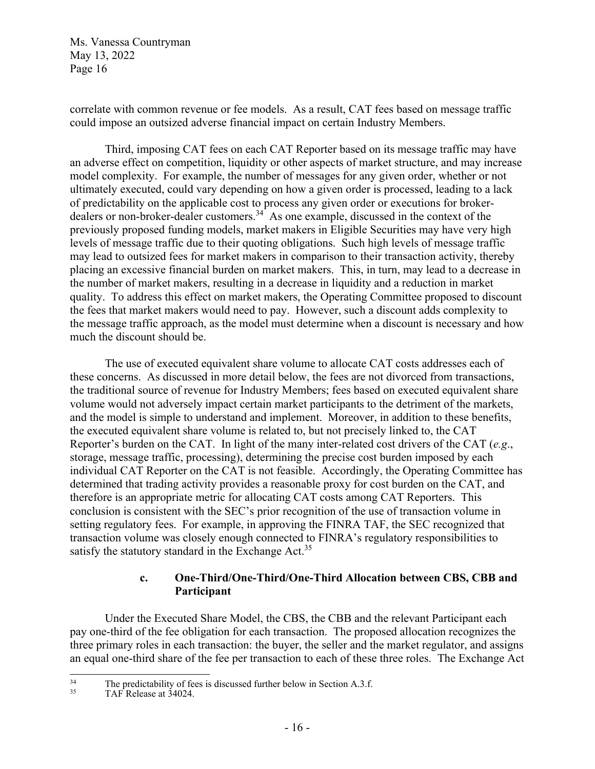correlate with common revenue or fee models. As a result, CAT fees based on message traffic could impose an outsized adverse financial impact on certain Industry Members.

Third, imposing CAT fees on each CAT Reporter based on its message traffic may have an adverse effect on competition, liquidity or other aspects of market structure, and may increase model complexity. For example, the number of messages for any given order, whether or not ultimately executed, could vary depending on how a given order is processed, leading to a lack of predictability on the applicable cost to process any given order or executions for broker-dealers or non-broker-dealer customers.[34] As one example, discussed in the context of the previously proposed funding models, market makers in Eligible Securities may have very high levels of message traffic due to their quoting obligations. Such high levels of message traffic may lead to outsized fees for market makers in comparison to their transaction activity, thereby placing an excessive financial burden on market makers. This, in turn, may lead to a decrease in the number of market makers, resulting in a decrease in liquidity and a reduction in market quality. To address this effect on market makers, the Operating Committee proposed to discount the fees that market makers would need to pay. However, such a discount adds complexity to the message traffic approach, as the model must determine when a discount is necessary and how much the discount should be.

The use of executed equivalent share volume to allocate CAT costs addresses each of these concerns. As discussed in more detail below, the fees are not divorced from transactions, the traditional source of revenue for Industry Members; fees based on executed equivalent share volume would not adversely impact certain market participants to the detriment of the markets, and the model is simple to understand and implement. Moreover, in addition to these benefits, the executed equivalent share volume is related to, but not precisely linked to, the CAT Reporter's burden on the CAT. In light of the many inter-related cost drivers of the CAT (*e.g*., storage, message traffic, processing), determining the precise cost burden imposed by each individual CAT Reporter on the CAT is not feasible. Accordingly, the Operating Committee has determined that trading activity provides a reasonable proxy for cost burden on the CAT, and therefore is an appropriate metric for allocating CAT costs among CAT Reporters. This conclusion is consistent with the SEC's prior recognition of the use of transaction volume in setting regulatory fees. For example, in approving the FINRA TAF, the SEC recognized that transaction volume was closely enough connected to FINRA's regulatory responsibilities to satisfy the statutory standard in the Exchange Act.[35]

#### c. One-Third/One-Third/One-Third Allocation between CBS, CBB and Participant

Under the Executed Share Model, the CBS, the CBB and the relevant Participant each pay one-third of the fee obligation for each transaction. The proposed allocation recognizes the three primary roles in each transaction: the buyer, the seller and the market regulator, and assigns an equal one-third share of the fee per transaction to each of these three roles. The Exchange Act

---

[34] The predictability of fees is discussed further below in Section A.3.f.

[35] TAF Release at 34024.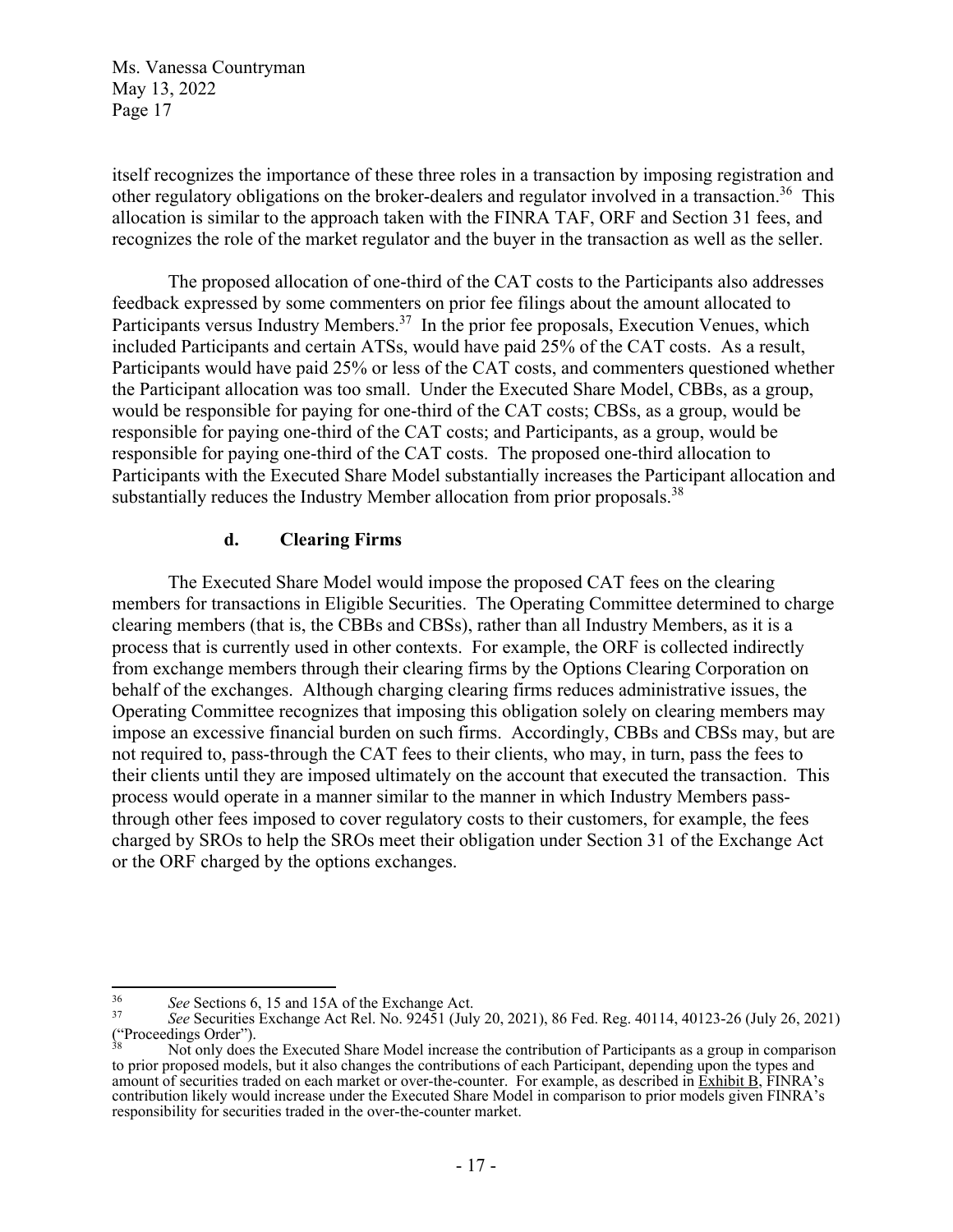itself recognizes the importance of these three roles in a transaction by imposing registration and other regulatory obligations on the broker-dealers and regulator involved in a transaction.[36] This allocation is similar to the approach taken with the FINRA TAF, ORF and Section 31 fees, and recognizes the role of the market regulator and the buyer in the transaction as well as the seller.

The proposed allocation of one-third of the CAT costs to the Participants also addresses feedback expressed by some commenters on prior fee filings about the amount allocated to Participants versus Industry Members.[37] In the prior fee proposals, Execution Venues, which included Participants and certain ATSs, would have paid 25% of the CAT costs. As a result, Participants would have paid 25% or less of the CAT costs, and commenters questioned whether the Participant allocation was too small. Under the Executed Share Model, CBBs, as a group, would be responsible for paying for one-third of the CAT costs; CBSs, as a group, would be responsible for paying one-third of the CAT costs; and Participants, as a group, would be responsible for paying one-third of the CAT costs. The proposed one-third allocation to Participants with the Executed Share Model substantially increases the Participant allocation and substantially reduces the Industry Member allocation from prior proposals.[38]

### d. Clearing Firms

The Executed Share Model would impose the proposed CAT fees on the clearing members for transactions in Eligible Securities. The Operating Committee determined to charge clearing members (that is, the CBBs and CBSs), rather than all Industry Members, as it is a process that is currently used in other contexts. For example, the ORF is collected indirectly from exchange members through their clearing firms by the Options Clearing Corporation on behalf of the exchanges. Although charging clearing firms reduces administrative issues, the Operating Committee recognizes that imposing this obligation solely on clearing members may impose an excessive financial burden on such firms. Accordingly, CBBs and CBSs may, but are not required to, pass-through the CAT fees to their clients, who may, in turn, pass the fees to their clients until they are imposed ultimately on the account that executed the transaction. This process would operate in a manner similar to the manner in which Industry Members pass-through other fees imposed to cover regulatory costs to their customers, for example, the fees charged by SROs to help the SROs meet their obligation under Section 31 of the Exchange Act or the ORF charged by the options exchanges.

---

[36] *See* Sections 6, 15 and 15A of the Exchange Act.

[37] *See* Securities Exchange Act Rel. No. 92451 (July 20, 2021), 86 Fed. Reg. 40114, 40123-26 (July 26, 2021) ("Proceedings Order").

[38] Not only does the Executed Share Model increase the contribution of Participants as a group in comparison to prior proposed models, but it also changes the contributions of each Participant, depending upon the types and amount of securities traded on each market or over-the-counter. For example, as described in Exhibit B, FINRA's contribution likely would increase under the Executed Share Model in comparison to prior models given FINRA's responsibility for securities traded in the over-the-counter market.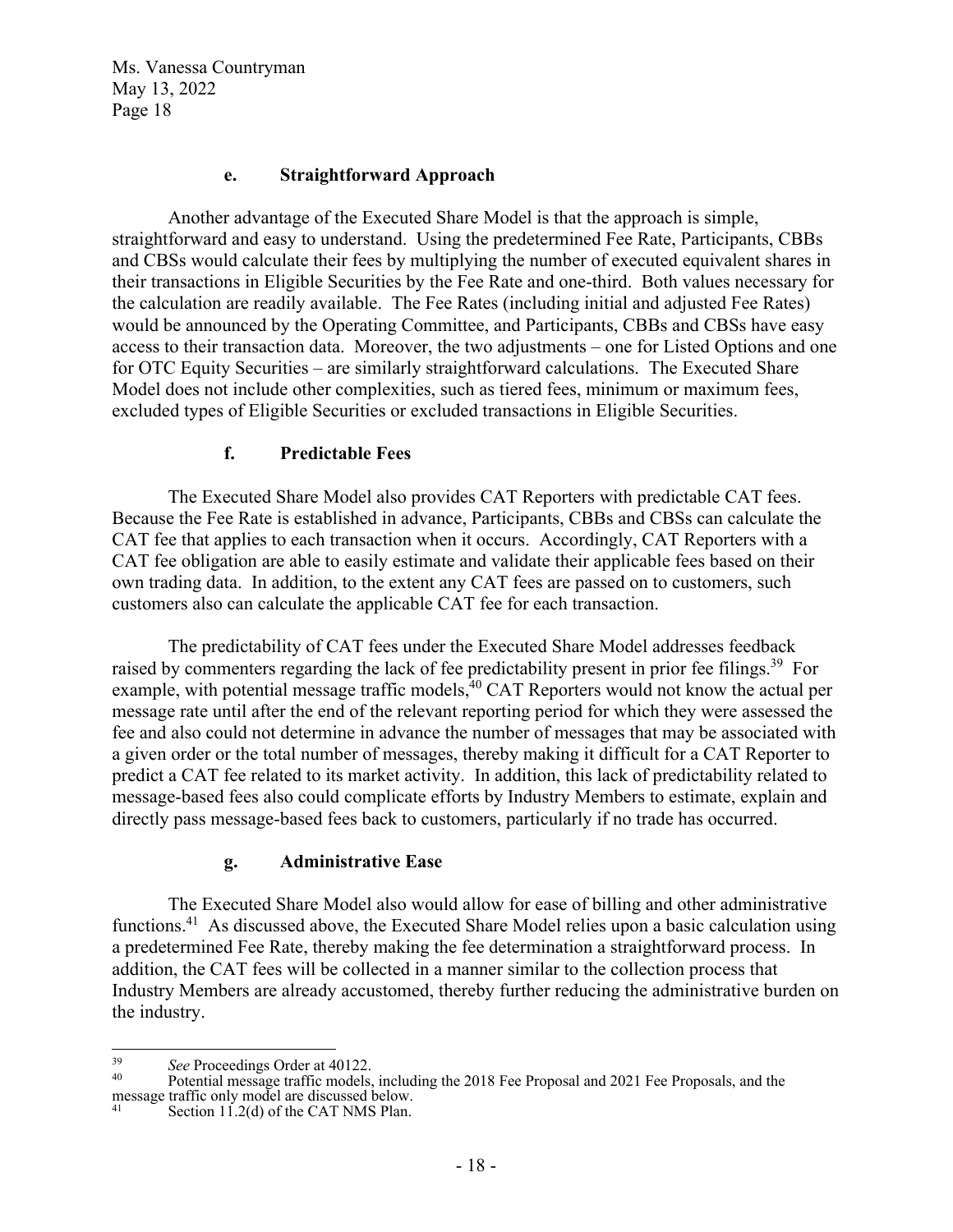#### e. Straightforward Approach

Another advantage of the Executed Share Model is that the approach is simple, straightforward and easy to understand. Using the predetermined Fee Rate, Participants, CBBs and CBSs would calculate their fees by multiplying the number of executed equivalent shares in their transactions in Eligible Securities by the Fee Rate and one-third. Both values necessary for the calculation are readily available. The Fee Rates (including initial and adjusted Fee Rates) would be announced by the Operating Committee, and Participants, CBBs and CBSs have easy access to their transaction data. Moreover, the two adjustments – one for Listed Options and one for OTC Equity Securities – are similarly straightforward calculations. The Executed Share Model does not include other complexities, such as tiered fees, minimum or maximum fees, excluded types of Eligible Securities or excluded transactions in Eligible Securities.

#### f. Predictable Fees

The Executed Share Model also provides CAT Reporters with predictable CAT fees. Because the Fee Rate is established in advance, Participants, CBBs and CBSs can calculate the CAT fee that applies to each transaction when it occurs. Accordingly, CAT Reporters with a CAT fee obligation are able to easily estimate and validate their applicable fees based on their own trading data. In addition, to the extent any CAT fees are passed on to customers, such customers also can calculate the applicable CAT fee for each transaction.

The predictability of CAT fees under the Executed Share Model addresses feedback raised by commenters regarding the lack of fee predictability present in prior fee filings.[39] For example, with potential message traffic models,[40] CAT Reporters would not know the actual per message rate until after the end of the relevant reporting period for which they were assessed the fee and also could not determine in advance the number of messages that may be associated with a given order or the total number of messages, thereby making it difficult for a CAT Reporter to predict a CAT fee related to its market activity. In addition, this lack of predictability related to message-based fees also could complicate efforts by Industry Members to estimate, explain and directly pass message-based fees back to customers, particularly if no trade has occurred.

#### g. Administrative Ease

The Executed Share Model also would allow for ease of billing and other administrative functions.[41] As discussed above, the Executed Share Model relies upon a basic calculation using a predetermined Fee Rate, thereby making the fee determination a straightforward process. In addition, the CAT fees will be collected in a manner similar to the collection process that Industry Members are already accustomed, thereby further reducing the administrative burden on the industry.

---

[39] *See* Proceedings Order at 40122.

[40] Potential message traffic models, including the 2018 Fee Proposal and 2021 Fee Proposals, and the message traffic only model are discussed below.

[41] Section 11.2(d) of the CAT NMS Plan.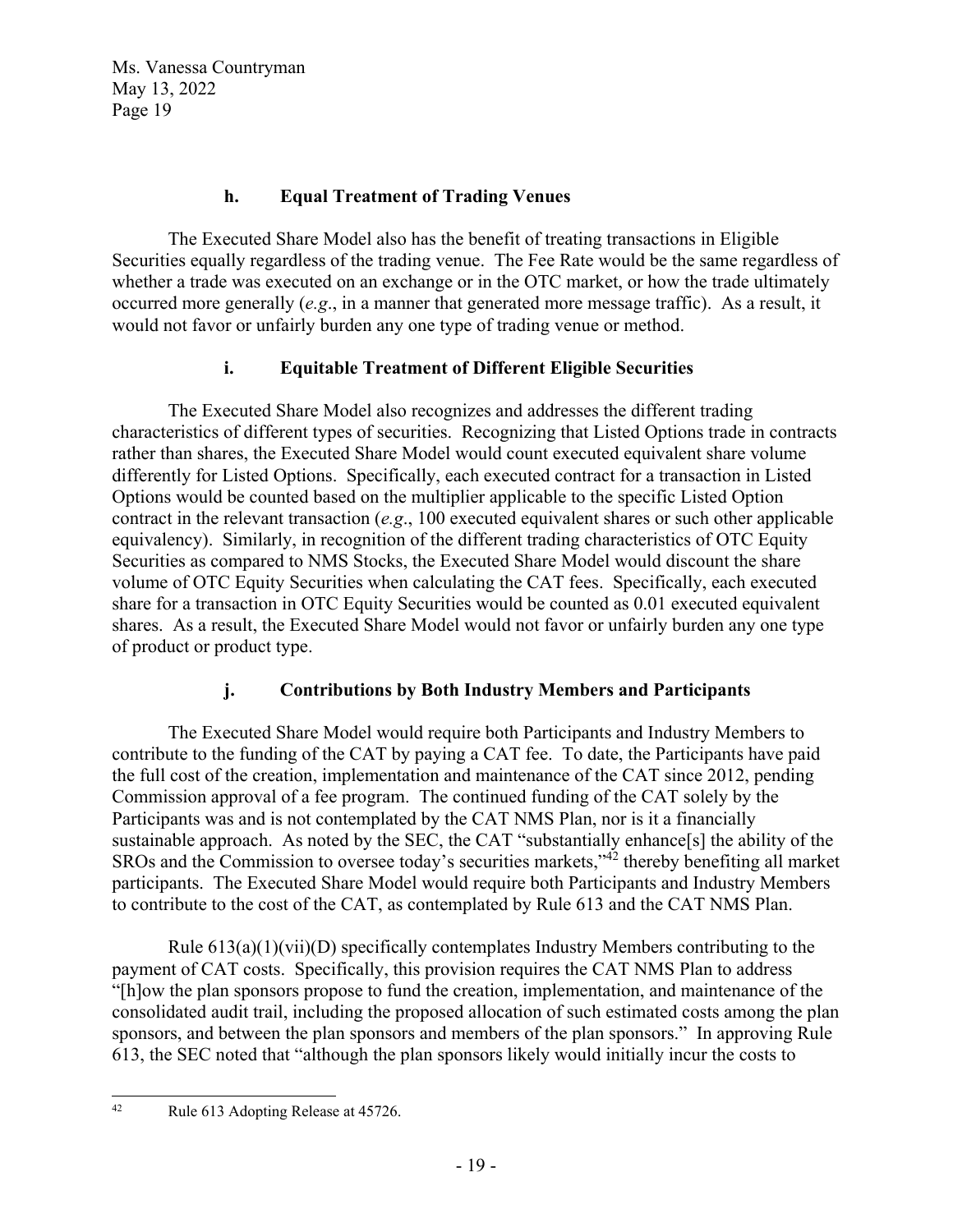### h. Equal Treatment of Trading Venues

The Executed Share Model also has the benefit of treating transactions in Eligible Securities equally regardless of the trading venue. The Fee Rate would be the same regardless of whether a trade was executed on an exchange or in the OTC market, or how the trade ultimately occurred more generally (*e.g*., in a manner that generated more message traffic). As a result, it would not favor or unfairly burden any one type of trading venue or method.

### i. Equitable Treatment of Different Eligible Securities

The Executed Share Model also recognizes and addresses the different trading characteristics of different types of securities. Recognizing that Listed Options trade in contracts rather than shares, the Executed Share Model would count executed equivalent share volume differently for Listed Options. Specifically, each executed contract for a transaction in Listed Options would be counted based on the multiplier applicable to the specific Listed Option contract in the relevant transaction (*e.g*., 100 executed equivalent shares or such other applicable equivalency). Similarly, in recognition of the different trading characteristics of OTC Equity Securities as compared to NMS Stocks, the Executed Share Model would discount the share volume of OTC Equity Securities when calculating the CAT fees. Specifically, each executed share for a transaction in OTC Equity Securities would be counted as 0.01 executed equivalent shares. As a result, the Executed Share Model would not favor or unfairly burden any one type of product or product type.

### j. Contributions by Both Industry Members and Participants

The Executed Share Model would require both Participants and Industry Members to contribute to the funding of the CAT by paying a CAT fee. To date, the Participants have paid the full cost of the creation, implementation and maintenance of the CAT since 2012, pending Commission approval of a fee program. The continued funding of the CAT solely by the Participants was and is not contemplated by the CAT NMS Plan, nor is it a financially sustainable approach. As noted by the SEC, the CAT "substantially enhance[s] the ability of the SROs and the Commission to oversee today's securities markets,"[42] thereby benefiting all market participants. The Executed Share Model would require both Participants and Industry Members to contribute to the cost of the CAT, as contemplated by Rule 613 and the CAT NMS Plan.

Rule 613(a)(1)(vii)(D) specifically contemplates Industry Members contributing to the payment of CAT costs. Specifically, this provision requires the CAT NMS Plan to address "[h]ow the plan sponsors propose to fund the creation, implementation, and maintenance of the consolidated audit trail, including the proposed allocation of such estimated costs among the plan sponsors, and between the plan sponsors and members of the plan sponsors." In approving Rule 613, the SEC noted that "although the plan sponsors likely would initially incur the costs to

---

[42] Rule 613 Adopting Release at 45726.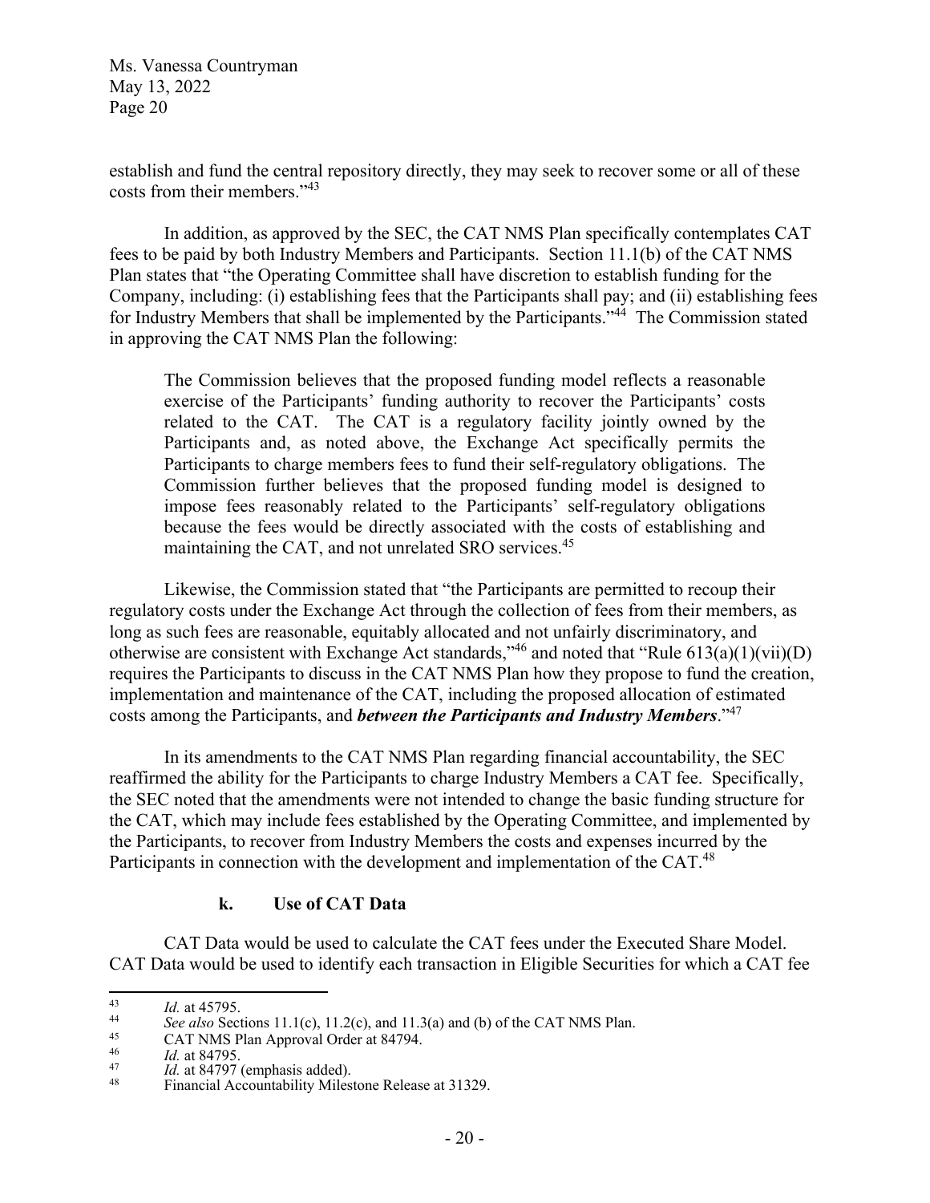establish and fund the central repository directly, they may seek to recover some or all of these costs from their members."[43]

In addition, as approved by the SEC, the CAT NMS Plan specifically contemplates CAT fees to be paid by both Industry Members and Participants. Section 11.1(b) of the CAT NMS Plan states that "the Operating Committee shall have discretion to establish funding for the Company, including: (i) establishing fees that the Participants shall pay; and (ii) establishing fees for Industry Members that shall be implemented by the Participants."[44] The Commission stated in approving the CAT NMS Plan the following:

> The Commission believes that the proposed funding model reflects a reasonable exercise of the Participants' funding authority to recover the Participants' costs related to the CAT. The CAT is a regulatory facility jointly owned by the Participants and, as noted above, the Exchange Act specifically permits the Participants to charge members fees to fund their self-regulatory obligations. The Commission further believes that the proposed funding model is designed to impose fees reasonably related to the Participants' self-regulatory obligations because the fees would be directly associated with the costs of establishing and maintaining the CAT, and not unrelated SRO services.[45]

Likewise, the Commission stated that "the Participants are permitted to recoup their regulatory costs under the Exchange Act through the collection of fees from their members, as long as such fees are reasonable, equitably allocated and not unfairly discriminatory, and otherwise are consistent with Exchange Act standards,"[46] and noted that "Rule 613(a)(1)(vii)(D) requires the Participants to discuss in the CAT NMS Plan how they propose to fund the creation, implementation and maintenance of the CAT, including the proposed allocation of estimated costs among the Participants, and ***between the Participants and Industry Members***."[47]

In its amendments to the CAT NMS Plan regarding financial accountability, the SEC reaffirmed the ability for the Participants to charge Industry Members a CAT fee. Specifically, the SEC noted that the amendments were not intended to change the basic funding structure for the CAT, which may include fees established by the Operating Committee, and implemented by the Participants, to recover from Industry Members the costs and expenses incurred by the Participants in connection with the development and implementation of the CAT.[48]

#### k. Use of CAT Data

CAT Data would be used to calculate the CAT fees under the Executed Share Model. CAT Data would be used to identify each transaction in Eligible Securities for which a CAT fee

---

[43] *Id.* at 45795.

[44] *See also* Sections 11.1(c), 11.2(c), and 11.3(a) and (b) of the CAT NMS Plan.

[45] CAT NMS Plan Approval Order at 84794.

[46] *Id.* at 84795.

[47] *Id.* at 84797 (emphasis added).

[48] Financial Accountability Milestone Release at 31329.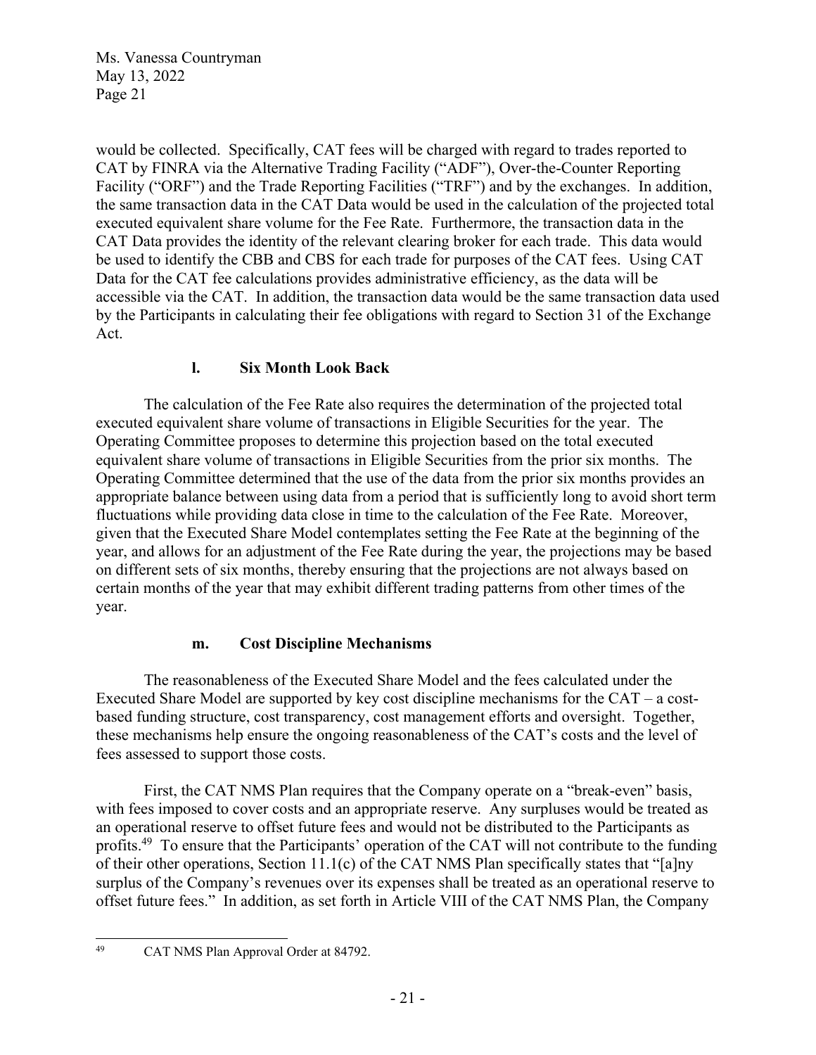would be collected. Specifically, CAT fees will be charged with regard to trades reported to CAT by FINRA via the Alternative Trading Facility ("ADF"), Over-the-Counter Reporting Facility ("ORF") and the Trade Reporting Facilities ("TRF") and by the exchanges. In addition, the same transaction data in the CAT Data would be used in the calculation of the projected total executed equivalent share volume for the Fee Rate. Furthermore, the transaction data in the CAT Data provides the identity of the relevant clearing broker for each trade. This data would be used to identify the CBB and CBS for each trade for purposes of the CAT fees. Using CAT Data for the CAT fee calculations provides administrative efficiency, as the data will be accessible via the CAT. In addition, the transaction data would be the same transaction data used by the Participants in calculating their fee obligations with regard to Section 31 of the Exchange Act.

### l. Six Month Look Back

The calculation of the Fee Rate also requires the determination of the projected total executed equivalent share volume of transactions in Eligible Securities for the year. The Operating Committee proposes to determine this projection based on the total executed equivalent share volume of transactions in Eligible Securities from the prior six months. The Operating Committee determined that the use of the data from the prior six months provides an appropriate balance between using data from a period that is sufficiently long to avoid short term fluctuations while providing data close in time to the calculation of the Fee Rate. Moreover, given that the Executed Share Model contemplates setting the Fee Rate at the beginning of the year, and allows for an adjustment of the Fee Rate during the year, the projections may be based on different sets of six months, thereby ensuring that the projections are not always based on certain months of the year that may exhibit different trading patterns from other times of the year.

### m. Cost Discipline Mechanisms

The reasonableness of the Executed Share Model and the fees calculated under the Executed Share Model are supported by key cost discipline mechanisms for the CAT – a cost-based funding structure, cost transparency, cost management efforts and oversight. Together, these mechanisms help ensure the ongoing reasonableness of the CAT's costs and the level of fees assessed to support those costs.

First, the CAT NMS Plan requires that the Company operate on a "break-even" basis, with fees imposed to cover costs and an appropriate reserve. Any surpluses would be treated as an operational reserve to offset future fees and would not be distributed to the Participants as profits.[49] To ensure that the Participants' operation of the CAT will not contribute to the funding of their other operations, Section 11.1(c) of the CAT NMS Plan specifically states that "[a]ny surplus of the Company's revenues over its expenses shall be treated as an operational reserve to offset future fees." In addition, as set forth in Article VIII of the CAT NMS Plan, the Company

[49] CAT NMS Plan Approval Order at 84792.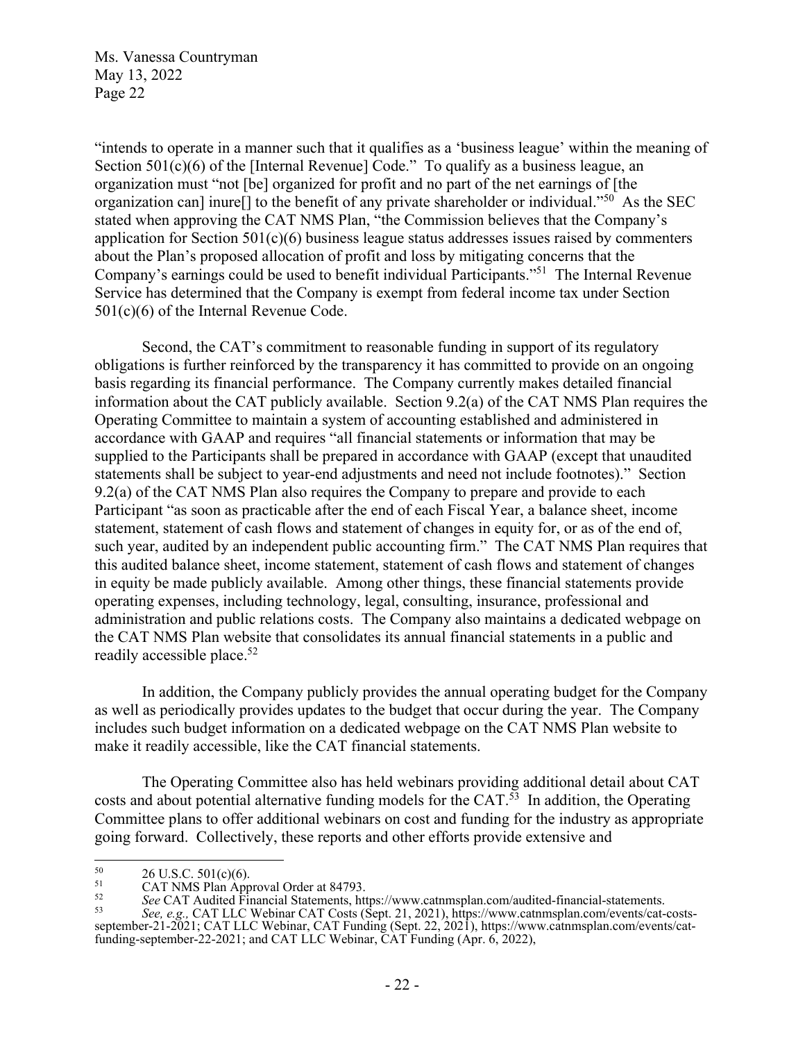"intends to operate in a manner such that it qualifies as a 'business league' within the meaning of Section 501(c)(6) of the [Internal Revenue] Code." To qualify as a business league, an organization must "not [be] organized for profit and no part of the net earnings of [the organization can] inure[] to the benefit of any private shareholder or individual."[50] As the SEC stated when approving the CAT NMS Plan, "the Commission believes that the Company's application for Section 501(c)(6) business league status addresses issues raised by commenters about the Plan's proposed allocation of profit and loss by mitigating concerns that the Company's earnings could be used to benefit individual Participants."[51] The Internal Revenue Service has determined that the Company is exempt from federal income tax under Section 501(c)(6) of the Internal Revenue Code.

Second, the CAT's commitment to reasonable funding in support of its regulatory obligations is further reinforced by the transparency it has committed to provide on an ongoing basis regarding its financial performance. The Company currently makes detailed financial information about the CAT publicly available. Section 9.2(a) of the CAT NMS Plan requires the Operating Committee to maintain a system of accounting established and administered in accordance with GAAP and requires "all financial statements or information that may be supplied to the Participants shall be prepared in accordance with GAAP (except that unaudited statements shall be subject to year-end adjustments and need not include footnotes)." Section 9.2(a) of the CAT NMS Plan also requires the Company to prepare and provide to each Participant "as soon as practicable after the end of each Fiscal Year, a balance sheet, income statement, statement of cash flows and statement of changes in equity for, or as of the end of, such year, audited by an independent public accounting firm." The CAT NMS Plan requires that this audited balance sheet, income statement, statement of cash flows and statement of changes in equity be made publicly available. Among other things, these financial statements provide operating expenses, including technology, legal, consulting, insurance, professional and administration and public relations costs. The Company also maintains a dedicated webpage on the CAT NMS Plan website that consolidates its annual financial statements in a public and readily accessible place.[52]

In addition, the Company publicly provides the annual operating budget for the Company as well as periodically provides updates to the budget that occur during the year. The Company includes such budget information on a dedicated webpage on the CAT NMS Plan website to make it readily accessible, like the CAT financial statements.

The Operating Committee also has held webinars providing additional detail about CAT costs and about potential alternative funding models for the CAT.[53] In addition, the Operating Committee plans to offer additional webinars on cost and funding for the industry as appropriate going forward. Collectively, these reports and other efforts provide extensive and

---

[50] 26 U.S.C. 501(c)(6).

[51] CAT NMS Plan Approval Order at 84793.

[52] *See* CAT Audited Financial Statements, https://www.catnmsplan.com/audited-financial-statements.

[53] *See, e.g.,* CAT LLC Webinar CAT Costs (Sept. 21, 2021), https://www.catnmsplan.com/events/cat-costs-september-21-2021; CAT LLC Webinar, CAT Funding (Sept. 22, 2021), https://www.catnmsplan.com/events/cat-funding-september-22-2021; and CAT LLC Webinar, CAT Funding (Apr. 6, 2022),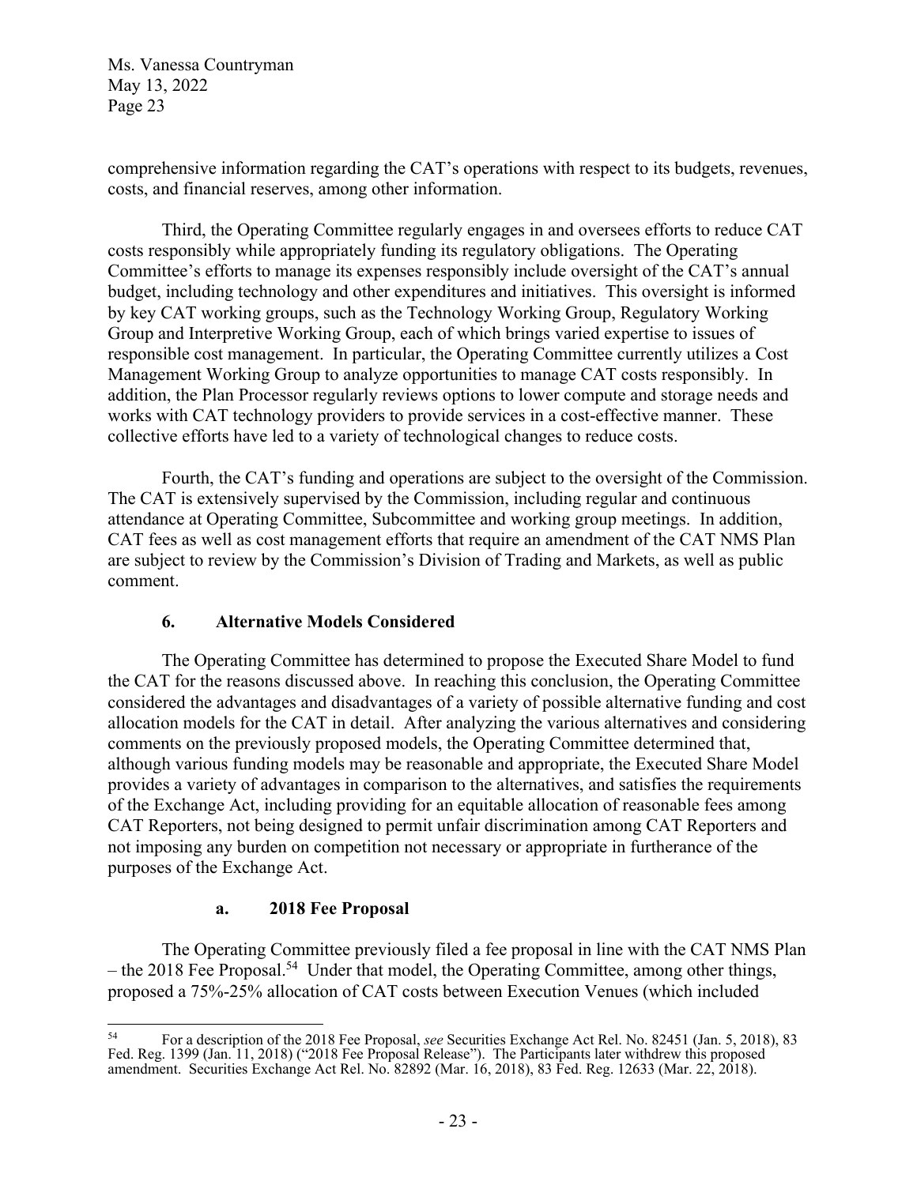comprehensive information regarding the CAT's operations with respect to its budgets, revenues, costs, and financial reserves, among other information.

Third, the Operating Committee regularly engages in and oversees efforts to reduce CAT costs responsibly while appropriately funding its regulatory obligations. The Operating Committee's efforts to manage its expenses responsibly include oversight of the CAT's annual budget, including technology and other expenditures and initiatives. This oversight is informed by key CAT working groups, such as the Technology Working Group, Regulatory Working Group and Interpretive Working Group, each of which brings varied expertise to issues of responsible cost management. In particular, the Operating Committee currently utilizes a Cost Management Working Group to analyze opportunities to manage CAT costs responsibly. In addition, the Plan Processor regularly reviews options to lower compute and storage needs and works with CAT technology providers to provide services in a cost-effective manner. These collective efforts have led to a variety of technological changes to reduce costs.

Fourth, the CAT's funding and operations are subject to the oversight of the Commission. The CAT is extensively supervised by the Commission, including regular and continuous attendance at Operating Committee, Subcommittee and working group meetings. In addition, CAT fees as well as cost management efforts that require an amendment of the CAT NMS Plan are subject to review by the Commission's Division of Trading and Markets, as well as public comment.

### 6. Alternative Models Considered

The Operating Committee has determined to propose the Executed Share Model to fund the CAT for the reasons discussed above. In reaching this conclusion, the Operating Committee considered the advantages and disadvantages of a variety of possible alternative funding and cost allocation models for the CAT in detail. After analyzing the various alternatives and considering comments on the previously proposed models, the Operating Committee determined that, although various funding models may be reasonable and appropriate, the Executed Share Model provides a variety of advantages in comparison to the alternatives, and satisfies the requirements of the Exchange Act, including providing for an equitable allocation of reasonable fees among CAT Reporters, not being designed to permit unfair discrimination among CAT Reporters and not imposing any burden on competition not necessary or appropriate in furtherance of the purposes of the Exchange Act.

#### a. 2018 Fee Proposal

The Operating Committee previously filed a fee proposal in line with the CAT NMS Plan – the 2018 Fee Proposal.[54] Under that model, the Operating Committee, among other things, proposed a 75%-25% allocation of CAT costs between Execution Venues (which included

---

[54] For a description of the 2018 Fee Proposal, *see* Securities Exchange Act Rel. No. 82451 (Jan. 5, 2018), 83 Fed. Reg. 1399 (Jan. 11, 2018) ("2018 Fee Proposal Release"). The Participants later withdrew this proposed amendment. Securities Exchange Act Rel. No. 82892 (Mar. 16, 2018), 83 Fed. Reg. 12633 (Mar. 22, 2018).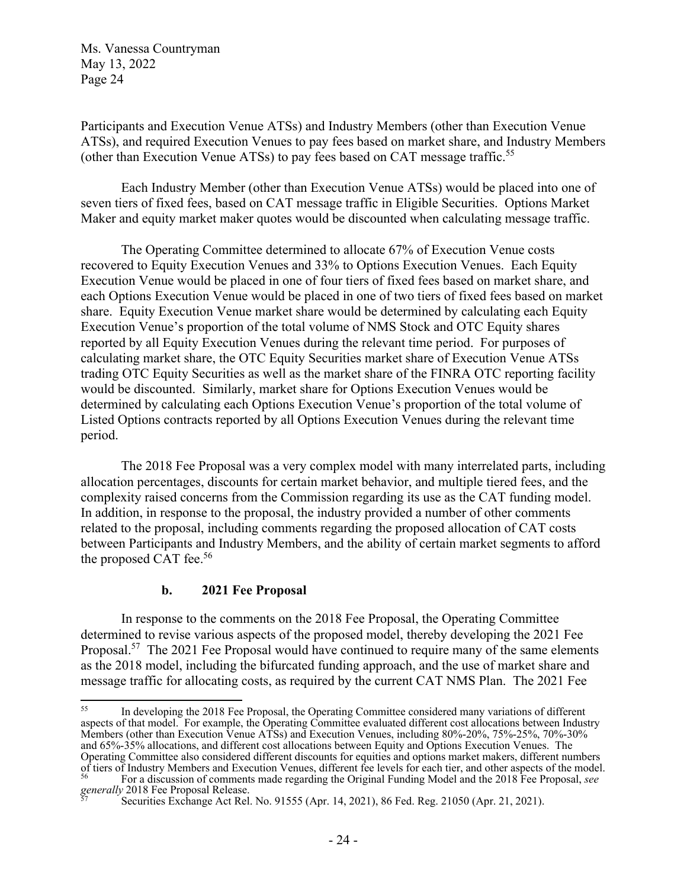Participants and Execution Venue ATSs) and Industry Members (other than Execution Venue ATSs), and required Execution Venues to pay fees based on market share, and Industry Members (other than Execution Venue ATSs) to pay fees based on CAT message traffic.[55]

Each Industry Member (other than Execution Venue ATSs) would be placed into one of seven tiers of fixed fees, based on CAT message traffic in Eligible Securities. Options Market Maker and equity market maker quotes would be discounted when calculating message traffic.

The Operating Committee determined to allocate 67% of Execution Venue costs recovered to Equity Execution Venues and 33% to Options Execution Venues. Each Equity Execution Venue would be placed in one of four tiers of fixed fees based on market share, and each Options Execution Venue would be placed in one of two tiers of fixed fees based on market share. Equity Execution Venue market share would be determined by calculating each Equity Execution Venue's proportion of the total volume of NMS Stock and OTC Equity shares reported by all Equity Execution Venues during the relevant time period. For purposes of calculating market share, the OTC Equity Securities market share of Execution Venue ATSs trading OTC Equity Securities as well as the market share of the FINRA OTC reporting facility would be discounted. Similarly, market share for Options Execution Venues would be determined by calculating each Options Execution Venue's proportion of the total volume of Listed Options contracts reported by all Options Execution Venues during the relevant time period.

The 2018 Fee Proposal was a very complex model with many interrelated parts, including allocation percentages, discounts for certain market behavior, and multiple tiered fees, and the complexity raised concerns from the Commission regarding its use as the CAT funding model. In addition, in response to the proposal, the industry provided a number of other comments related to the proposal, including comments regarding the proposed allocation of CAT costs between Participants and Industry Members, and the ability of certain market segments to afford the proposed CAT fee.[56]

### b. 2021 Fee Proposal

In response to the comments on the 2018 Fee Proposal, the Operating Committee determined to revise various aspects of the proposed model, thereby developing the 2021 Fee Proposal.[57] The 2021 Fee Proposal would have continued to require many of the same elements as the 2018 model, including the bifurcated funding approach, and the use of market share and message traffic for allocating costs, as required by the current CAT NMS Plan. The 2021 Fee

---

[55] In developing the 2018 Fee Proposal, the Operating Committee considered many variations of different aspects of that model. For example, the Operating Committee evaluated different cost allocations between Industry Members (other than Execution Venue ATSs) and Execution Venues, including 80%-20%, 75%-25%, 70%-30% and 65%-35% allocations, and different cost allocations between Equity and Options Execution Venues. The Operating Committee also considered different discounts for equities and options market makers, different numbers of tiers of Industry Members and Execution Venues, different fee levels for each tier, and other aspects of the model.

[56] For a discussion of comments made regarding the Original Funding Model and the 2018 Fee Proposal, *see generally* 2018 Fee Proposal Release.

[57] Securities Exchange Act Rel. No. 91555 (Apr. 14, 2021), 86 Fed. Reg. 21050 (Apr. 21, 2021).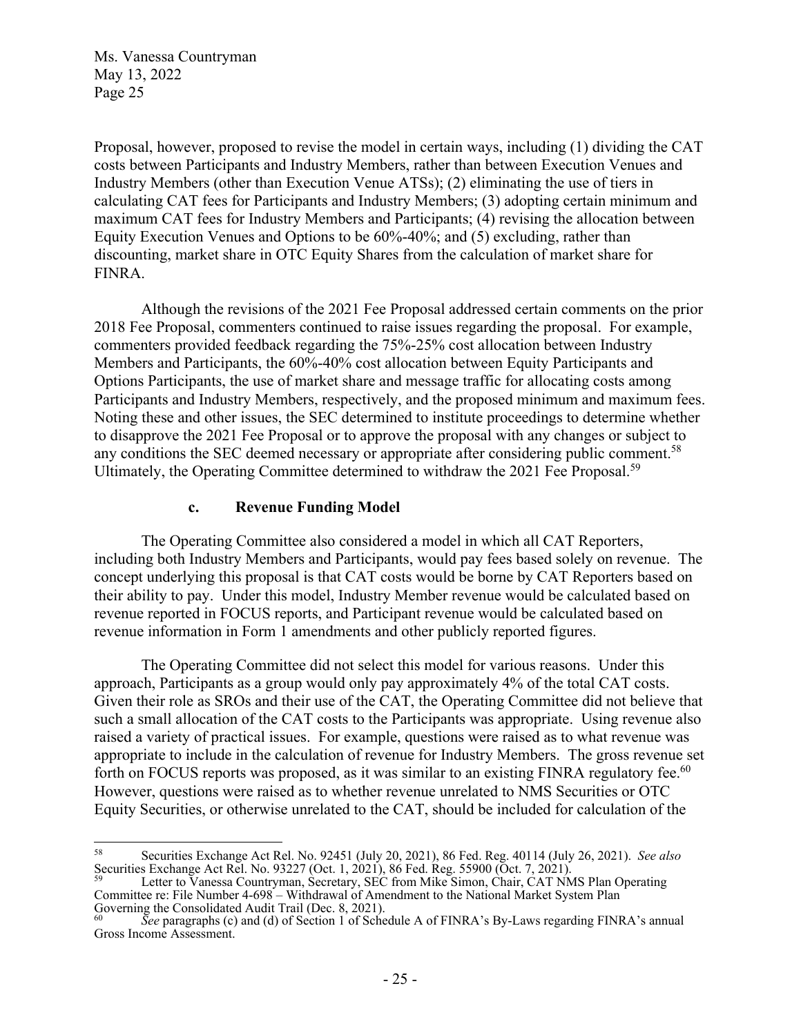Proposal, however, proposed to revise the model in certain ways, including (1) dividing the CAT costs between Participants and Industry Members, rather than between Execution Venues and Industry Members (other than Execution Venue ATSs); (2) eliminating the use of tiers in calculating CAT fees for Participants and Industry Members; (3) adopting certain minimum and maximum CAT fees for Industry Members and Participants; (4) revising the allocation between Equity Execution Venues and Options to be 60%-40%; and (5) excluding, rather than discounting, market share in OTC Equity Shares from the calculation of market share for FINRA.

Although the revisions of the 2021 Fee Proposal addressed certain comments on the prior 2018 Fee Proposal, commenters continued to raise issues regarding the proposal. For example, commenters provided feedback regarding the 75%-25% cost allocation between Industry Members and Participants, the 60%-40% cost allocation between Equity Participants and Options Participants, the use of market share and message traffic for allocating costs among Participants and Industry Members, respectively, and the proposed minimum and maximum fees. Noting these and other issues, the SEC determined to institute proceedings to determine whether to disapprove the 2021 Fee Proposal or to approve the proposal with any changes or subject to any conditions the SEC deemed necessary or appropriate after considering public comment.[58] Ultimately, the Operating Committee determined to withdraw the 2021 Fee Proposal.[59]

#### c. Revenue Funding Model

The Operating Committee also considered a model in which all CAT Reporters, including both Industry Members and Participants, would pay fees based solely on revenue. The concept underlying this proposal is that CAT costs would be borne by CAT Reporters based on their ability to pay. Under this model, Industry Member revenue would be calculated based on revenue reported in FOCUS reports, and Participant revenue would be calculated based on revenue information in Form 1 amendments and other publicly reported figures.

The Operating Committee did not select this model for various reasons. Under this approach, Participants as a group would only pay approximately 4% of the total CAT costs. Given their role as SROs and their use of the CAT, the Operating Committee did not believe that such a small allocation of the CAT costs to the Participants was appropriate. Using revenue also raised a variety of practical issues. For example, questions were raised as to what revenue was appropriate to include in the calculation of revenue for Industry Members. The gross revenue set forth on FOCUS reports was proposed, as it was similar to an existing FINRA regulatory fee.[60] However, questions were raised as to whether revenue unrelated to NMS Securities or OTC Equity Securities, or otherwise unrelated to the CAT, should be included for calculation of the

---

[58] Securities Exchange Act Rel. No. 92451 (July 20, 2021), 86 Fed. Reg. 40114 (July 26, 2021). *See also* Securities Exchange Act Rel. No. 93227 (Oct. 1, 2021), 86 Fed. Reg. 55900 (Oct. 7, 2021).

[59] Letter to Vanessa Countryman, Secretary, SEC from Mike Simon, Chair, CAT NMS Plan Operating Committee re: File Number 4-698 – Withdrawal of Amendment to the National Market System Plan Governing the Consolidated Audit Trail (Dec. 8, 2021).

[60] *See* paragraphs (c) and (d) of Section 1 of Schedule A of FINRA's By-Laws regarding FINRA's annual Gross Income Assessment.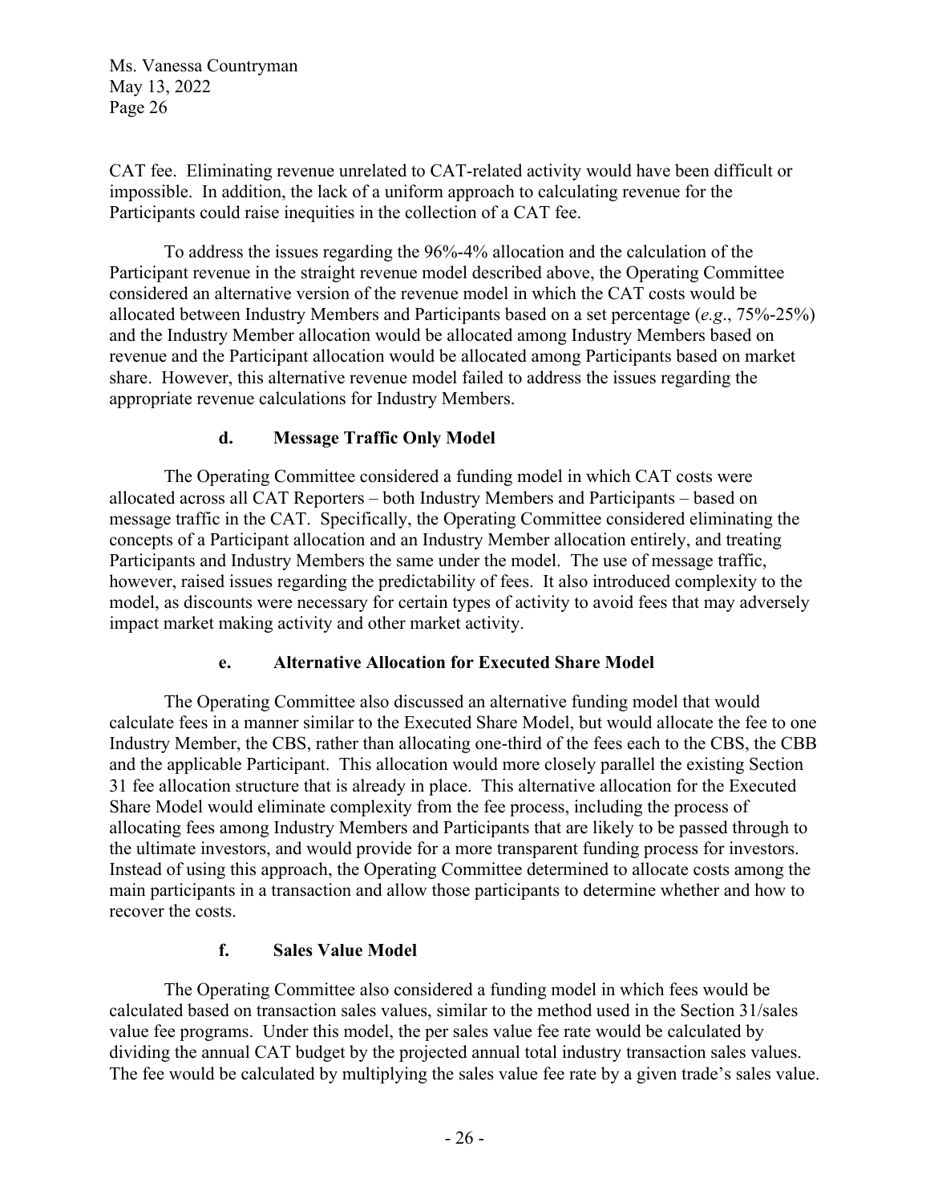CAT fee. Eliminating revenue unrelated to CAT-related activity would have been difficult or impossible. In addition, the lack of a uniform approach to calculating revenue for the Participants could raise inequities in the collection of a CAT fee.

To address the issues regarding the 96%-4% allocation and the calculation of the Participant revenue in the straight revenue model described above, the Operating Committee considered an alternative version of the revenue model in which the CAT costs would be allocated between Industry Members and Participants based on a set percentage (*e.g*., 75%-25%) and the Industry Member allocation would be allocated among Industry Members based on revenue and the Participant allocation would be allocated among Participants based on market share. However, this alternative revenue model failed to address the issues regarding the appropriate revenue calculations for Industry Members.

**d. Message Traffic Only Model**

The Operating Committee considered a funding model in which CAT costs were allocated across all CAT Reporters – both Industry Members and Participants – based on message traffic in the CAT. Specifically, the Operating Committee considered eliminating the concepts of a Participant allocation and an Industry Member allocation entirely, and treating Participants and Industry Members the same under the model. The use of message traffic, however, raised issues regarding the predictability of fees. It also introduced complexity to the model, as discounts were necessary for certain types of activity to avoid fees that may adversely impact market making activity and other market activity.

**e. Alternative Allocation for Executed Share Model**

The Operating Committee also discussed an alternative funding model that would calculate fees in a manner similar to the Executed Share Model, but would allocate the fee to one Industry Member, the CBS, rather than allocating one-third of the fees each to the CBS, the CBB and the applicable Participant. This allocation would more closely parallel the existing Section 31 fee allocation structure that is already in place. This alternative allocation for the Executed Share Model would eliminate complexity from the fee process, including the process of allocating fees among Industry Members and Participants that are likely to be passed through to the ultimate investors, and would provide for a more transparent funding process for investors. Instead of using this approach, the Operating Committee determined to allocate costs among the main participants in a transaction and allow those participants to determine whether and how to recover the costs.

**f. Sales Value Model**

The Operating Committee also considered a funding model in which fees would be calculated based on transaction sales values, similar to the method used in the Section 31/sales value fee programs. Under this model, the per sales value fee rate would be calculated by dividing the annual CAT budget by the projected annual total industry transaction sales values. The fee would be calculated by multiplying the sales value fee rate by a given trade's sales value.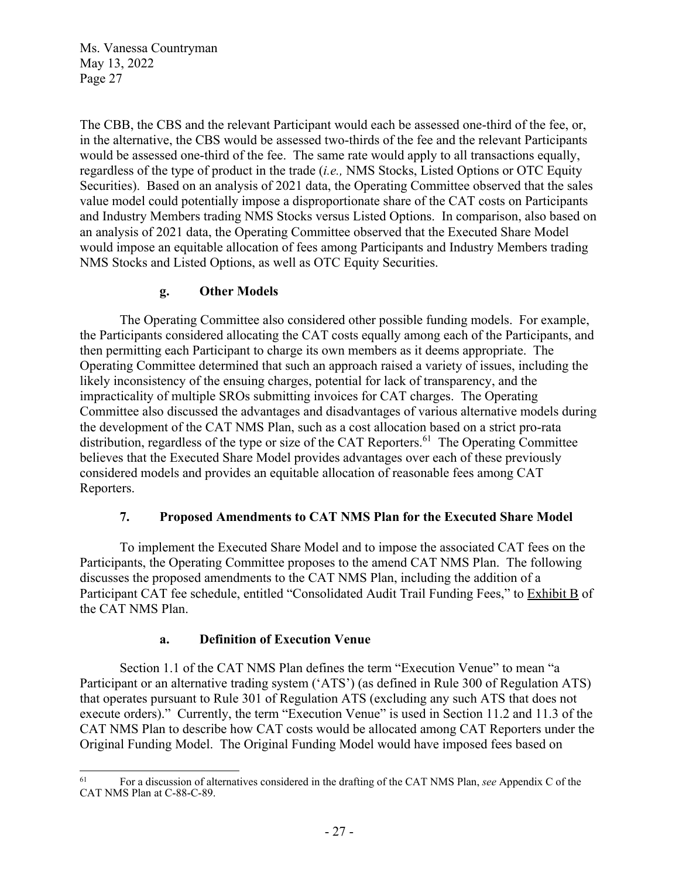The CBB, the CBS and the relevant Participant would each be assessed one-third of the fee, or, in the alternative, the CBS would be assessed two-thirds of the fee and the relevant Participants would be assessed one-third of the fee. The same rate would apply to all transactions equally, regardless of the type of product in the trade (*i.e.,* NMS Stocks, Listed Options or OTC Equity Securities). Based on an analysis of 2021 data, the Operating Committee observed that the sales value model could potentially impose a disproportionate share of the CAT costs on Participants and Industry Members trading NMS Stocks versus Listed Options. In comparison, also based on an analysis of 2021 data, the Operating Committee observed that the Executed Share Model would impose an equitable allocation of fees among Participants and Industry Members trading NMS Stocks and Listed Options, as well as OTC Equity Securities.

#### g. Other Models

The Operating Committee also considered other possible funding models. For example, the Participants considered allocating the CAT costs equally among each of the Participants, and then permitting each Participant to charge its own members as it deems appropriate. The Operating Committee determined that such an approach raised a variety of issues, including the likely inconsistency of the ensuing charges, potential for lack of transparency, and the impracticality of multiple SROs submitting invoices for CAT charges. The Operating Committee also discussed the advantages and disadvantages of various alternative models during the development of the CAT NMS Plan, such as a cost allocation based on a strict pro-rata distribution, regardless of the type or size of the CAT Reporters.[61] The Operating Committee believes that the Executed Share Model provides advantages over each of these previously considered models and provides an equitable allocation of reasonable fees among CAT Reporters.

### 7. Proposed Amendments to CAT NMS Plan for the Executed Share Model

To implement the Executed Share Model and to impose the associated CAT fees on the Participants, the Operating Committee proposes to the amend CAT NMS Plan. The following discusses the proposed amendments to the CAT NMS Plan, including the addition of a Participant CAT fee schedule, entitled "Consolidated Audit Trail Funding Fees," to Exhibit B of the CAT NMS Plan.

#### a. Definition of Execution Venue

Section 1.1 of the CAT NMS Plan defines the term "Execution Venue" to mean "a Participant or an alternative trading system ('ATS') (as defined in Rule 300 of Regulation ATS) that operates pursuant to Rule 301 of Regulation ATS (excluding any such ATS that does not execute orders)." Currently, the term "Execution Venue" is used in Section 11.2 and 11.3 of the CAT NMS Plan to describe how CAT costs would be allocated among CAT Reporters under the Original Funding Model. The Original Funding Model would have imposed fees based on

---

[61] For a discussion of alternatives considered in the drafting of the CAT NMS Plan, *see* Appendix C of the CAT NMS Plan at C-88-C-89.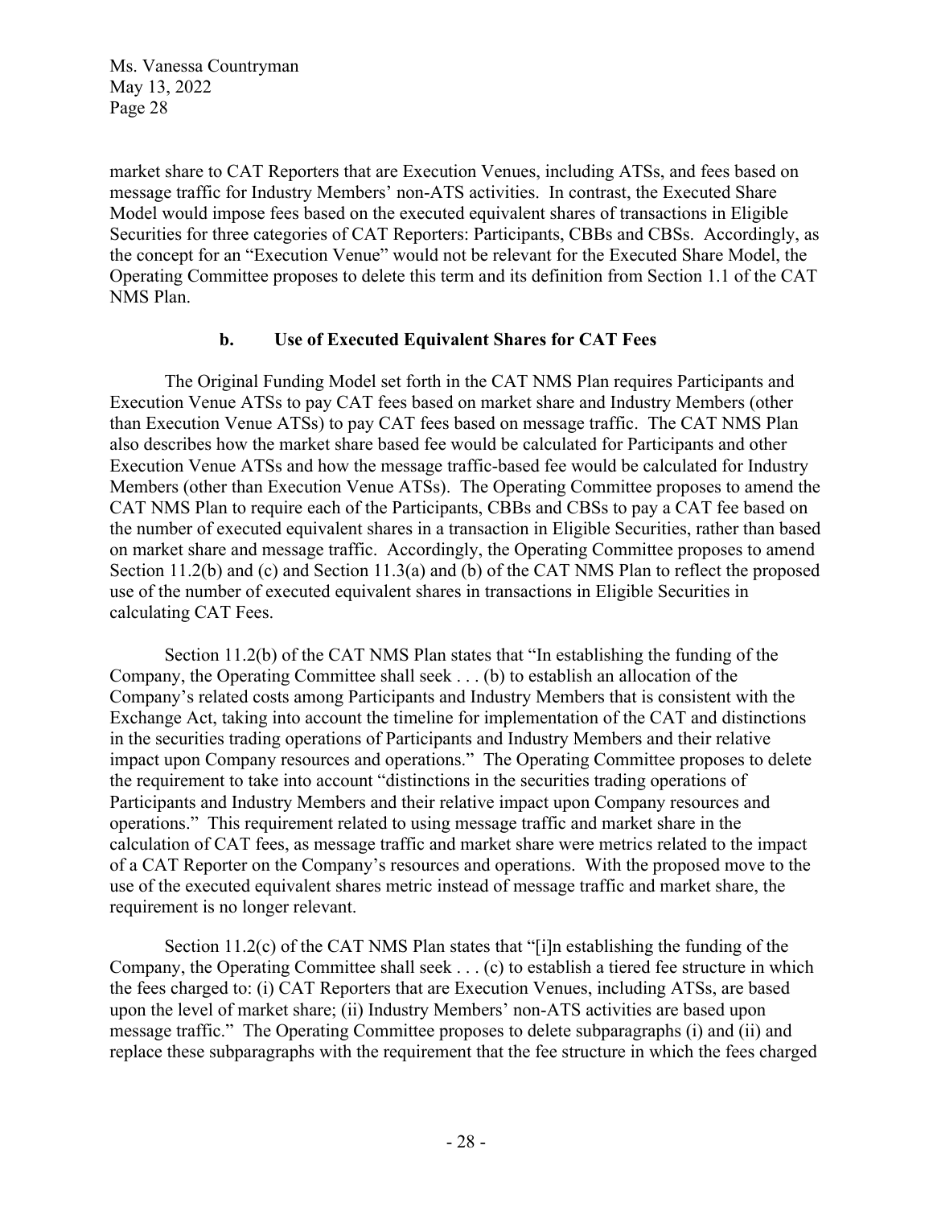market share to CAT Reporters that are Execution Venues, including ATSs, and fees based on message traffic for Industry Members' non-ATS activities. In contrast, the Executed Share Model would impose fees based on the executed equivalent shares of transactions in Eligible Securities for three categories of CAT Reporters: Participants, CBBs and CBSs. Accordingly, as the concept for an "Execution Venue" would not be relevant for the Executed Share Model, the Operating Committee proposes to delete this term and its definition from Section 1.1 of the CAT NMS Plan.

#### b. Use of Executed Equivalent Shares for CAT Fees

The Original Funding Model set forth in the CAT NMS Plan requires Participants and Execution Venue ATSs to pay CAT fees based on market share and Industry Members (other than Execution Venue ATSs) to pay CAT fees based on message traffic. The CAT NMS Plan also describes how the market share based fee would be calculated for Participants and other Execution Venue ATSs and how the message traffic-based fee would be calculated for Industry Members (other than Execution Venue ATSs). The Operating Committee proposes to amend the CAT NMS Plan to require each of the Participants, CBBs and CBSs to pay a CAT fee based on the number of executed equivalent shares in a transaction in Eligible Securities, rather than based on market share and message traffic. Accordingly, the Operating Committee proposes to amend Section 11.2(b) and (c) and Section 11.3(a) and (b) of the CAT NMS Plan to reflect the proposed use of the number of executed equivalent shares in transactions in Eligible Securities in calculating CAT Fees.

Section 11.2(b) of the CAT NMS Plan states that "In establishing the funding of the Company, the Operating Committee shall seek . . . (b) to establish an allocation of the Company's related costs among Participants and Industry Members that is consistent with the Exchange Act, taking into account the timeline for implementation of the CAT and distinctions in the securities trading operations of Participants and Industry Members and their relative impact upon Company resources and operations." The Operating Committee proposes to delete the requirement to take into account "distinctions in the securities trading operations of Participants and Industry Members and their relative impact upon Company resources and operations." This requirement related to using message traffic and market share in the calculation of CAT fees, as message traffic and market share were metrics related to the impact of a CAT Reporter on the Company's resources and operations. With the proposed move to the use of the executed equivalent shares metric instead of message traffic and market share, the requirement is no longer relevant.

Section 11.2(c) of the CAT NMS Plan states that "[i]n establishing the funding of the Company, the Operating Committee shall seek . . . (c) to establish a tiered fee structure in which the fees charged to: (i) CAT Reporters that are Execution Venues, including ATSs, are based upon the level of market share; (ii) Industry Members' non-ATS activities are based upon message traffic." The Operating Committee proposes to delete subparagraphs (i) and (ii) and replace these subparagraphs with the requirement that the fee structure in which the fees charged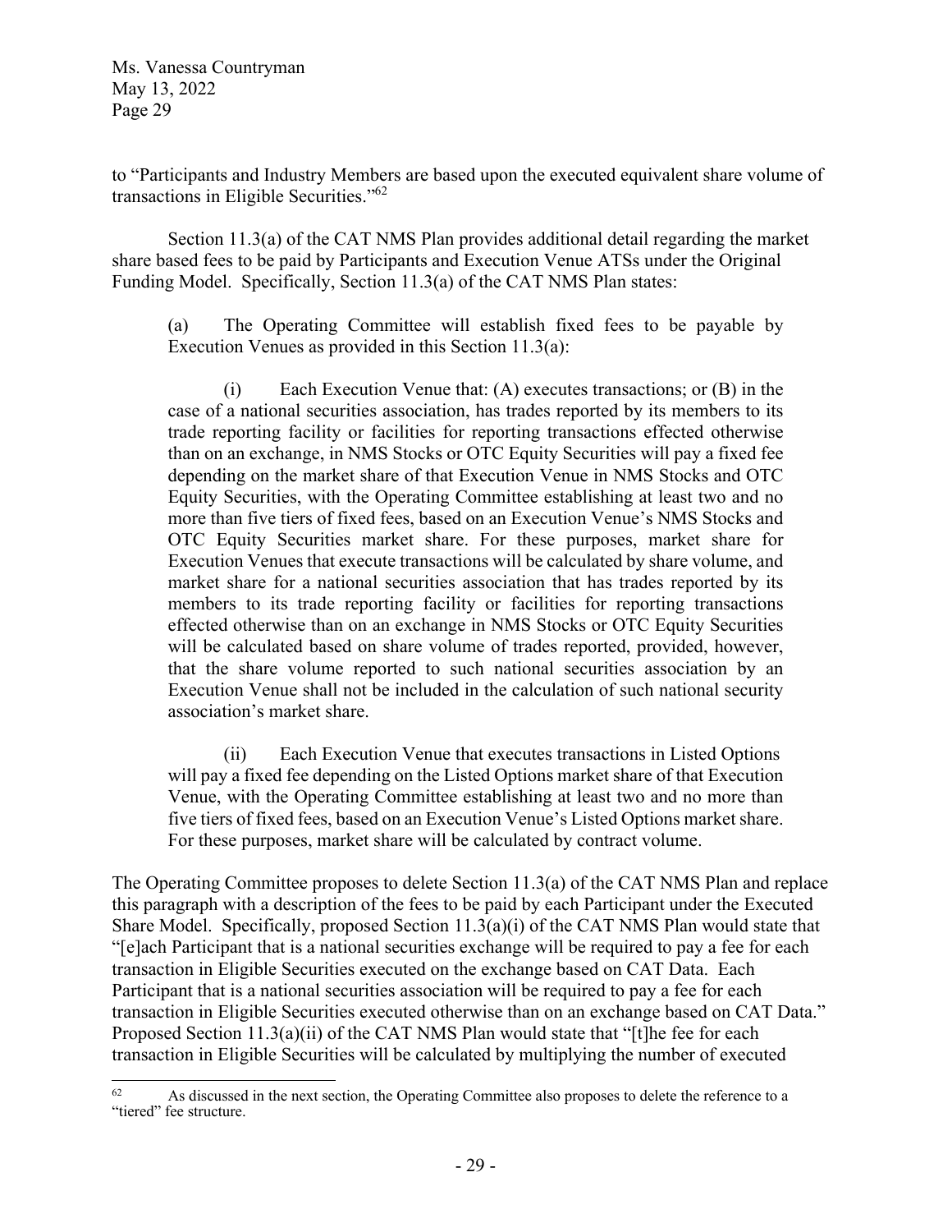to "Participants and Industry Members are based upon the executed equivalent share volume of transactions in Eligible Securities."[62]

Section 11.3(a) of the CAT NMS Plan provides additional detail regarding the market share based fees to be paid by Participants and Execution Venue ATSs under the Original Funding Model. Specifically, Section 11.3(a) of the CAT NMS Plan states:

> (a) The Operating Committee will establish fixed fees to be payable by Execution Venues as provided in this Section 11.3(a):
>
> (i) Each Execution Venue that: (A) executes transactions; or (B) in the case of a national securities association, has trades reported by its members to its trade reporting facility or facilities for reporting transactions effected otherwise than on an exchange, in NMS Stocks or OTC Equity Securities will pay a fixed fee depending on the market share of that Execution Venue in NMS Stocks and OTC Equity Securities, with the Operating Committee establishing at least two and no more than five tiers of fixed fees, based on an Execution Venue's NMS Stocks and OTC Equity Securities market share. For these purposes, market share for Execution Venues that execute transactions will be calculated by share volume, and market share for a national securities association that has trades reported by its members to its trade reporting facility or facilities for reporting transactions effected otherwise than on an exchange in NMS Stocks or OTC Equity Securities will be calculated based on share volume of trades reported, provided, however, that the share volume reported to such national securities association by an Execution Venue shall not be included in the calculation of such national security association's market share.
>
> (ii) Each Execution Venue that executes transactions in Listed Options will pay a fixed fee depending on the Listed Options market share of that Execution Venue, with the Operating Committee establishing at least two and no more than five tiers of fixed fees, based on an Execution Venue's Listed Options market share. For these purposes, market share will be calculated by contract volume.

The Operating Committee proposes to delete Section 11.3(a) of the CAT NMS Plan and replace this paragraph with a description of the fees to be paid by each Participant under the Executed Share Model. Specifically, proposed Section 11.3(a)(i) of the CAT NMS Plan would state that "[e]ach Participant that is a national securities exchange will be required to pay a fee for each transaction in Eligible Securities executed on the exchange based on CAT Data. Each Participant that is a national securities association will be required to pay a fee for each transaction in Eligible Securities executed otherwise than on an exchange based on CAT Data." Proposed Section 11.3(a)(ii) of the CAT NMS Plan would state that "[t]he fee for each transaction in Eligible Securities will be calculated by multiplying the number of executed

---

[62] As discussed in the next section, the Operating Committee also proposes to delete the reference to a "tiered" fee structure.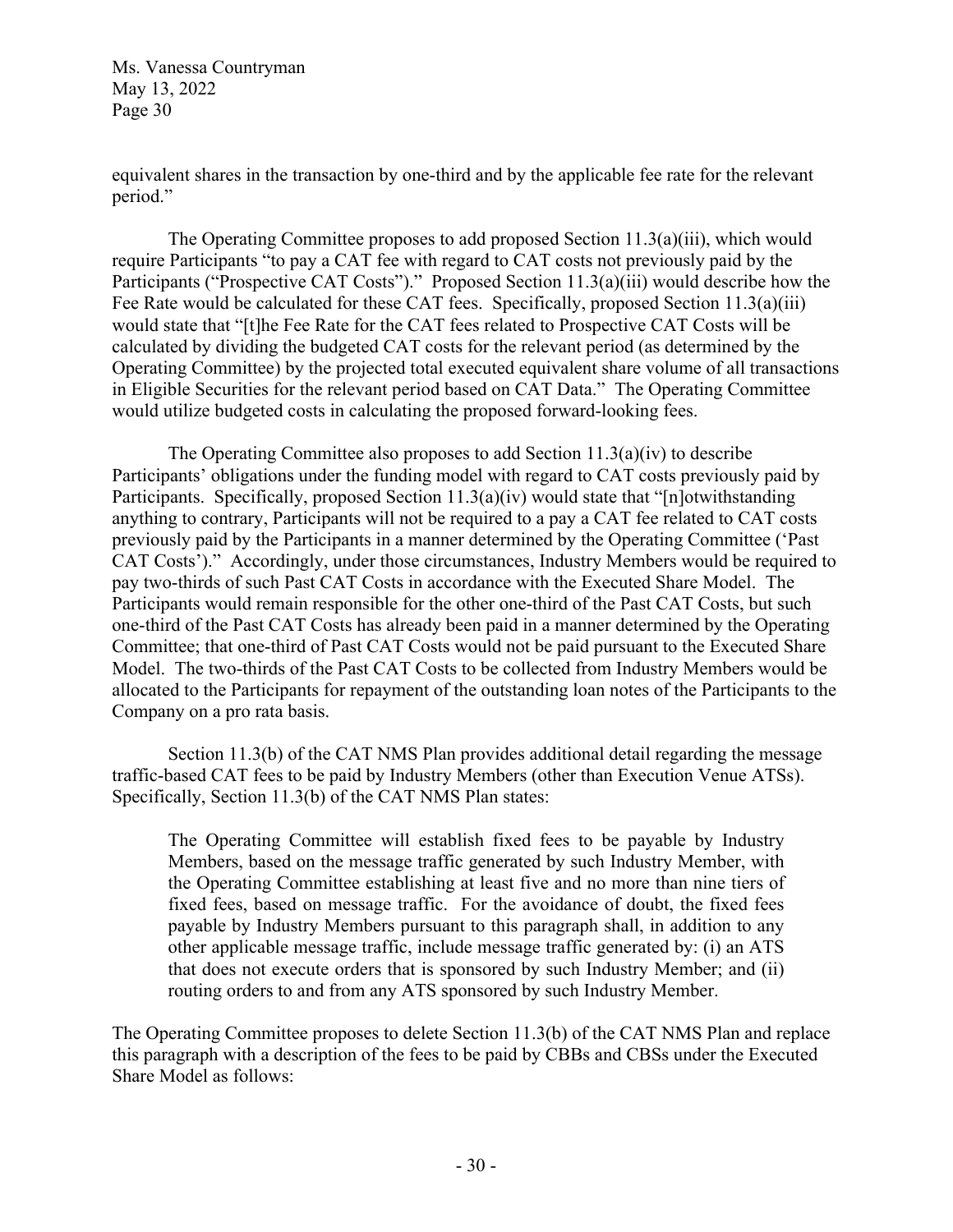equivalent shares in the transaction by one-third and by the applicable fee rate for the relevant period."

The Operating Committee proposes to add proposed Section 11.3(a)(iii), which would require Participants "to pay a CAT fee with regard to CAT costs not previously paid by the Participants ("Prospective CAT Costs")." Proposed Section 11.3(a)(iii) would describe how the Fee Rate would be calculated for these CAT fees. Specifically, proposed Section 11.3(a)(iii) would state that "[t]he Fee Rate for the CAT fees related to Prospective CAT Costs will be calculated by dividing the budgeted CAT costs for the relevant period (as determined by the Operating Committee) by the projected total executed equivalent share volume of all transactions in Eligible Securities for the relevant period based on CAT Data." The Operating Committee would utilize budgeted costs in calculating the proposed forward-looking fees.

The Operating Committee also proposes to add Section 11.3(a)(iv) to describe Participants' obligations under the funding model with regard to CAT costs previously paid by Participants. Specifically, proposed Section 11.3(a)(iv) would state that "[n]otwithstanding anything to contrary, Participants will not be required to a pay a CAT fee related to CAT costs previously paid by the Participants in a manner determined by the Operating Committee ('Past CAT Costs')." Accordingly, under those circumstances, Industry Members would be required to pay two-thirds of such Past CAT Costs in accordance with the Executed Share Model. The Participants would remain responsible for the other one-third of the Past CAT Costs, but such one-third of the Past CAT Costs has already been paid in a manner determined by the Operating Committee; that one-third of Past CAT Costs would not be paid pursuant to the Executed Share Model. The two-thirds of the Past CAT Costs to be collected from Industry Members would be allocated to the Participants for repayment of the outstanding loan notes of the Participants to the Company on a pro rata basis.

Section 11.3(b) of the CAT NMS Plan provides additional detail regarding the message traffic-based CAT fees to be paid by Industry Members (other than Execution Venue ATSs). Specifically, Section 11.3(b) of the CAT NMS Plan states:

> The Operating Committee will establish fixed fees to be payable by Industry Members, based on the message traffic generated by such Industry Member, with the Operating Committee establishing at least five and no more than nine tiers of fixed fees, based on message traffic. For the avoidance of doubt, the fixed fees payable by Industry Members pursuant to this paragraph shall, in addition to any other applicable message traffic, include message traffic generated by: (i) an ATS that does not execute orders that is sponsored by such Industry Member; and (ii) routing orders to and from any ATS sponsored by such Industry Member.

The Operating Committee proposes to delete Section 11.3(b) of the CAT NMS Plan and replace this paragraph with a description of the fees to be paid by CBBs and CBSs under the Executed Share Model as follows: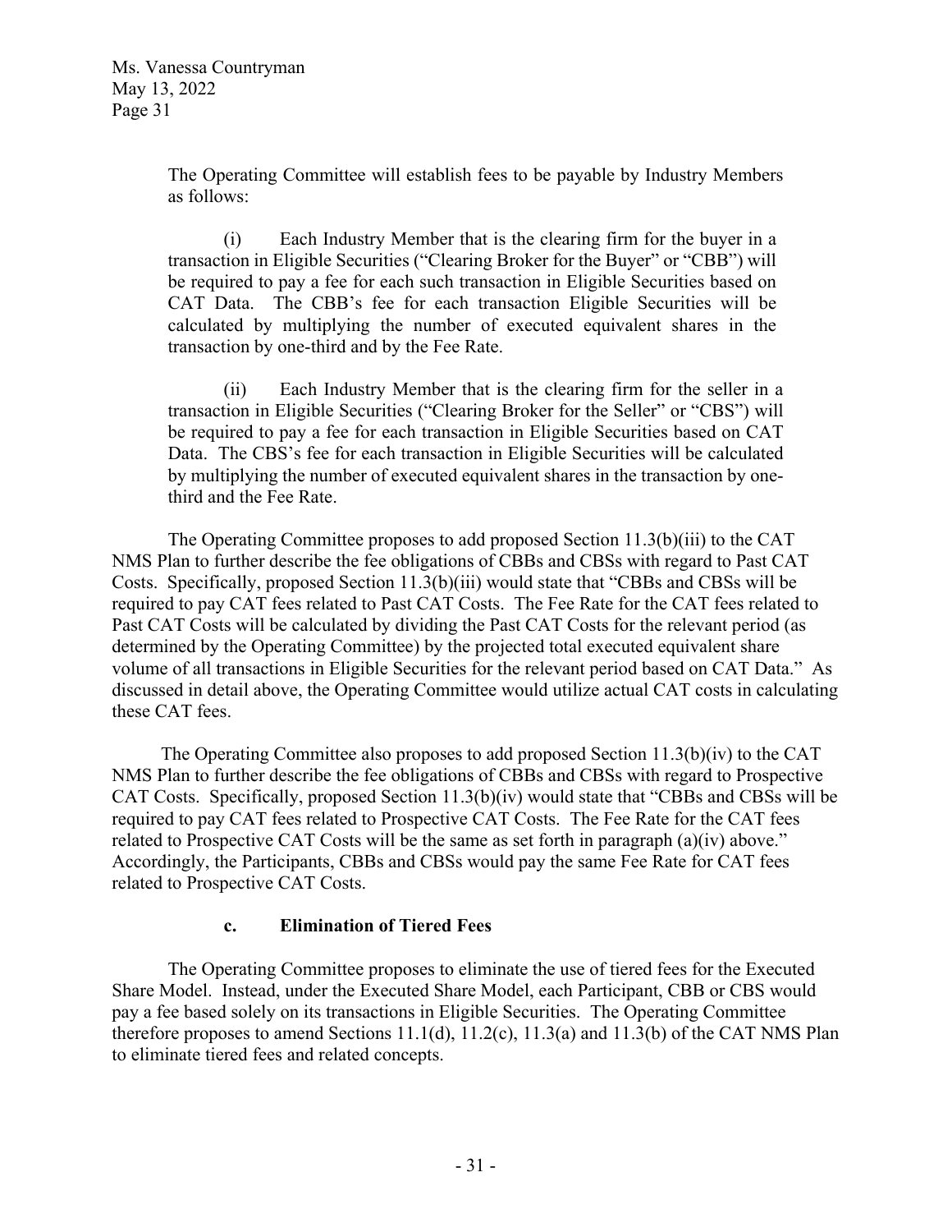The Operating Committee will establish fees to be payable by Industry Members as follows:

> (i) Each Industry Member that is the clearing firm for the buyer in a transaction in Eligible Securities ("Clearing Broker for the Buyer" or "CBB") will be required to pay a fee for each such transaction in Eligible Securities based on CAT Data. The CBB's fee for each transaction Eligible Securities will be calculated by multiplying the number of executed equivalent shares in the transaction by one-third and by the Fee Rate.
>
> (ii) Each Industry Member that is the clearing firm for the seller in a transaction in Eligible Securities ("Clearing Broker for the Seller" or "CBS") will be required to pay a fee for each transaction in Eligible Securities based on CAT Data. The CBS's fee for each transaction in Eligible Securities will be calculated by multiplying the number of executed equivalent shares in the transaction by one-third and the Fee Rate.

The Operating Committee proposes to add proposed Section 11.3(b)(iii) to the CAT NMS Plan to further describe the fee obligations of CBBs and CBSs with regard to Past CAT Costs. Specifically, proposed Section 11.3(b)(iii) would state that "CBBs and CBSs will be required to pay CAT fees related to Past CAT Costs. The Fee Rate for the CAT fees related to Past CAT Costs will be calculated by dividing the Past CAT Costs for the relevant period (as determined by the Operating Committee) by the projected total executed equivalent share volume of all transactions in Eligible Securities for the relevant period based on CAT Data." As discussed in detail above, the Operating Committee would utilize actual CAT costs in calculating these CAT fees.

The Operating Committee also proposes to add proposed Section 11.3(b)(iv) to the CAT NMS Plan to further describe the fee obligations of CBBs and CBSs with regard to Prospective CAT Costs. Specifically, proposed Section 11.3(b)(iv) would state that "CBBs and CBSs will be required to pay CAT fees related to Prospective CAT Costs. The Fee Rate for the CAT fees related to Prospective CAT Costs will be the same as set forth in paragraph (a)(iv) above." Accordingly, the Participants, CBBs and CBSs would pay the same Fee Rate for CAT fees related to Prospective CAT Costs.

### c. Elimination of Tiered Fees

The Operating Committee proposes to eliminate the use of tiered fees for the Executed Share Model. Instead, under the Executed Share Model, each Participant, CBB or CBS would pay a fee based solely on its transactions in Eligible Securities. The Operating Committee therefore proposes to amend Sections 11.1(d), 11.2(c), 11.3(a) and 11.3(b) of the CAT NMS Plan to eliminate tiered fees and related concepts.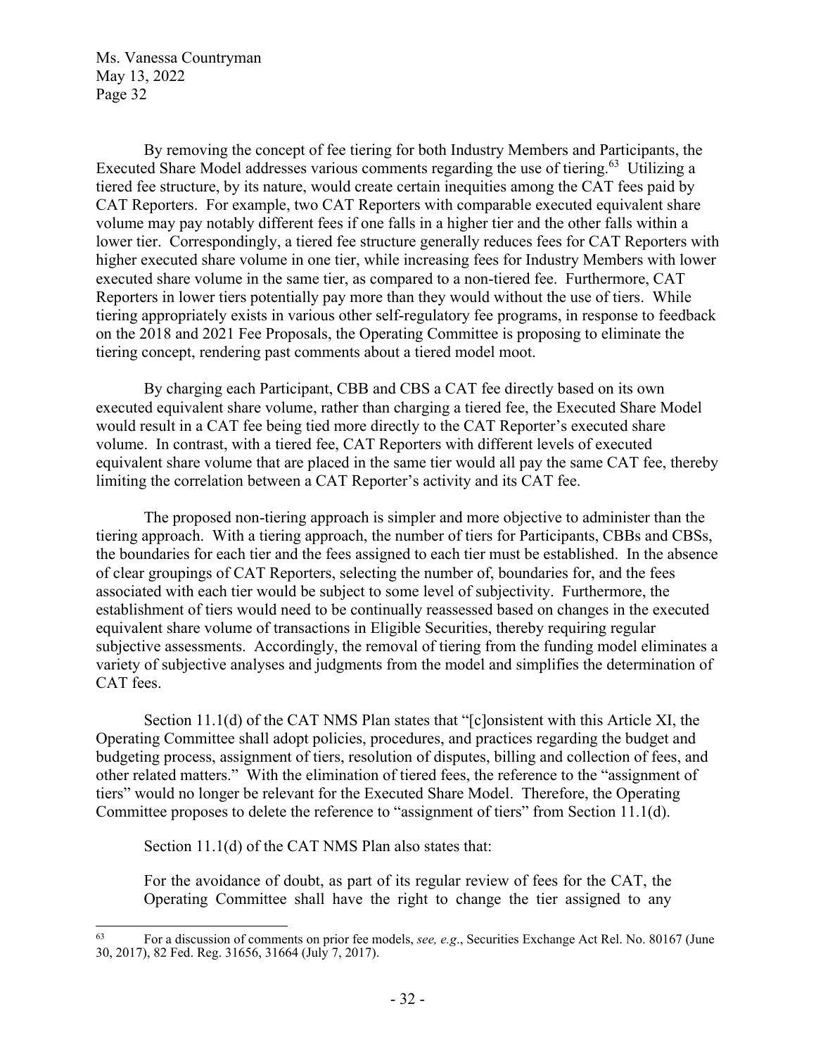By removing the concept of fee tiering for both Industry Members and Participants, the Executed Share Model addresses various comments regarding the use of tiering.[63] Utilizing a tiered fee structure, by its nature, would create certain inequities among the CAT fees paid by CAT Reporters. For example, two CAT Reporters with comparable executed equivalent share volume may pay notably different fees if one falls in a higher tier and the other falls within a lower tier. Correspondingly, a tiered fee structure generally reduces fees for CAT Reporters with higher executed share volume in one tier, while increasing fees for Industry Members with lower executed share volume in the same tier, as compared to a non-tiered fee. Furthermore, CAT Reporters in lower tiers potentially pay more than they would without the use of tiers. While tiering appropriately exists in various other self-regulatory fee programs, in response to feedback on the 2018 and 2021 Fee Proposals, the Operating Committee is proposing to eliminate the tiering concept, rendering past comments about a tiered model moot.

By charging each Participant, CBB and CBS a CAT fee directly based on its own executed equivalent share volume, rather than charging a tiered fee, the Executed Share Model would result in a CAT fee being tied more directly to the CAT Reporter's executed share volume. In contrast, with a tiered fee, CAT Reporters with different levels of executed equivalent share volume that are placed in the same tier would all pay the same CAT fee, thereby limiting the correlation between a CAT Reporter's activity and its CAT fee.

The proposed non-tiering approach is simpler and more objective to administer than the tiering approach. With a tiering approach, the number of tiers for Participants, CBBs and CBSs, the boundaries for each tier and the fees assigned to each tier must be established. In the absence of clear groupings of CAT Reporters, selecting the number of, boundaries for, and the fees associated with each tier would be subject to some level of subjectivity. Furthermore, the establishment of tiers would need to be continually reassessed based on changes in the executed equivalent share volume of transactions in Eligible Securities, thereby requiring regular subjective assessments. Accordingly, the removal of tiering from the funding model eliminates a variety of subjective analyses and judgments from the model and simplifies the determination of CAT fees.

Section 11.1(d) of the CAT NMS Plan states that "[c]onsistent with this Article XI, the Operating Committee shall adopt policies, procedures, and practices regarding the budget and budgeting process, assignment of tiers, resolution of disputes, billing and collection of fees, and other related matters." With the elimination of tiered fees, the reference to the "assignment of tiers" would no longer be relevant for the Executed Share Model. Therefore, the Operating Committee proposes to delete the reference to "assignment of tiers" from Section 11.1(d).

Section 11.1(d) of the CAT NMS Plan also states that:

> For the avoidance of doubt, as part of its regular review of fees for the CAT, the Operating Committee shall have the right to change the tier assigned to any

---

[63] For a discussion of comments on prior fee models, *see, e.g*., Securities Exchange Act Rel. No. 80167 (June 30, 2017), 82 Fed. Reg. 31656, 31664 (July 7, 2017).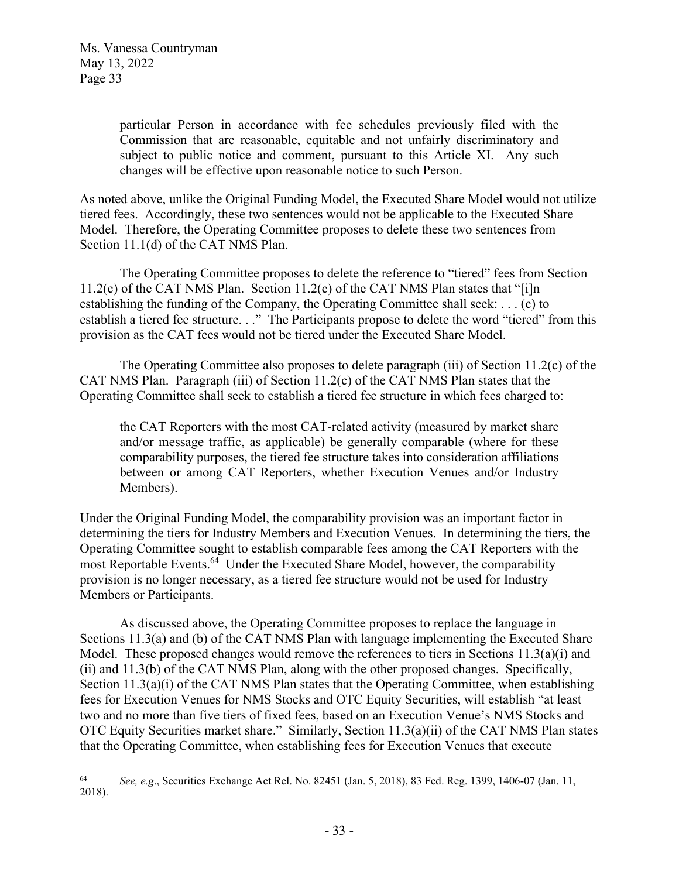> particular Person in accordance with fee schedules previously filed with the Commission that are reasonable, equitable and not unfairly discriminatory and subject to public notice and comment, pursuant to this Article XI. Any such changes will be effective upon reasonable notice to such Person.

As noted above, unlike the Original Funding Model, the Executed Share Model would not utilize tiered fees. Accordingly, these two sentences would not be applicable to the Executed Share Model. Therefore, the Operating Committee proposes to delete these two sentences from Section 11.1(d) of the CAT NMS Plan.

The Operating Committee proposes to delete the reference to "tiered" fees from Section 11.2(c) of the CAT NMS Plan. Section 11.2(c) of the CAT NMS Plan states that "[i]n establishing the funding of the Company, the Operating Committee shall seek: . . . (c) to establish a tiered fee structure. . ." The Participants propose to delete the word "tiered" from this provision as the CAT fees would not be tiered under the Executed Share Model.

The Operating Committee also proposes to delete paragraph (iii) of Section 11.2(c) of the CAT NMS Plan. Paragraph (iii) of Section 11.2(c) of the CAT NMS Plan states that the Operating Committee shall seek to establish a tiered fee structure in which fees charged to:

> the CAT Reporters with the most CAT-related activity (measured by market share and/or message traffic, as applicable) be generally comparable (where for these comparability purposes, the tiered fee structure takes into consideration affiliations between or among CAT Reporters, whether Execution Venues and/or Industry Members).

Under the Original Funding Model, the comparability provision was an important factor in determining the tiers for Industry Members and Execution Venues. In determining the tiers, the Operating Committee sought to establish comparable fees among the CAT Reporters with the most Reportable Events.[64] Under the Executed Share Model, however, the comparability provision is no longer necessary, as a tiered fee structure would not be used for Industry Members or Participants.

As discussed above, the Operating Committee proposes to replace the language in Sections 11.3(a) and (b) of the CAT NMS Plan with language implementing the Executed Share Model. These proposed changes would remove the references to tiers in Sections 11.3(a)(i) and (ii) and 11.3(b) of the CAT NMS Plan, along with the other proposed changes. Specifically, Section 11.3(a)(i) of the CAT NMS Plan states that the Operating Committee, when establishing fees for Execution Venues for NMS Stocks and OTC Equity Securities, will establish "at least two and no more than five tiers of fixed fees, based on an Execution Venue's NMS Stocks and OTC Equity Securities market share." Similarly, Section 11.3(a)(ii) of the CAT NMS Plan states that the Operating Committee, when establishing fees for Execution Venues that execute

---

[64] *See, e.g.*, Securities Exchange Act Rel. No. 82451 (Jan. 5, 2018), 83 Fed. Reg. 1399, 1406-07 (Jan. 11, 2018).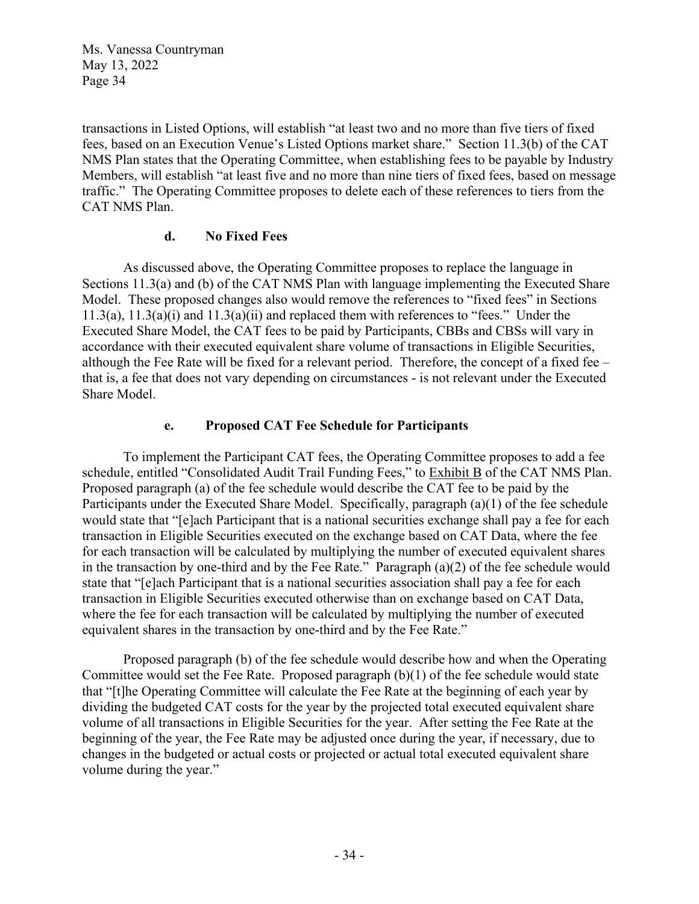transactions in Listed Options, will establish "at least two and no more than five tiers of fixed fees, based on an Execution Venue's Listed Options market share." Section 11.3(b) of the CAT NMS Plan states that the Operating Committee, when establishing fees to be payable by Industry Members, will establish "at least five and no more than nine tiers of fixed fees, based on message traffic." The Operating Committee proposes to delete each of these references to tiers from the CAT NMS Plan.

#### d. No Fixed Fees

As discussed above, the Operating Committee proposes to replace the language in Sections 11.3(a) and (b) of the CAT NMS Plan with language implementing the Executed Share Model. These proposed changes also would remove the references to "fixed fees" in Sections 11.3(a), 11.3(a)(i) and 11.3(a)(ii) and replaced them with references to "fees." Under the Executed Share Model, the CAT fees to be paid by Participants, CBBs and CBSs will vary in accordance with their executed equivalent share volume of transactions in Eligible Securities, although the Fee Rate will be fixed for a relevant period. Therefore, the concept of a fixed fee – that is, a fee that does not vary depending on circumstances - is not relevant under the Executed Share Model.

#### e. Proposed CAT Fee Schedule for Participants

To implement the Participant CAT fees, the Operating Committee proposes to add a fee schedule, entitled "Consolidated Audit Trail Funding Fees," to Exhibit B of the CAT NMS Plan. Proposed paragraph (a) of the fee schedule would describe the CAT fee to be paid by the Participants under the Executed Share Model. Specifically, paragraph (a)(1) of the fee schedule would state that "[e]ach Participant that is a national securities exchange shall pay a fee for each transaction in Eligible Securities executed on the exchange based on CAT Data, where the fee for each transaction will be calculated by multiplying the number of executed equivalent shares in the transaction by one-third and by the Fee Rate." Paragraph (a)(2) of the fee schedule would state that "[e]ach Participant that is a national securities association shall pay a fee for each transaction in Eligible Securities executed otherwise than on exchange based on CAT Data, where the fee for each transaction will be calculated by multiplying the number of executed equivalent shares in the transaction by one-third and by the Fee Rate."

Proposed paragraph (b) of the fee schedule would describe how and when the Operating Committee would set the Fee Rate. Proposed paragraph (b)(1) of the fee schedule would state that "[t]he Operating Committee will calculate the Fee Rate at the beginning of each year by dividing the budgeted CAT costs for the year by the projected total executed equivalent share volume of all transactions in Eligible Securities for the year. After setting the Fee Rate at the beginning of the year, the Fee Rate may be adjusted once during the year, if necessary, due to changes in the budgeted or actual costs or projected or actual total executed equivalent share volume during the year."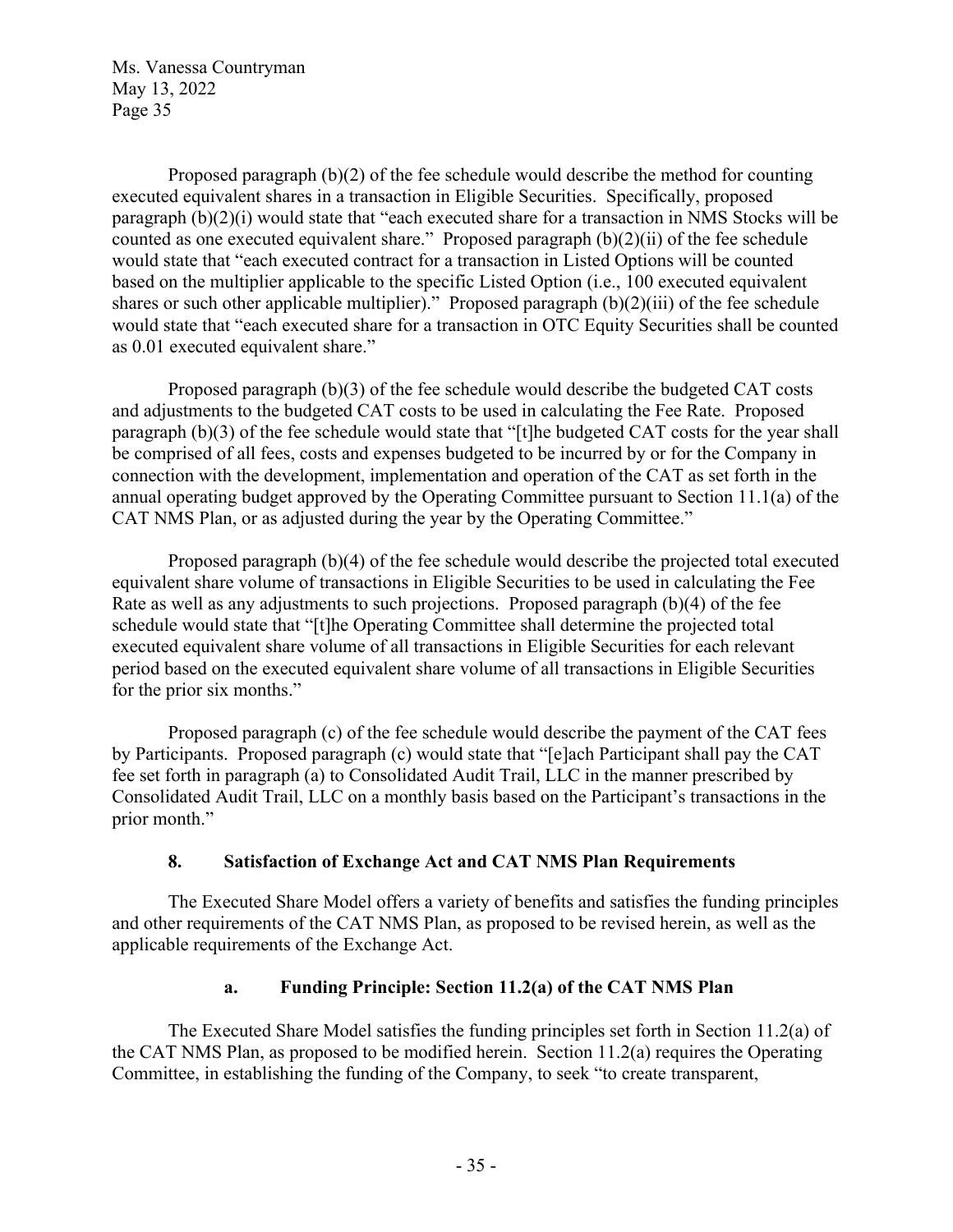Proposed paragraph (b)(2) of the fee schedule would describe the method for counting executed equivalent shares in a transaction in Eligible Securities. Specifically, proposed paragraph (b)(2)(i) would state that "each executed share for a transaction in NMS Stocks will be counted as one executed equivalent share." Proposed paragraph (b)(2)(ii) of the fee schedule would state that "each executed contract for a transaction in Listed Options will be counted based on the multiplier applicable to the specific Listed Option (i.e., 100 executed equivalent shares or such other applicable multiplier)." Proposed paragraph (b)(2)(iii) of the fee schedule would state that "each executed share for a transaction in OTC Equity Securities shall be counted as 0.01 executed equivalent share."

Proposed paragraph (b)(3) of the fee schedule would describe the budgeted CAT costs and adjustments to the budgeted CAT costs to be used in calculating the Fee Rate. Proposed paragraph (b)(3) of the fee schedule would state that "[t]he budgeted CAT costs for the year shall be comprised of all fees, costs and expenses budgeted to be incurred by or for the Company in connection with the development, implementation and operation of the CAT as set forth in the annual operating budget approved by the Operating Committee pursuant to Section 11.1(a) of the CAT NMS Plan, or as adjusted during the year by the Operating Committee."

Proposed paragraph (b)(4) of the fee schedule would describe the projected total executed equivalent share volume of transactions in Eligible Securities to be used in calculating the Fee Rate as well as any adjustments to such projections. Proposed paragraph (b)(4) of the fee schedule would state that "[t]he Operating Committee shall determine the projected total executed equivalent share volume of all transactions in Eligible Securities for each relevant period based on the executed equivalent share volume of all transactions in Eligible Securities for the prior six months."

Proposed paragraph (c) of the fee schedule would describe the payment of the CAT fees by Participants. Proposed paragraph (c) would state that "[e]ach Participant shall pay the CAT fee set forth in paragraph (a) to Consolidated Audit Trail, LLC in the manner prescribed by Consolidated Audit Trail, LLC on a monthly basis based on the Participant's transactions in the prior month."

## 8. Satisfaction of Exchange Act and CAT NMS Plan Requirements

The Executed Share Model offers a variety of benefits and satisfies the funding principles and other requirements of the CAT NMS Plan, as proposed to be revised herein, as well as the applicable requirements of the Exchange Act.

### a. Funding Principle: Section 11.2(a) of the CAT NMS Plan

The Executed Share Model satisfies the funding principles set forth in Section 11.2(a) of the CAT NMS Plan, as proposed to be modified herein. Section 11.2(a) requires the Operating Committee, in establishing the funding of the Company, to seek "to create transparent,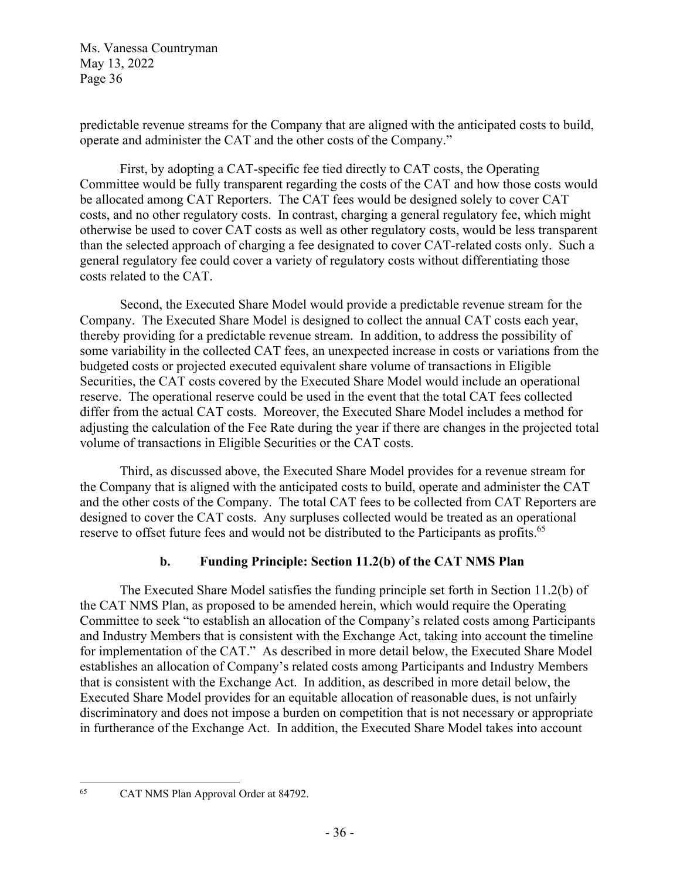predictable revenue streams for the Company that are aligned with the anticipated costs to build, operate and administer the CAT and the other costs of the Company."

First, by adopting a CAT-specific fee tied directly to CAT costs, the Operating Committee would be fully transparent regarding the costs of the CAT and how those costs would be allocated among CAT Reporters. The CAT fees would be designed solely to cover CAT costs, and no other regulatory costs. In contrast, charging a general regulatory fee, which might otherwise be used to cover CAT costs as well as other regulatory costs, would be less transparent than the selected approach of charging a fee designated to cover CAT-related costs only. Such a general regulatory fee could cover a variety of regulatory costs without differentiating those costs related to the CAT.

Second, the Executed Share Model would provide a predictable revenue stream for the Company. The Executed Share Model is designed to collect the annual CAT costs each year, thereby providing for a predictable revenue stream. In addition, to address the possibility of some variability in the collected CAT fees, an unexpected increase in costs or variations from the budgeted costs or projected executed equivalent share volume of transactions in Eligible Securities, the CAT costs covered by the Executed Share Model would include an operational reserve. The operational reserve could be used in the event that the total CAT fees collected differ from the actual CAT costs. Moreover, the Executed Share Model includes a method for adjusting the calculation of the Fee Rate during the year if there are changes in the projected total volume of transactions in Eligible Securities or the CAT costs.

Third, as discussed above, the Executed Share Model provides for a revenue stream for the Company that is aligned with the anticipated costs to build, operate and administer the CAT and the other costs of the Company. The total CAT fees to be collected from CAT Reporters are designed to cover the CAT costs. Any surpluses collected would be treated as an operational reserve to offset future fees and would not be distributed to the Participants as profits.[65]

### b. Funding Principle: Section 11.2(b) of the CAT NMS Plan

The Executed Share Model satisfies the funding principle set forth in Section 11.2(b) of the CAT NMS Plan, as proposed to be amended herein, which would require the Operating Committee to seek "to establish an allocation of the Company's related costs among Participants and Industry Members that is consistent with the Exchange Act, taking into account the timeline for implementation of the CAT." As described in more detail below, the Executed Share Model establishes an allocation of Company's related costs among Participants and Industry Members that is consistent with the Exchange Act. In addition, as described in more detail below, the Executed Share Model provides for an equitable allocation of reasonable dues, is not unfairly discriminatory and does not impose a burden on competition that is not necessary or appropriate in furtherance of the Exchange Act. In addition, the Executed Share Model takes into account

---

[65] CAT NMS Plan Approval Order at 84792.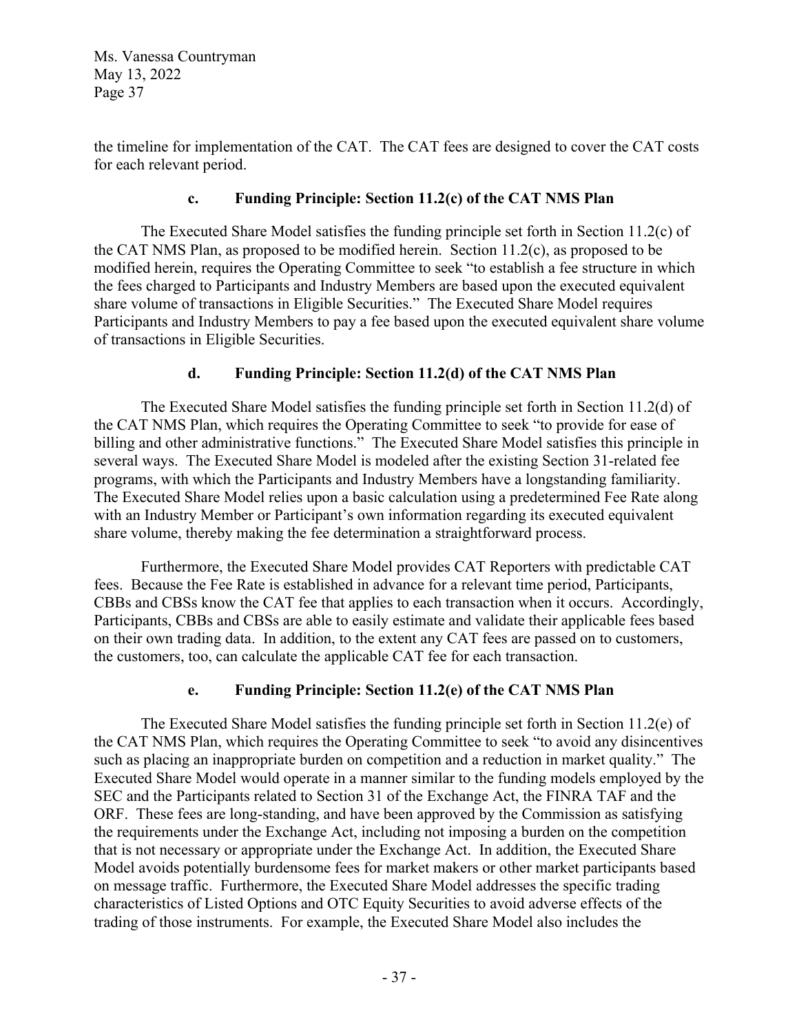the timeline for implementation of the CAT. The CAT fees are designed to cover the CAT costs for each relevant period.

#### c. Funding Principle: Section 11.2(c) of the CAT NMS Plan

The Executed Share Model satisfies the funding principle set forth in Section 11.2(c) of the CAT NMS Plan, as proposed to be modified herein. Section 11.2(c), as proposed to be modified herein, requires the Operating Committee to seek "to establish a fee structure in which the fees charged to Participants and Industry Members are based upon the executed equivalent share volume of transactions in Eligible Securities." The Executed Share Model requires Participants and Industry Members to pay a fee based upon the executed equivalent share volume of transactions in Eligible Securities.

#### d. Funding Principle: Section 11.2(d) of the CAT NMS Plan

The Executed Share Model satisfies the funding principle set forth in Section 11.2(d) of the CAT NMS Plan, which requires the Operating Committee to seek "to provide for ease of billing and other administrative functions." The Executed Share Model satisfies this principle in several ways. The Executed Share Model is modeled after the existing Section 31-related fee programs, with which the Participants and Industry Members have a longstanding familiarity. The Executed Share Model relies upon a basic calculation using a predetermined Fee Rate along with an Industry Member or Participant's own information regarding its executed equivalent share volume, thereby making the fee determination a straightforward process.

Furthermore, the Executed Share Model provides CAT Reporters with predictable CAT fees. Because the Fee Rate is established in advance for a relevant time period, Participants, CBBs and CBSs know the CAT fee that applies to each transaction when it occurs. Accordingly, Participants, CBBs and CBSs are able to easily estimate and validate their applicable fees based on their own trading data. In addition, to the extent any CAT fees are passed on to customers, the customers, too, can calculate the applicable CAT fee for each transaction.

#### e. Funding Principle: Section 11.2(e) of the CAT NMS Plan

The Executed Share Model satisfies the funding principle set forth in Section 11.2(e) of the CAT NMS Plan, which requires the Operating Committee to seek "to avoid any disincentives such as placing an inappropriate burden on competition and a reduction in market quality." The Executed Share Model would operate in a manner similar to the funding models employed by the SEC and the Participants related to Section 31 of the Exchange Act, the FINRA TAF and the ORF. These fees are long-standing, and have been approved by the Commission as satisfying the requirements under the Exchange Act, including not imposing a burden on the competition that is not necessary or appropriate under the Exchange Act. In addition, the Executed Share Model avoids potentially burdensome fees for market makers or other market participants based on message traffic. Furthermore, the Executed Share Model addresses the specific trading characteristics of Listed Options and OTC Equity Securities to avoid adverse effects of the trading of those instruments. For example, the Executed Share Model also includes the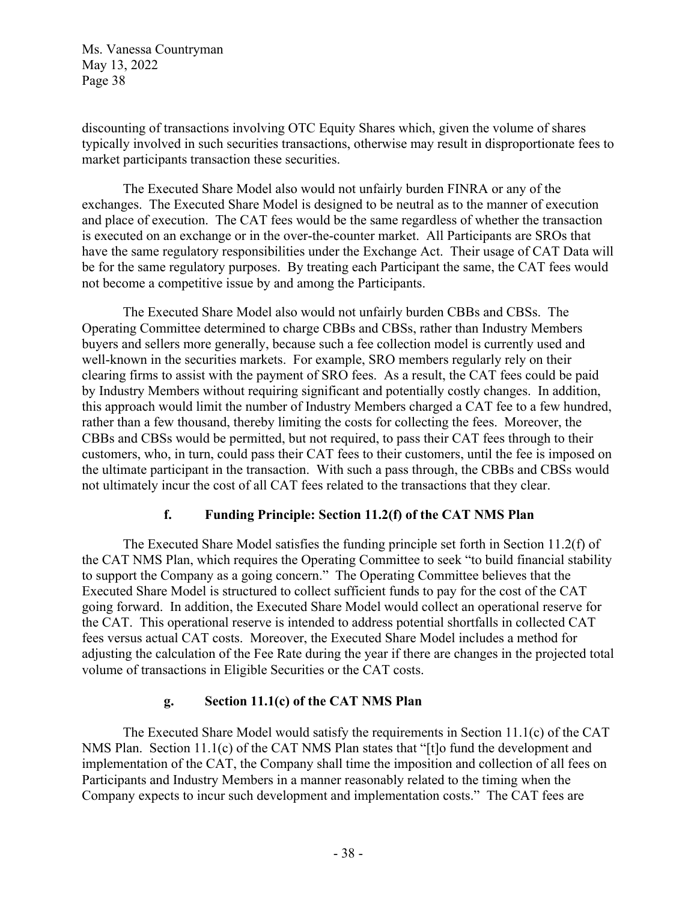discounting of transactions involving OTC Equity Shares which, given the volume of shares typically involved in such securities transactions, otherwise may result in disproportionate fees to market participants transaction these securities.

The Executed Share Model also would not unfairly burden FINRA or any of the exchanges. The Executed Share Model is designed to be neutral as to the manner of execution and place of execution. The CAT fees would be the same regardless of whether the transaction is executed on an exchange or in the over-the-counter market. All Participants are SROs that have the same regulatory responsibilities under the Exchange Act. Their usage of CAT Data will be for the same regulatory purposes. By treating each Participant the same, the CAT fees would not become a competitive issue by and among the Participants.

The Executed Share Model also would not unfairly burden CBBs and CBSs. The Operating Committee determined to charge CBBs and CBSs, rather than Industry Members buyers and sellers more generally, because such a fee collection model is currently used and well-known in the securities markets. For example, SRO members regularly rely on their clearing firms to assist with the payment of SRO fees. As a result, the CAT fees could be paid by Industry Members without requiring significant and potentially costly changes. In addition, this approach would limit the number of Industry Members charged a CAT fee to a few hundred, rather than a few thousand, thereby limiting the costs for collecting the fees. Moreover, the CBBs and CBSs would be permitted, but not required, to pass their CAT fees through to their customers, who, in turn, could pass their CAT fees to their customers, until the fee is imposed on the ultimate participant in the transaction. With such a pass through, the CBBs and CBSs would not ultimately incur the cost of all CAT fees related to the transactions that they clear.

#### f. Funding Principle: Section 11.2(f) of the CAT NMS Plan

The Executed Share Model satisfies the funding principle set forth in Section 11.2(f) of the CAT NMS Plan, which requires the Operating Committee to seek "to build financial stability to support the Company as a going concern." The Operating Committee believes that the Executed Share Model is structured to collect sufficient funds to pay for the cost of the CAT going forward. In addition, the Executed Share Model would collect an operational reserve for the CAT. This operational reserve is intended to address potential shortfalls in collected CAT fees versus actual CAT costs. Moreover, the Executed Share Model includes a method for adjusting the calculation of the Fee Rate during the year if there are changes in the projected total volume of transactions in Eligible Securities or the CAT costs.

#### g. Section 11.1(c) of the CAT NMS Plan

The Executed Share Model would satisfy the requirements in Section 11.1(c) of the CAT NMS Plan. Section 11.1(c) of the CAT NMS Plan states that "[t]o fund the development and implementation of the CAT, the Company shall time the imposition and collection of all fees on Participants and Industry Members in a manner reasonably related to the timing when the Company expects to incur such development and implementation costs." The CAT fees are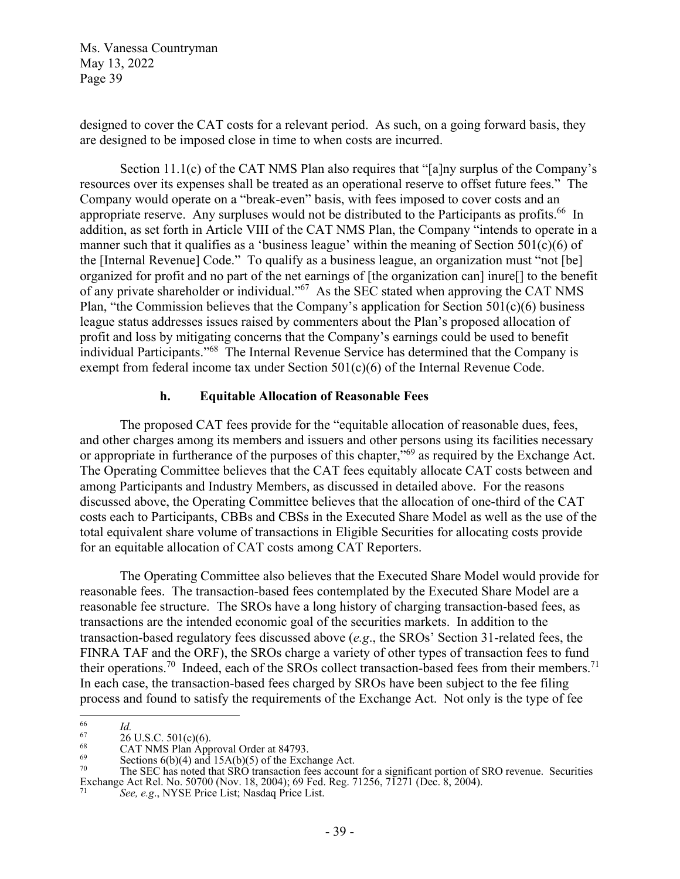designed to cover the CAT costs for a relevant period. As such, on a going forward basis, they are designed to be imposed close in time to when costs are incurred.

Section 11.1(c) of the CAT NMS Plan also requires that "[a]ny surplus of the Company's resources over its expenses shall be treated as an operational reserve to offset future fees." The Company would operate on a "break-even" basis, with fees imposed to cover costs and an appropriate reserve. Any surpluses would not be distributed to the Participants as profits.[66] In addition, as set forth in Article VIII of the CAT NMS Plan, the Company "intends to operate in a manner such that it qualifies as a 'business league' within the meaning of Section 501(c)(6) of the [Internal Revenue] Code." To qualify as a business league, an organization must "not [be] organized for profit and no part of the net earnings of [the organization can] inure[] to the benefit of any private shareholder or individual."[67] As the SEC stated when approving the CAT NMS Plan, "the Commission believes that the Company's application for Section 501(c)(6) business league status addresses issues raised by commenters about the Plan's proposed allocation of profit and loss by mitigating concerns that the Company's earnings could be used to benefit individual Participants."[68] The Internal Revenue Service has determined that the Company is exempt from federal income tax under Section 501(c)(6) of the Internal Revenue Code.

### h. Equitable Allocation of Reasonable Fees

The proposed CAT fees provide for the "equitable allocation of reasonable dues, fees, and other charges among its members and issuers and other persons using its facilities necessary or appropriate in furtherance of the purposes of this chapter,"[69] as required by the Exchange Act. The Operating Committee believes that the CAT fees equitably allocate CAT costs between and among Participants and Industry Members, as discussed in detailed above. For the reasons discussed above, the Operating Committee believes that the allocation of one-third of the CAT costs each to Participants, CBBs and CBSs in the Executed Share Model as well as the use of the total equivalent share volume of transactions in Eligible Securities for allocating costs provide for an equitable allocation of CAT costs among CAT Reporters.

The Operating Committee also believes that the Executed Share Model would provide for reasonable fees. The transaction-based fees contemplated by the Executed Share Model are a reasonable fee structure. The SROs have a long history of charging transaction-based fees, as transactions are the intended economic goal of the securities markets. In addition to the transaction-based regulatory fees discussed above (*e.g*., the SROs' Section 31-related fees, the FINRA TAF and the ORF), the SROs charge a variety of other types of transaction fees to fund their operations.[70] Indeed, each of the SROs collect transaction-based fees from their members.[71] In each case, the transaction-based fees charged by SROs have been subject to the fee filing process and found to satisfy the requirements of the Exchange Act. Not only is the type of fee

---

[66] *Id.*

[67] 26 U.S.C. 501(c)(6).

[68] CAT NMS Plan Approval Order at 84793.

[69] Sections 6(b)(4) and 15A(b)(5) of the Exchange Act.

[70] The SEC has noted that SRO transaction fees account for a significant portion of SRO revenue. Securities Exchange Act Rel. No. 50700 (Nov. 18, 2004); 69 Fed. Reg. 71256, 71271 (Dec. 8, 2004).

[71] *See, e.g*., NYSE Price List; Nasdaq Price List.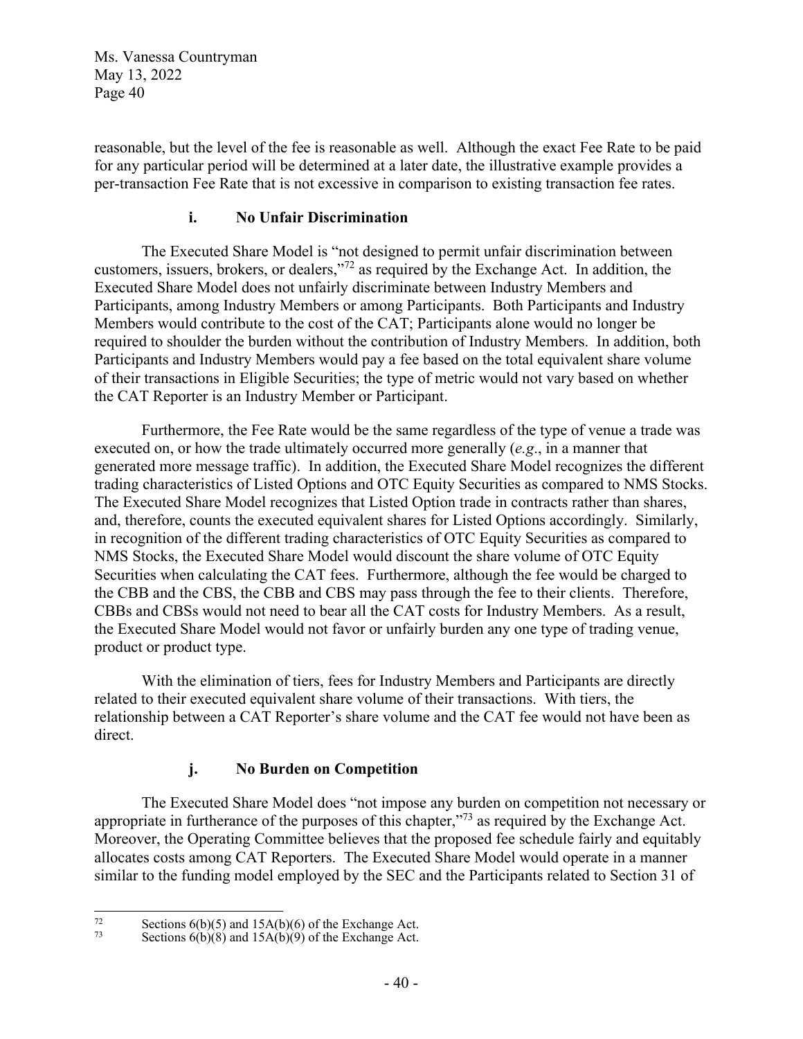reasonable, but the level of the fee is reasonable as well. Although the exact Fee Rate to be paid for any particular period will be determined at a later date, the illustrative example provides a per-transaction Fee Rate that is not excessive in comparison to existing transaction fee rates.

### i. No Unfair Discrimination

The Executed Share Model is "not designed to permit unfair discrimination between customers, issuers, brokers, or dealers,"[72] as required by the Exchange Act. In addition, the Executed Share Model does not unfairly discriminate between Industry Members and Participants, among Industry Members or among Participants. Both Participants and Industry Members would contribute to the cost of the CAT; Participants alone would no longer be required to shoulder the burden without the contribution of Industry Members. In addition, both Participants and Industry Members would pay a fee based on the total equivalent share volume of their transactions in Eligible Securities; the type of metric would not vary based on whether the CAT Reporter is an Industry Member or Participant.

Furthermore, the Fee Rate would be the same regardless of the type of venue a trade was executed on, or how the trade ultimately occurred more generally (*e.g*., in a manner that generated more message traffic). In addition, the Executed Share Model recognizes the different trading characteristics of Listed Options and OTC Equity Securities as compared to NMS Stocks. The Executed Share Model recognizes that Listed Option trade in contracts rather than shares, and, therefore, counts the executed equivalent shares for Listed Options accordingly. Similarly, in recognition of the different trading characteristics of OTC Equity Securities as compared to NMS Stocks, the Executed Share Model would discount the share volume of OTC Equity Securities when calculating the CAT fees. Furthermore, although the fee would be charged to the CBB and the CBS, the CBB and CBS may pass through the fee to their clients. Therefore, CBBs and CBSs would not need to bear all the CAT costs for Industry Members. As a result, the Executed Share Model would not favor or unfairly burden any one type of trading venue, product or product type.

With the elimination of tiers, fees for Industry Members and Participants are directly related to their executed equivalent share volume of their transactions. With tiers, the relationship between a CAT Reporter's share volume and the CAT fee would not have been as direct.

### j. No Burden on Competition

The Executed Share Model does "not impose any burden on competition not necessary or appropriate in furtherance of the purposes of this chapter,"[73] as required by the Exchange Act. Moreover, the Operating Committee believes that the proposed fee schedule fairly and equitably allocates costs among CAT Reporters. The Executed Share Model would operate in a manner similar to the funding model employed by the SEC and the Participants related to Section 31 of

---

[72] Sections 6(b)(5) and 15A(b)(6) of the Exchange Act.

[73] Sections 6(b)(8) and 15A(b)(9) of the Exchange Act.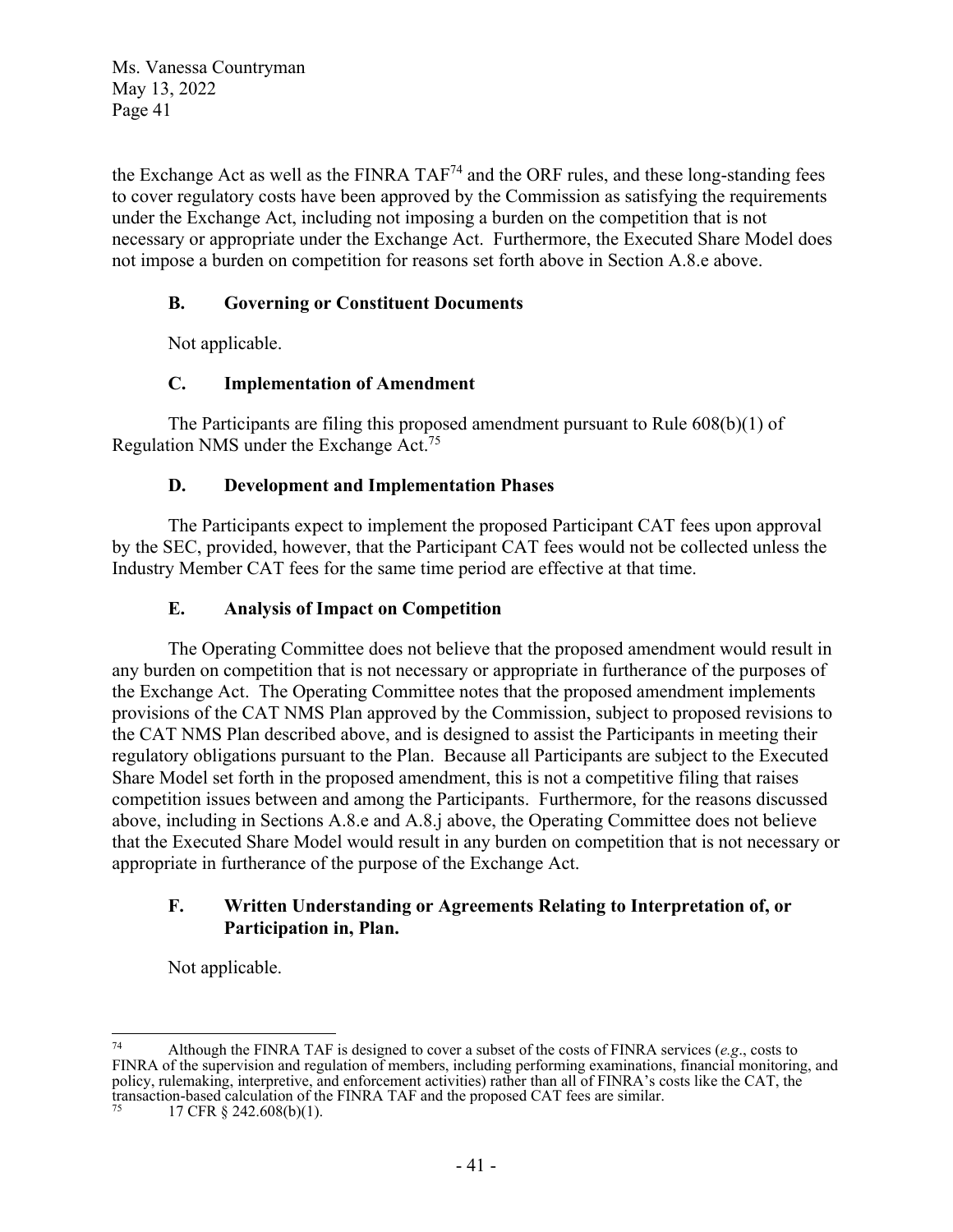the Exchange Act as well as the FINRA TAF[74] and the ORF rules, and these long-standing fees to cover regulatory costs have been approved by the Commission as satisfying the requirements under the Exchange Act, including not imposing a burden on the competition that is not necessary or appropriate under the Exchange Act. Furthermore, the Executed Share Model does not impose a burden on competition for reasons set forth above in Section A.8.e above.

### B. Governing or Constituent Documents

Not applicable.

### C. Implementation of Amendment

The Participants are filing this proposed amendment pursuant to Rule 608(b)(1) of Regulation NMS under the Exchange Act.[75]

### D. Development and Implementation Phases

The Participants expect to implement the proposed Participant CAT fees upon approval by the SEC, provided, however, that the Participant CAT fees would not be collected unless the Industry Member CAT fees for the same time period are effective at that time.

### E. Analysis of Impact on Competition

The Operating Committee does not believe that the proposed amendment would result in any burden on competition that is not necessary or appropriate in furtherance of the purposes of the Exchange Act. The Operating Committee notes that the proposed amendment implements provisions of the CAT NMS Plan approved by the Commission, subject to proposed revisions to the CAT NMS Plan described above, and is designed to assist the Participants in meeting their regulatory obligations pursuant to the Plan. Because all Participants are subject to the Executed Share Model set forth in the proposed amendment, this is not a competitive filing that raises competition issues between and among the Participants. Furthermore, for the reasons discussed above, including in Sections A.8.e and A.8.j above, the Operating Committee does not believe that the Executed Share Model would result in any burden on competition that is not necessary or appropriate in furtherance of the purpose of the Exchange Act.

### F. Written Understanding or Agreements Relating to Interpretation of, or Participation in, Plan.

Not applicable.

---

[74] Although the FINRA TAF is designed to cover a subset of the costs of FINRA services (*e.g*., costs to FINRA of the supervision and regulation of members, including performing examinations, financial monitoring, and policy, rulemaking, interpretive, and enforcement activities) rather than all of FINRA's costs like the CAT, the transaction-based calculation of the FINRA TAF and the proposed CAT fees are similar.

[75] 17 CFR § 242.608(b)(1).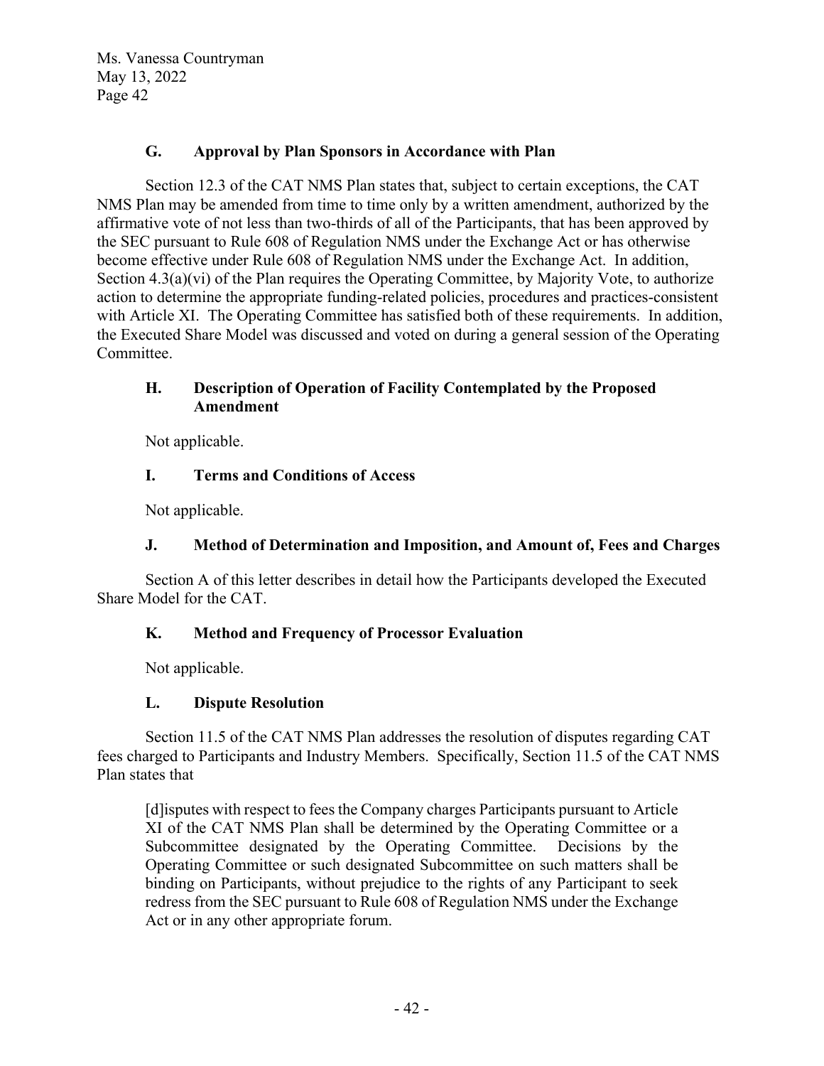### G. Approval by Plan Sponsors in Accordance with Plan

Section 12.3 of the CAT NMS Plan states that, subject to certain exceptions, the CAT NMS Plan may be amended from time to time only by a written amendment, authorized by the affirmative vote of not less than two-thirds of all of the Participants, that has been approved by the SEC pursuant to Rule 608 of Regulation NMS under the Exchange Act or has otherwise become effective under Rule 608 of Regulation NMS under the Exchange Act. In addition, Section 4.3(a)(vi) of the Plan requires the Operating Committee, by Majority Vote, to authorize action to determine the appropriate funding-related policies, procedures and practices-consistent with Article XI. The Operating Committee has satisfied both of these requirements. In addition, the Executed Share Model was discussed and voted on during a general session of the Operating Committee.

### H. Description of Operation of Facility Contemplated by the Proposed Amendment

Not applicable.

### I. Terms and Conditions of Access

Not applicable.

### J. Method of Determination and Imposition, and Amount of, Fees and Charges

Section A of this letter describes in detail how the Participants developed the Executed Share Model for the CAT.

### K. Method and Frequency of Processor Evaluation

Not applicable.

### L. Dispute Resolution

Section 11.5 of the CAT NMS Plan addresses the resolution of disputes regarding CAT fees charged to Participants and Industry Members. Specifically, Section 11.5 of the CAT NMS Plan states that

> [d]isputes with respect to fees the Company charges Participants pursuant to Article XI of the CAT NMS Plan shall be determined by the Operating Committee or a Subcommittee designated by the Operating Committee. Decisions by the Operating Committee or such designated Subcommittee on such matters shall be binding on Participants, without prejudice to the rights of any Participant to seek redress from the SEC pursuant to Rule 608 of Regulation NMS under the Exchange Act or in any other appropriate forum.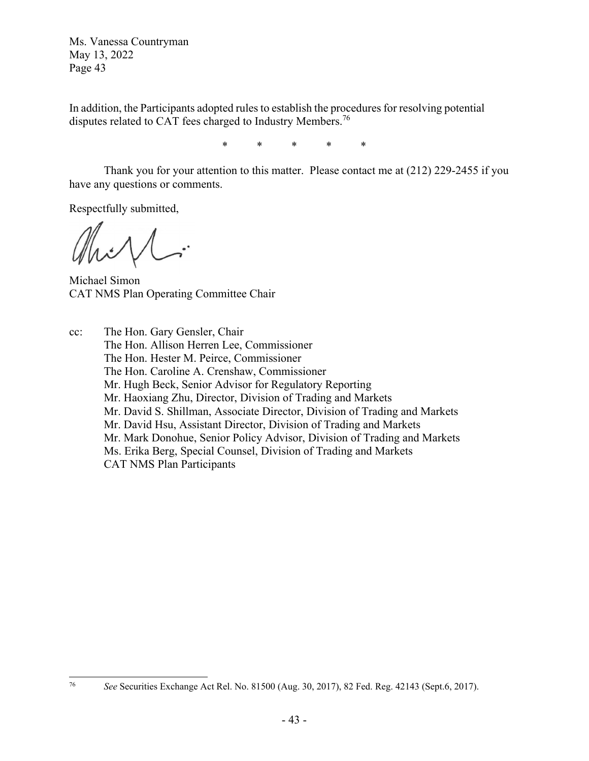Ms. Vanessa Countryman
May 13, 2022
Page 43

In addition, the Participants adopted rules to establish the procedures for resolving potential disputes related to CAT fees charged to Industry Members.[76]

\* \* \* \* \*

Thank you for your attention to this matter. Please contact me at (212) 229-2455 if you have any questions or comments.

Respectfully submitted,

Michael Simon
CAT NMS Plan Operating Committee Chair

cc: The Hon. Gary Gensler, Chair
The Hon. Allison Herren Lee, Commissioner
The Hon. Hester M. Peirce, Commissioner
The Hon. Caroline A. Crenshaw, Commissioner
Mr. Hugh Beck, Senior Advisor for Regulatory Reporting
Mr. Haoxiang Zhu, Director, Division of Trading and Markets
Mr. David S. Shillman, Associate Director, Division of Trading and Markets
Mr. David Hsu, Assistant Director, Division of Trading and Markets
Mr. Mark Donohue, Senior Policy Advisor, Division of Trading and Markets
Ms. Erika Berg, Special Counsel, Division of Trading and Markets
CAT NMS Plan Participants

---

[76] *See* Securities Exchange Act Rel. No. 81500 (Aug. 30, 2017), 82 Fed. Reg. 42143 (Sept.6, 2017).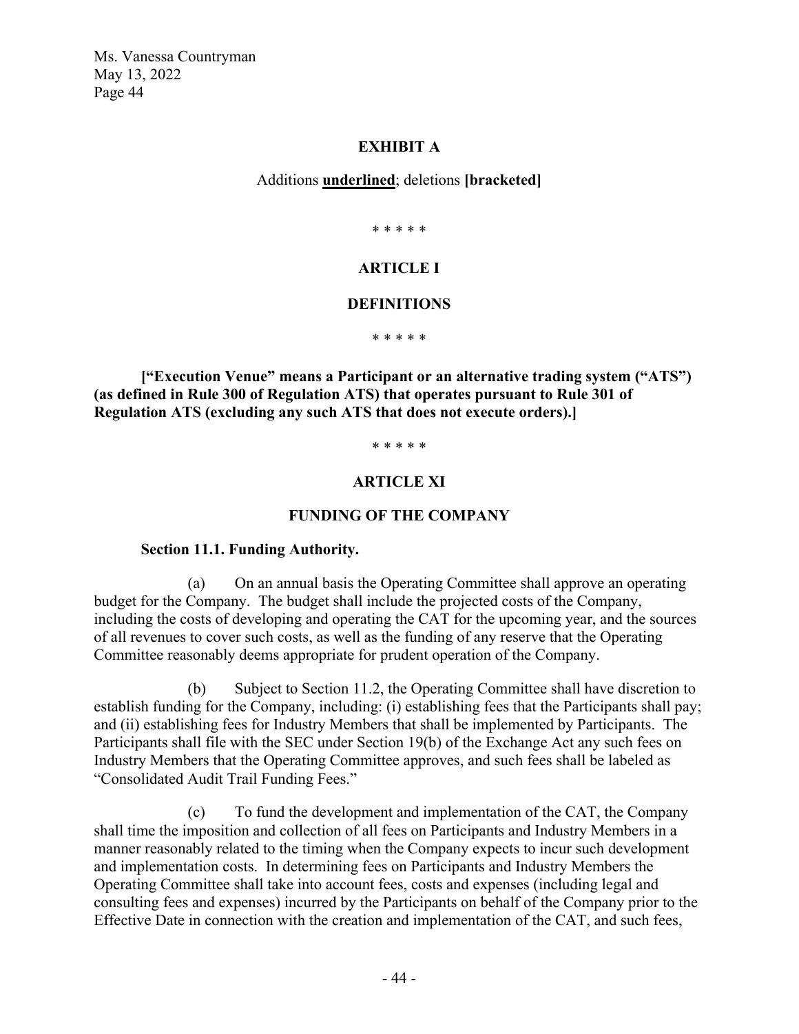**EXHIBIT A**

Additions **underlined**; deletions **[bracketed]**

\* \* \* \* \*

**ARTICLE I**

**DEFINITIONS**

\* \* \* \* \*

**[“Execution Venue” means a Participant or an alternative trading system (“ATS”) (as defined in Rule 300 of Regulation ATS) that operates pursuant to Rule 301 of Regulation ATS (excluding any such ATS that does not execute orders).]**

\* \* \* \* \*

**ARTICLE XI**

**FUNDING OF THE COMPANY**

**Section 11.1. Funding Authority.**

(a) On an annual basis the Operating Committee shall approve an operating budget for the Company. The budget shall include the projected costs of the Company, including the costs of developing and operating the CAT for the upcoming year, and the sources of all revenues to cover such costs, as well as the funding of any reserve that the Operating Committee reasonably deems appropriate for prudent operation of the Company.

(b) Subject to Section 11.2, the Operating Committee shall have discretion to establish funding for the Company, including: (i) establishing fees that the Participants shall pay; and (ii) establishing fees for Industry Members that shall be implemented by Participants. The Participants shall file with the SEC under Section 19(b) of the Exchange Act any such fees on Industry Members that the Operating Committee approves, and such fees shall be labeled as “Consolidated Audit Trail Funding Fees.”

(c) To fund the development and implementation of the CAT, the Company shall time the imposition and collection of all fees on Participants and Industry Members in a manner reasonably related to the timing when the Company expects to incur such development and implementation costs. In determining fees on Participants and Industry Members the Operating Committee shall take into account fees, costs and expenses (including legal and consulting fees and expenses) incurred by the Participants on behalf of the Company prior to the Effective Date in connection with the creation and implementation of the CAT, and such fees,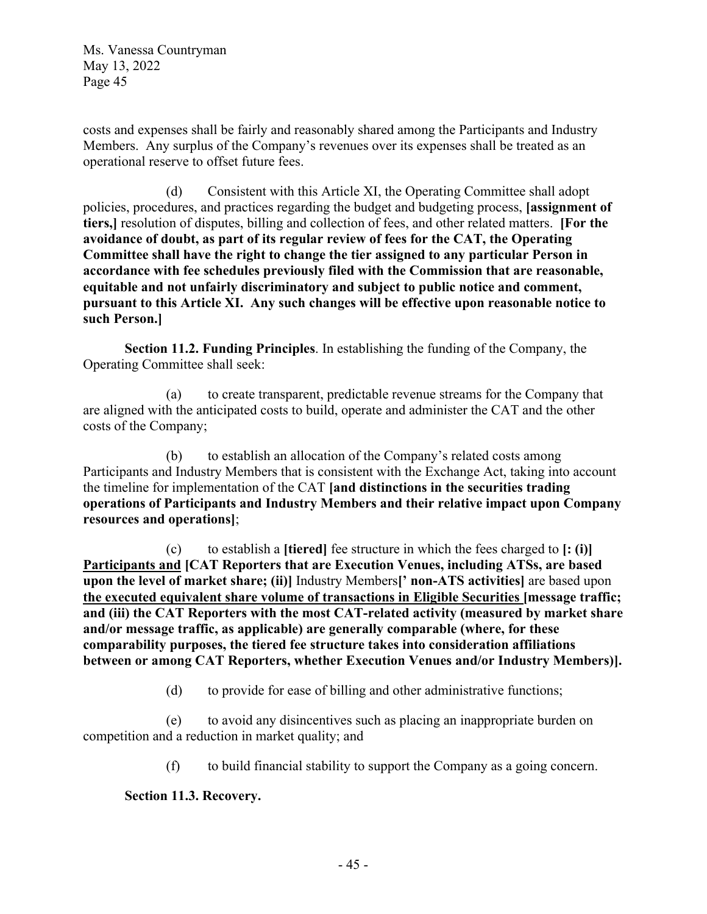costs and expenses shall be fairly and reasonably shared among the Participants and Industry Members. Any surplus of the Company's revenues over its expenses shall be treated as an operational reserve to offset future fees.

(d) Consistent with this Article XI, the Operating Committee shall adopt policies, procedures, and practices regarding the budget and budgeting process, **[assignment of tiers,]** resolution of disputes, billing and collection of fees, and other related matters. **[For the avoidance of doubt, as part of its regular review of fees for the CAT, the Operating Committee shall have the right to change the tier assigned to any particular Person in accordance with fee schedules previously filed with the Commission that are reasonable, equitable and not unfairly discriminatory and subject to public notice and comment, pursuant to this Article XI. Any such changes will be effective upon reasonable notice to such Person.]**

**Section 11.2. Funding Principles**. In establishing the funding of the Company, the Operating Committee shall seek:

(a) to create transparent, predictable revenue streams for the Company that are aligned with the anticipated costs to build, operate and administer the CAT and the other costs of the Company;

(b) to establish an allocation of the Company's related costs among Participants and Industry Members that is consistent with the Exchange Act, taking into account the timeline for implementation of the CAT **[and distinctions in the securities trading operations of Participants and Industry Members and their relative impact upon Company resources and operations]**;

(c) to establish a **[tiered]** fee structure in which the fees charged to **[: (i)]** <u>**Participants and**</u> **[CAT Reporters that are Execution Venues, including ATSs, are based upon the level of market share; (ii)]** Industry Members**[' non-ATS activities]** are based upon <u>**the executed equivalent share volume of transactions in Eligible Securities**</u> **[message traffic; and (iii) the CAT Reporters with the most CAT-related activity (measured by market share and/or message traffic, as applicable) are generally comparable (where, for these comparability purposes, the tiered fee structure takes into consideration affiliations between or among CAT Reporters, whether Execution Venues and/or Industry Members)].**

(d) to provide for ease of billing and other administrative functions;

(e) to avoid any disincentives such as placing an inappropriate burden on competition and a reduction in market quality; and

(f) to build financial stability to support the Company as a going concern.

**Section 11.3. Recovery.**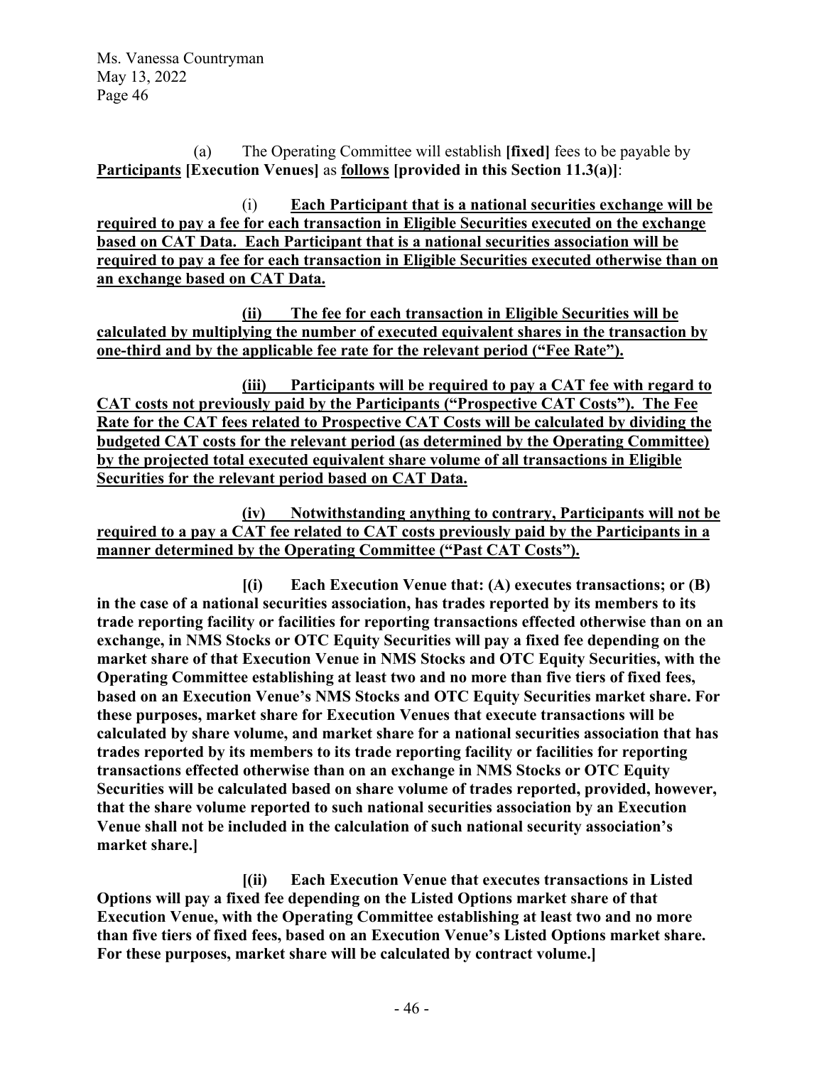(a) The Operating Committee will establish **[fixed]** fees to be payable by <u>**Participants**</u> **[Execution Venues]** as <u>**follows**</u> **[provided in this Section 11.3(a)]**:

(i) <u>**Each Participant that is a national securities exchange will be required to pay a fee for each transaction in Eligible Securities executed on the exchange based on CAT Data. Each Participant that is a national securities association will be required to pay a fee for each transaction in Eligible Securities executed otherwise than on an exchange based on CAT Data.**</u>

<u>**(ii) The fee for each transaction in Eligible Securities will be calculated by multiplying the number of executed equivalent shares in the transaction by one-third and by the applicable fee rate for the relevant period ("Fee Rate").**</u>

<u>**(iii) Participants will be required to pay a CAT fee with regard to CAT costs not previously paid by the Participants ("Prospective CAT Costs"). The Fee Rate for the CAT fees related to Prospective CAT Costs will be calculated by dividing the budgeted CAT costs for the relevant period (as determined by the Operating Committee) by the projected total executed equivalent share volume of all transactions in Eligible Securities for the relevant period based on CAT Data.**</u>

<u>**(iv) Notwithstanding anything to contrary, Participants will not be required to a pay a CAT fee related to CAT costs previously paid by the Participants in a manner determined by the Operating Committee ("Past CAT Costs").**</u>

**[(i) Each Execution Venue that: (A) executes transactions; or (B) in the case of a national securities association, has trades reported by its members to its trade reporting facility or facilities for reporting transactions effected otherwise than on an exchange, in NMS Stocks or OTC Equity Securities will pay a fixed fee depending on the market share of that Execution Venue in NMS Stocks and OTC Equity Securities, with the Operating Committee establishing at least two and no more than five tiers of fixed fees, based on an Execution Venue's NMS Stocks and OTC Equity Securities market share. For these purposes, market share for Execution Venues that execute transactions will be calculated by share volume, and market share for a national securities association that has trades reported by its members to its trade reporting facility or facilities for reporting transactions effected otherwise than on an exchange in NMS Stocks or OTC Equity Securities will be calculated based on share volume of trades reported, provided, however, that the share volume reported to such national securities association by an Execution Venue shall not be included in the calculation of such national security association's market share.]**

**[(ii) Each Execution Venue that executes transactions in Listed Options will pay a fixed fee depending on the Listed Options market share of that Execution Venue, with the Operating Committee establishing at least two and no more than five tiers of fixed fees, based on an Execution Venue's Listed Options market share. For these purposes, market share will be calculated by contract volume.]**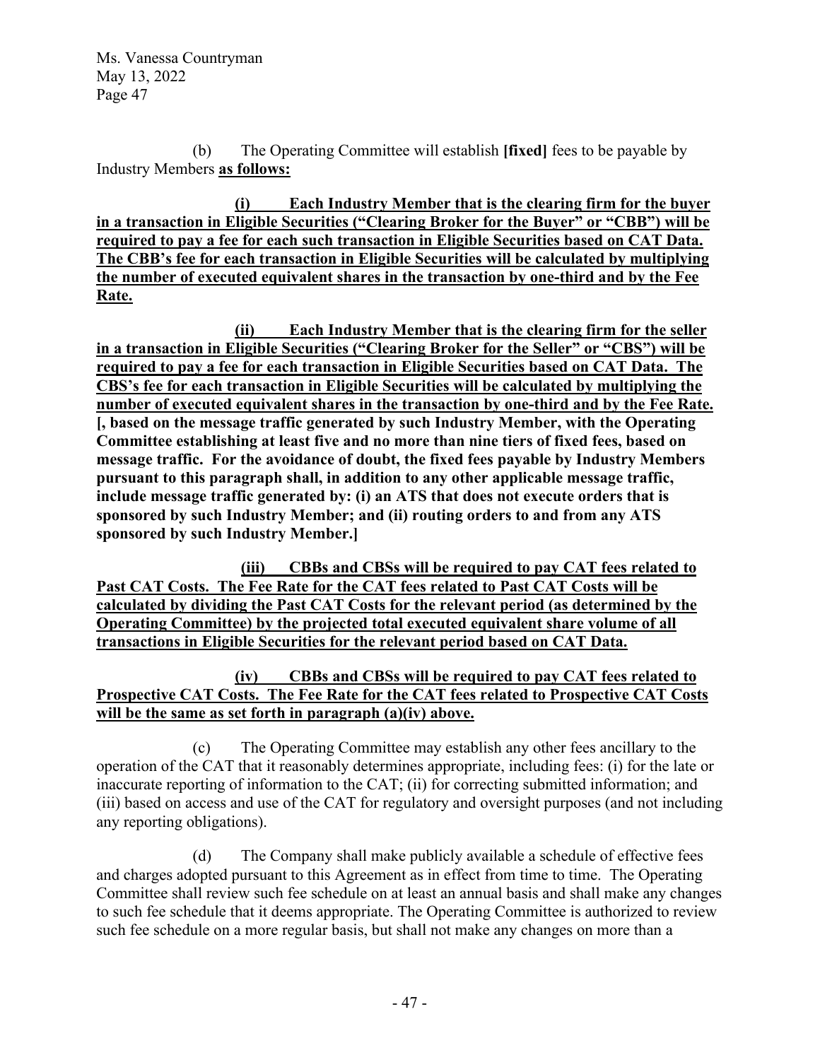(b) The Operating Committee will establish **[fixed]** fees to be payable by Industry Members **<u>as follows:</u>**

**<u>(i) Each Industry Member that is the clearing firm for the buyer in a transaction in Eligible Securities ("Clearing Broker for the Buyer" or "CBB") will be required to pay a fee for each such transaction in Eligible Securities based on CAT Data. The CBB's fee for each transaction in Eligible Securities will be calculated by multiplying the number of executed equivalent shares in the transaction by one-third and by the Fee Rate.</u>**

**<u>(ii) Each Industry Member that is the clearing firm for the seller in a transaction in Eligible Securities ("Clearing Broker for the Seller" or "CBS") will be required to pay a fee for each transaction in Eligible Securities based on CAT Data. The CBS's fee for each transaction in Eligible Securities will be calculated by multiplying the number of executed equivalent shares in the transaction by one-third and by the Fee Rate.</u>** **[, based on the message traffic generated by such Industry Member, with the Operating Committee establishing at least five and no more than nine tiers of fixed fees, based on message traffic. For the avoidance of doubt, the fixed fees payable by Industry Members pursuant to this paragraph shall, in addition to any other applicable message traffic, include message traffic generated by: (i) an ATS that does not execute orders that is sponsored by such Industry Member; and (ii) routing orders to and from any ATS sponsored by such Industry Member.]**

**<u>(iii) CBBs and CBSs will be required to pay CAT fees related to Past CAT Costs. The Fee Rate for the CAT fees related to Past CAT Costs will be calculated by dividing the Past CAT Costs for the relevant period (as determined by the Operating Committee) by the projected total executed equivalent share volume of all transactions in Eligible Securities for the relevant period based on CAT Data.</u>**

**<u>(iv) CBBs and CBSs will be required to pay CAT fees related to Prospective CAT Costs. The Fee Rate for the CAT fees related to Prospective CAT Costs will be the same as set forth in paragraph (a)(iv) above.</u>**

(c) The Operating Committee may establish any other fees ancillary to the operation of the CAT that it reasonably determines appropriate, including fees: (i) for the late or inaccurate reporting of information to the CAT; (ii) for correcting submitted information; and (iii) based on access and use of the CAT for regulatory and oversight purposes (and not including any reporting obligations).

(d) The Company shall make publicly available a schedule of effective fees and charges adopted pursuant to this Agreement as in effect from time to time. The Operating Committee shall review such fee schedule on at least an annual basis and shall make any changes to such fee schedule that it deems appropriate. The Operating Committee is authorized to review such fee schedule on a more regular basis, but shall not make any changes on more than a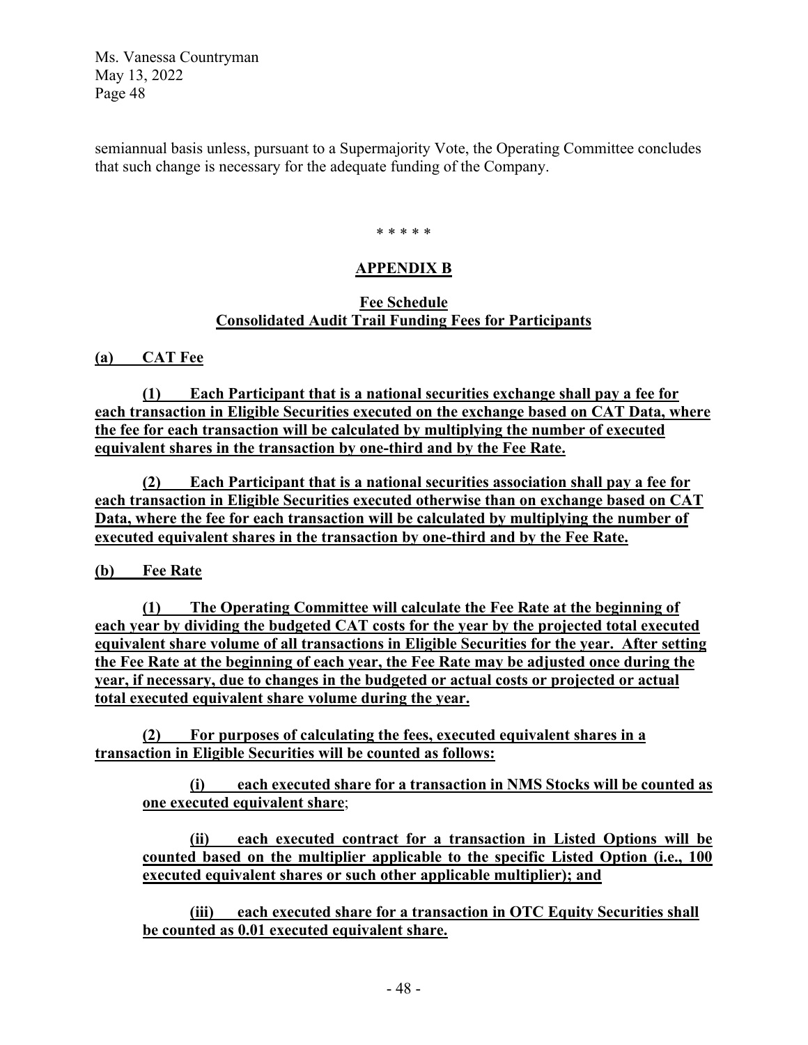semiannual basis unless, pursuant to a Supermajority Vote, the Operating Committee concludes that such change is necessary for the adequate funding of the Company.

\* \* \* \* \*

## APPENDIX B

### Fee Schedule
### Consolidated Audit Trail Funding Fees for Participants

**(a) CAT Fee**

**(1) Each Participant that is a national securities exchange shall pay a fee for each transaction in Eligible Securities executed on the exchange based on CAT Data, where the fee for each transaction will be calculated by multiplying the number of executed equivalent shares in the transaction by one-third and by the Fee Rate.**

**(2) Each Participant that is a national securities association shall pay a fee for each transaction in Eligible Securities executed otherwise than on exchange based on CAT Data, where the fee for each transaction will be calculated by multiplying the number of executed equivalent shares in the transaction by one-third and by the Fee Rate.**

**(b) Fee Rate**

**(1) The Operating Committee will calculate the Fee Rate at the beginning of each year by dividing the budgeted CAT costs for the year by the projected total executed equivalent share volume of all transactions in Eligible Securities for the year. After setting the Fee Rate at the beginning of each year, the Fee Rate may be adjusted once during the year, if necessary, due to changes in the budgeted or actual costs or projected or actual total executed equivalent share volume during the year.**

**(2) For purposes of calculating the fees, executed equivalent shares in a transaction in Eligible Securities will be counted as follows:**

**(i) each executed share for a transaction in NMS Stocks will be counted as one executed equivalent share**;

**(ii) each executed contract for a transaction in Listed Options will be counted based on the multiplier applicable to the specific Listed Option (i.e., 100 executed equivalent shares or such other applicable multiplier); and**

**(iii) each executed share for a transaction in OTC Equity Securities shall be counted as 0.01 executed equivalent share.**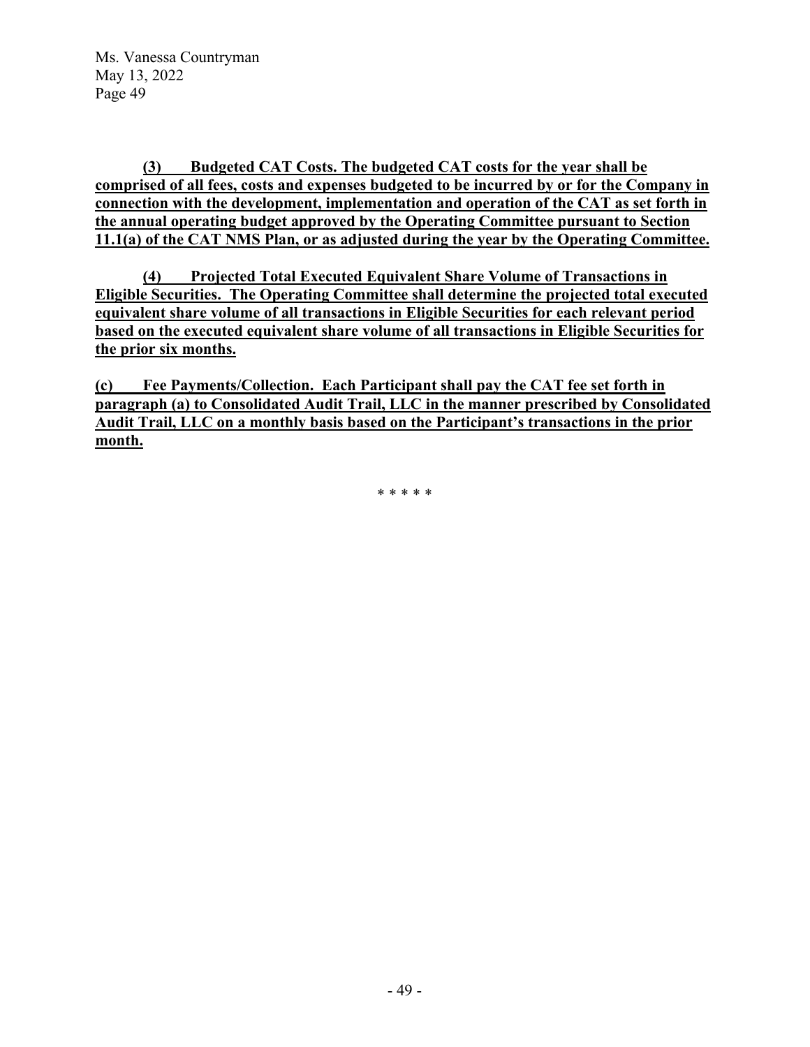**(3) Budgeted CAT Costs. The budgeted CAT costs for the year shall be comprised of all fees, costs and expenses budgeted to be incurred by or for the Company in connection with the development, implementation and operation of the CAT as set forth in the annual operating budget approved by the Operating Committee pursuant to Section 11.1(a) of the CAT NMS Plan, or as adjusted during the year by the Operating Committee.**

**(4) Projected Total Executed Equivalent Share Volume of Transactions in Eligible Securities. The Operating Committee shall determine the projected total executed equivalent share volume of all transactions in Eligible Securities for each relevant period based on the executed equivalent share volume of all transactions in Eligible Securities for the prior six months.**

**(c) Fee Payments/Collection. Each Participant shall pay the CAT fee set forth in paragraph (a) to Consolidated Audit Trail, LLC in the manner prescribed by Consolidated Audit Trail, LLC on a monthly basis based on the Participant's transactions in the prior month.**

\* \* \* \* \*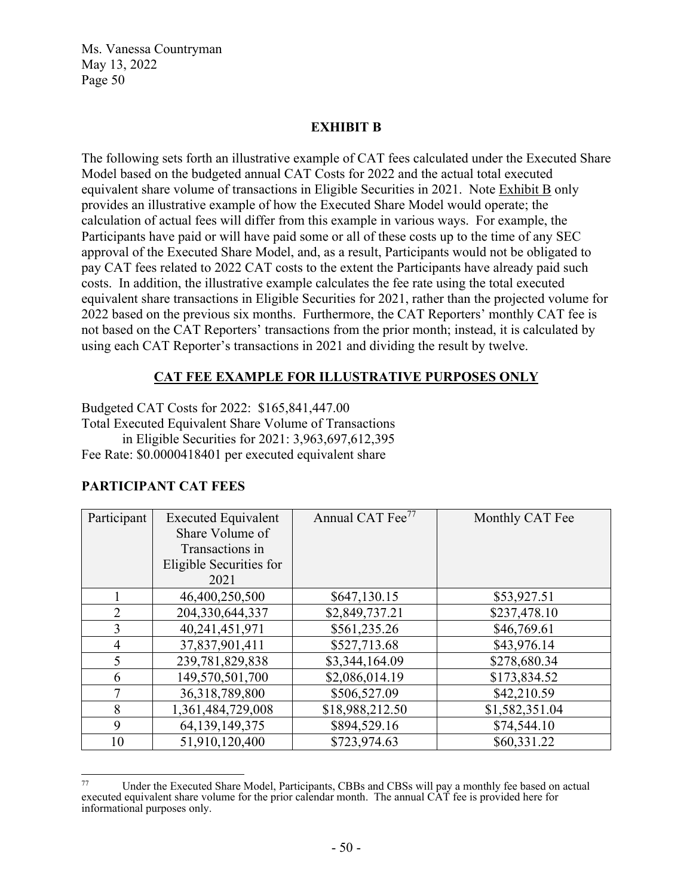Ms. Vanessa Countryman
May 13, 2022
Page 50

## EXHIBIT B

The following sets forth an illustrative example of CAT fees calculated under the Executed Share Model based on the budgeted annual CAT Costs for 2022 and the actual total executed equivalent share volume of transactions in Eligible Securities in 2021. Note Exhibit B only provides an illustrative example of how the Executed Share Model would operate; the calculation of actual fees will differ from this example in various ways. For example, the Participants have paid or will have paid some or all of these costs up to the time of any SEC approval of the Executed Share Model, and, as a result, Participants would not be obligated to pay CAT fees related to 2022 CAT costs to the extent the Participants have already paid such costs. In addition, the illustrative example calculates the fee rate using the total executed equivalent share transactions in Eligible Securities for 2021, rather than the projected volume for 2022 based on the previous six months. Furthermore, the CAT Reporters' monthly CAT fee is not based on the CAT Reporters' transactions from the prior month; instead, it is calculated by using each CAT Reporter's transactions in 2021 and dividing the result by twelve.

### CAT FEE EXAMPLE FOR ILLUSTRATIVE PURPOSES ONLY

Budgeted CAT Costs for 2022: $165,841,447.00
Total Executed Equivalent Share Volume of Transactions in Eligible Securities for 2021: 3,963,697,612,395
Fee Rate: $0.0000418401 per executed equivalent share

### PARTICIPANT CAT FEES

| Participant | Executed Equivalent Share Volume of Transactions in Eligible Securities for 2021 | Annual CAT Fee[77] | Monthly CAT Fee |
|---|---|---|---|
| 1 | 46,400,250,500 | $647,130.15 | $53,927.51 |
| 2 | 204,330,644,337 | $2,849,737.21 | $237,478.10 |
| 3 | 40,241,451,971 | $561,235.26 | $46,769.61 |
| 4 | 37,837,901,411 | $527,713.68 | $43,976.14 |
| 5 | 239,781,829,838 | $3,344,164.09 | $278,680.34 |
| 6 | 149,570,501,700 | $2,086,014.19 | $173,834.52 |
| 7 | 36,318,789,800 | $506,527.09 | $42,210.59 |
| 8 | 1,361,484,729,008 | $18,988,212.50 | $1,582,351.04 |
| 9 | 64,139,149,375 | $894,529.16 | $74,544.10 |
| 10 | 51,910,120,400 | $723,974.63 | $60,331.22 |

[77] Under the Executed Share Model, Participants, CBBs and CBSs will pay a monthly fee based on actual executed equivalent share volume for the prior calendar month. The annual CAT fee is provided here for informational purposes only.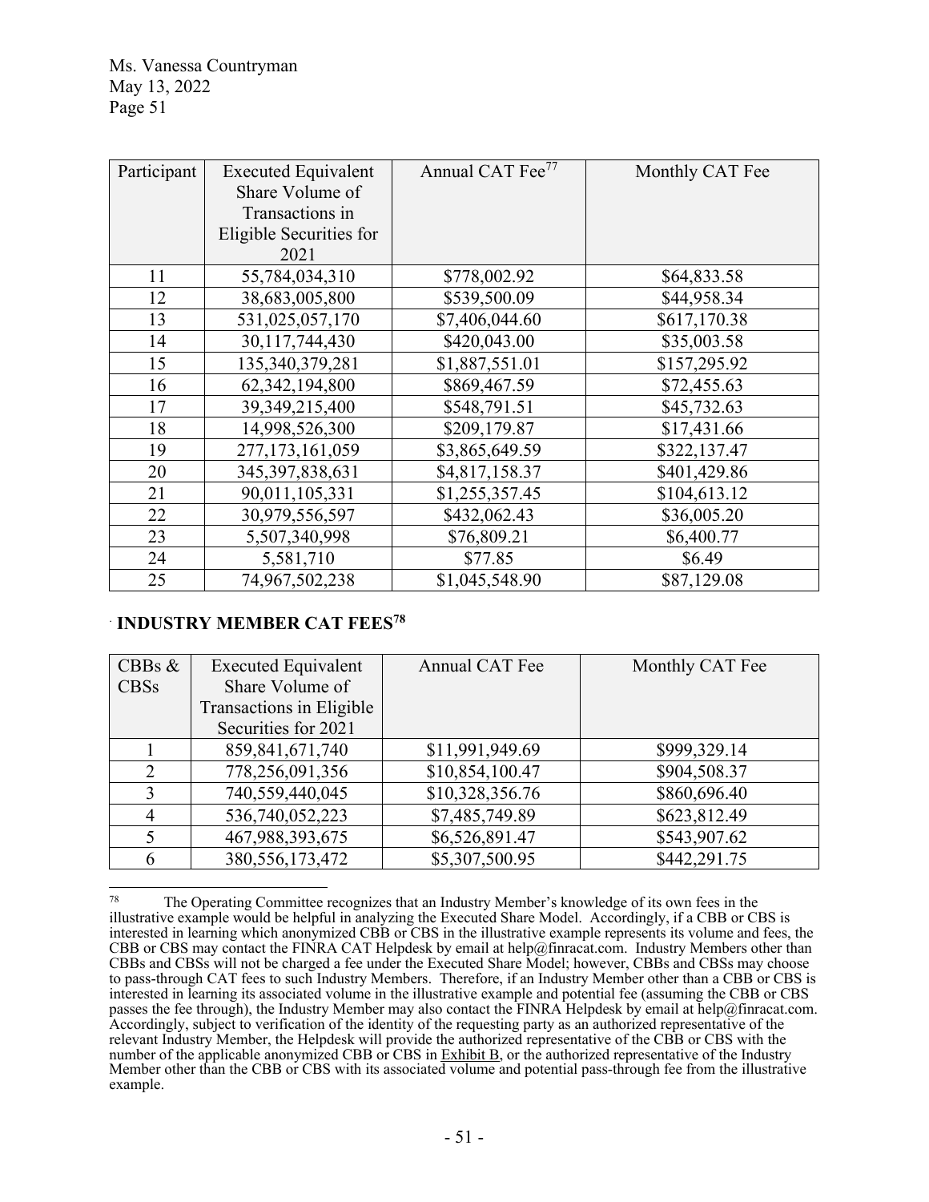| Participant | Executed Equivalent Share Volume of Transactions in Eligible Securities for 2021 | Annual CAT Fee[77] | Monthly CAT Fee |
|---|---|---|---|
| 11 | 55,784,034,310 | $778,002.92 | $64,833.58 |
| 12 | 38,683,005,800 | $539,500.09 | $44,958.34 |
| 13 | 531,025,057,170 | $7,406,044.60 | $617,170.38 |
| 14 | 30,117,744,430 | $420,043.00 | $35,003.58 |
| 15 | 135,340,379,281 | $1,887,551.01 | $157,295.92 |
| 16 | 62,342,194,800 | $869,467.59 | $72,455.63 |
| 17 | 39,349,215,400 | $548,791.51 | $45,732.63 |
| 18 | 14,998,526,300 | $209,179.87 | $17,431.66 |
| 19 | 277,173,161,059 | $3,865,649.59 | $322,137.47 |
| 20 | 345,397,838,631 | $4,817,158.37 | $401,429.86 |
| 21 | 90,011,105,331 | $1,255,357.45 | $104,613.12 |
| 22 | 30,979,556,597 | $432,062.43 | $36,005.20 |
| 23 | 5,507,340,998 | $76,809.21 | $6,400.77 |
| 24 | 5,581,710 | $77.85 | $6.49 |
| 25 | 74,967,502,238 | $1,045,548.90 | $87,129.08 |

**INDUSTRY MEMBER CAT FEES[78]**

| CBBs & CBSs | Executed Equivalent Share Volume of Transactions in Eligible Securities for 2021 | Annual CAT Fee | Monthly CAT Fee |
|---|---|---|---|
| 1 | 859,841,671,740 | $11,991,949.69 | $999,329.14 |
| 2 | 778,256,091,356 | $10,854,100.47 | $904,508.37 |
| 3 | 740,559,440,045 | $10,328,356.76 | $860,696.40 |
| 4 | 536,740,052,223 | $7,485,749.89 | $623,812.49 |
| 5 | 467,988,393,675 | $6,526,891.47 | $543,907.62 |
| 6 | 380,556,173,472 | $5,307,500.95 | $442,291.75 |

[78] The Operating Committee recognizes that an Industry Member's knowledge of its own fees in the illustrative example would be helpful in analyzing the Executed Share Model. Accordingly, if a CBB or CBS is interested in learning which anonymized CBB or CBS in the illustrative example represents its volume and fees, the CBB or CBS may contact the FINRA CAT Helpdesk by email at help@finracat.com. Industry Members other than CBBs and CBSs will not be charged a fee under the Executed Share Model; however, CBBs and CBSs may choose to pass-through CAT fees to such Industry Members. Therefore, if an Industry Member other than a CBB or CBS is interested in learning its associated volume in the illustrative example and potential fee (assuming the CBB or CBS passes the fee through), the Industry Member may also contact the FINRA Helpdesk by email at help@finracat.com. Accordingly, subject to verification of the identity of the requesting party as an authorized representative of the relevant Industry Member, the Helpdesk will provide the authorized representative of the CBB or CBS with the number of the applicable anonymized CBB or CBS in Exhibit B, or the authorized representative of the Industry Member other than the CBB or CBS with its associated volume and potential pass-through fee from the illustrative example.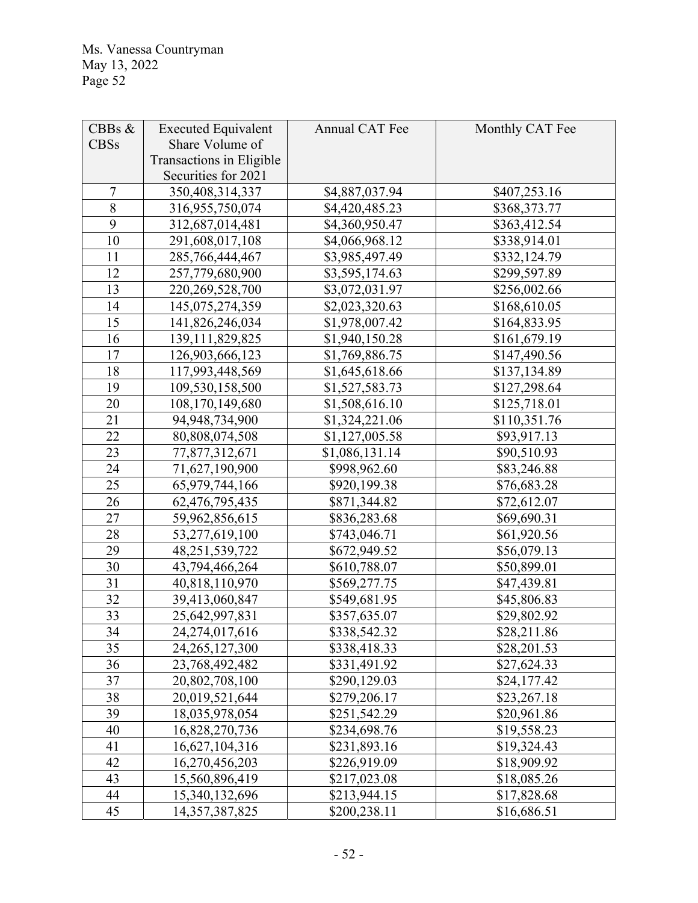| CBBs & CBSs | Executed Equivalent Share Volume of Transactions in Eligible Securities for 2021 | Annual CAT Fee | Monthly CAT Fee |
|---|---|---|---|
| 7 | 350,408,314,337 | $4,887,037.94 | $407,253.16 |
| 8 | 316,955,750,074 | $4,420,485.23 | $368,373.77 |
| 9 | 312,687,014,481 | $4,360,950.47 | $363,412.54 |
| 10 | 291,608,017,108 | $4,066,968.12 | $338,914.01 |
| 11 | 285,766,444,467 | $3,985,497.49 | $332,124.79 |
| 12 | 257,779,680,900 | $3,595,174.63 | $299,597.89 |
| 13 | 220,269,528,700 | $3,072,031.97 | $256,002.66 |
| 14 | 145,075,274,359 | $2,023,320.63 | $168,610.05 |
| 15 | 141,826,246,034 | $1,978,007.42 | $164,833.95 |
| 16 | 139,111,829,825 | $1,940,150.28 | $161,679.19 |
| 17 | 126,903,666,123 | $1,769,886.75 | $147,490.56 |
| 18 | 117,993,448,569 | $1,645,618.66 | $137,134.89 |
| 19 | 109,530,158,500 | $1,527,583.73 | $127,298.64 |
| 20 | 108,170,149,680 | $1,508,616.10 | $125,718.01 |
| 21 | 94,948,734,900 | $1,324,221.06 | $110,351.76 |
| 22 | 80,808,074,508 | $1,127,005.58 | $93,917.13 |
| 23 | 77,877,312,671 | $1,086,131.14 | $90,510.93 |
| 24 | 71,627,190,900 | $998,962.60 | $83,246.88 |
| 25 | 65,979,744,166 | $920,199.38 | $76,683.28 |
| 26 | 62,476,795,435 | $871,344.82 | $72,612.07 |
| 27 | 59,962,856,615 | $836,283.68 | $69,690.31 |
| 28 | 53,277,619,100 | $743,046.71 | $61,920.56 |
| 29 | 48,251,539,722 | $672,949.52 | $56,079.13 |
| 30 | 43,794,466,264 | $610,788.07 | $50,899.01 |
| 31 | 40,818,110,970 | $569,277.75 | $47,439.81 |
| 32 | 39,413,060,847 | $549,681.95 | $45,806.83 |
| 33 | 25,642,997,831 | $357,635.07 | $29,802.92 |
| 34 | 24,274,017,616 | $338,542.32 | $28,211.86 |
| 35 | 24,265,127,300 | $338,418.33 | $28,201.53 |
| 36 | 23,768,492,482 | $331,491.92 | $27,624.33 |
| 37 | 20,802,708,100 | $290,129.03 | $24,177.42 |
| 38 | 20,019,521,644 | $279,206.17 | $23,267.18 |
| 39 | 18,035,978,054 | $251,542.29 | $20,961.86 |
| 40 | 16,828,270,736 | $234,698.76 | $19,558.23 |
| 41 | 16,627,104,316 | $231,893.16 | $19,324.43 |
| 42 | 16,270,456,203 | $226,919.09 | $18,909.92 |
| 43 | 15,560,896,419 | $217,023.08 | $18,085.26 |
| 44 | 15,340,132,696 | $213,944.15 | $17,828.68 |
| 45 | 14,357,387,825 | $200,238.11 | $16,686.51 |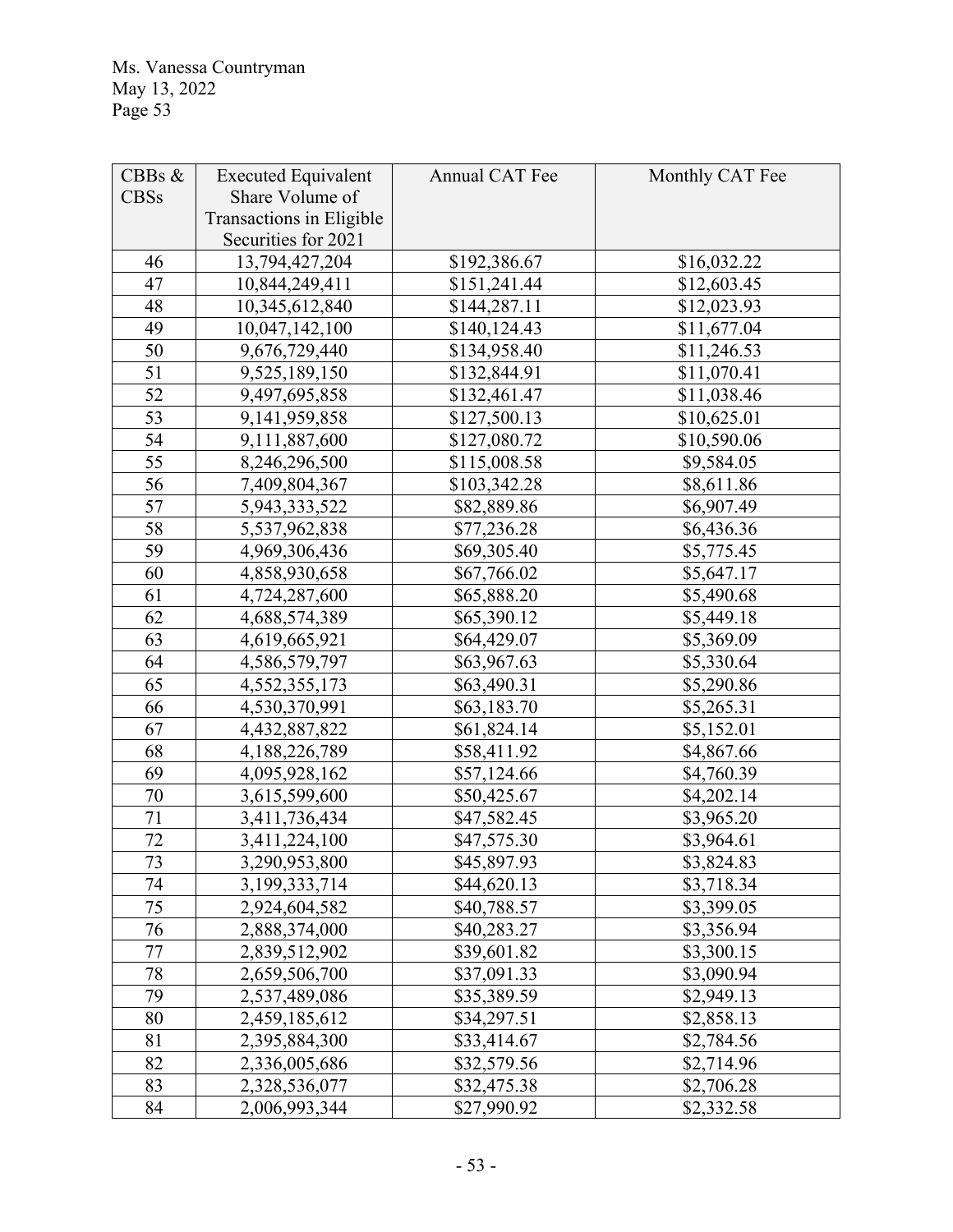| CBBs & CBSs | Executed Equivalent Share Volume of Transactions in Eligible Securities for 2021 | Annual CAT Fee | Monthly CAT Fee |
|---|---|---|---|
| 46 | 13,794,427,204 | $192,386.67 | $16,032.22 |
| 47 | 10,844,249,411 | $151,241.44 | $12,603.45 |
| 48 | 10,345,612,840 | $144,287.11 | $12,023.93 |
| 49 | 10,047,142,100 | $140,124.43 | $11,677.04 |
| 50 | 9,676,729,440 | $134,958.40 | $11,246.53 |
| 51 | 9,525,189,150 | $132,844.91 | $11,070.41 |
| 52 | 9,497,695,858 | $132,461.47 | $11,038.46 |
| 53 | 9,141,959,858 | $127,500.13 | $10,625.01 |
| 54 | 9,111,887,600 | $127,080.72 | $10,590.06 |
| 55 | 8,246,296,500 | $115,008.58 | $9,584.05 |
| 56 | 7,409,804,367 | $103,342.28 | $8,611.86 |
| 57 | 5,943,333,522 | $82,889.86 | $6,907.49 |
| 58 | 5,537,962,838 | $77,236.28 | $6,436.36 |
| 59 | 4,969,306,436 | $69,305.40 | $5,775.45 |
| 60 | 4,858,930,658 | $67,766.02 | $5,647.17 |
| 61 | 4,724,287,600 | $65,888.20 | $5,490.68 |
| 62 | 4,688,574,389 | $65,390.12 | $5,449.18 |
| 63 | 4,619,665,921 | $64,429.07 | $5,369.09 |
| 64 | 4,586,579,797 | $63,967.63 | $5,330.64 |
| 65 | 4,552,355,173 | $63,490.31 | $5,290.86 |
| 66 | 4,530,370,991 | $63,183.70 | $5,265.31 |
| 67 | 4,432,887,822 | $61,824.14 | $5,152.01 |
| 68 | 4,188,226,789 | $58,411.92 | $4,867.66 |
| 69 | 4,095,928,162 | $57,124.66 | $4,760.39 |
| 70 | 3,615,599,600 | $50,425.67 | $4,202.14 |
| 71 | 3,411,736,434 | $47,582.45 | $3,965.20 |
| 72 | 3,411,224,100 | $47,575.30 | $3,964.61 |
| 73 | 3,290,953,800 | $45,897.93 | $3,824.83 |
| 74 | 3,199,333,714 | $44,620.13 | $3,718.34 |
| 75 | 2,924,604,582 | $40,788.57 | $3,399.05 |
| 76 | 2,888,374,000 | $40,283.27 | $3,356.94 |
| 77 | 2,839,512,902 | $39,601.82 | $3,300.15 |
| 78 | 2,659,506,700 | $37,091.33 | $3,090.94 |
| 79 | 2,537,489,086 | $35,389.59 | $2,949.13 |
| 80 | 2,459,185,612 | $34,297.51 | $2,858.13 |
| 81 | 2,395,884,300 | $33,414.67 | $2,784.56 |
| 82 | 2,336,005,686 | $32,579.56 | $2,714.96 |
| 83 | 2,328,536,077 | $32,475.38 | $2,706.28 |
| 84 | 2,006,993,344 | $27,990.92 | $2,332.58 |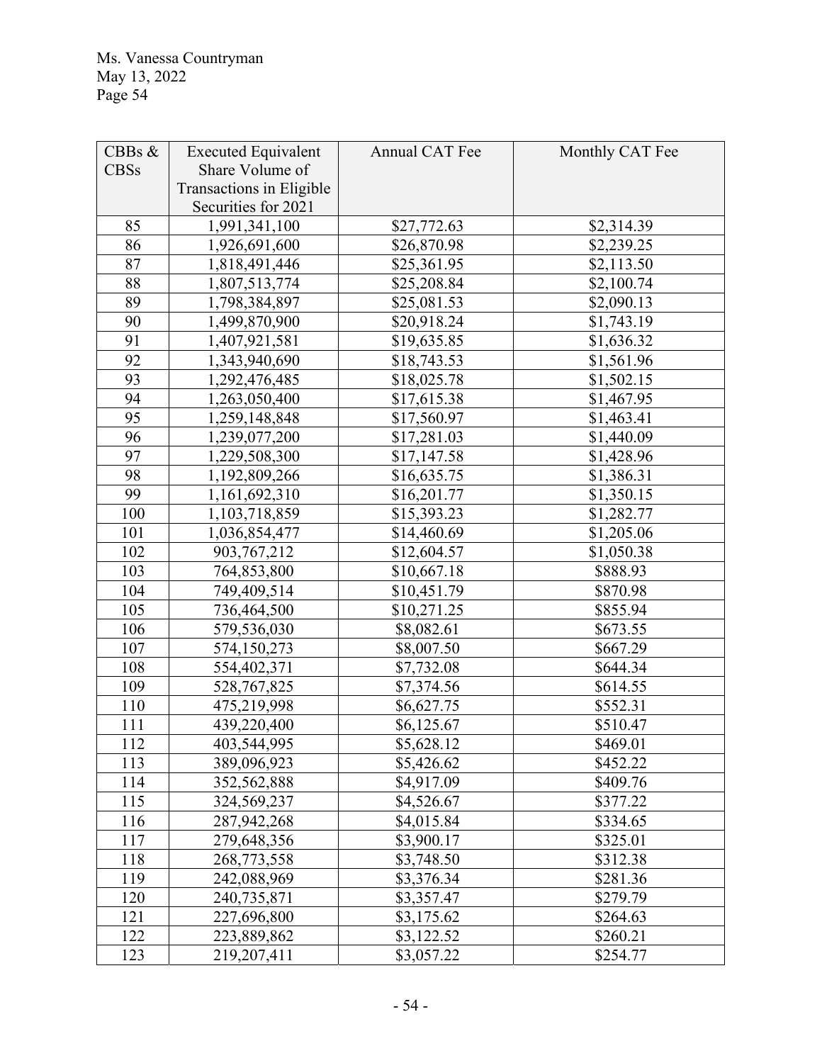| CBBs & CBSs | Executed Equivalent Share Volume of Transactions in Eligible Securities for 2021 | Annual CAT Fee | Monthly CAT Fee |
|---|---|---|---|
| 85 | 1,991,341,100 | $27,772.63 | $2,314.39 |
| 86 | 1,926,691,600 | $26,870.98 | $2,239.25 |
| 87 | 1,818,491,446 | $25,361.95 | $2,113.50 |
| 88 | 1,807,513,774 | $25,208.84 | $2,100.74 |
| 89 | 1,798,384,897 | $25,081.53 | $2,090.13 |
| 90 | 1,499,870,900 | $20,918.24 | $1,743.19 |
| 91 | 1,407,921,581 | $19,635.85 | $1,636.32 |
| 92 | 1,343,940,690 | $18,743.53 | $1,561.96 |
| 93 | 1,292,476,485 | $18,025.78 | $1,502.15 |
| 94 | 1,263,050,400 | $17,615.38 | $1,467.95 |
| 95 | 1,259,148,848 | $17,560.97 | $1,463.41 |
| 96 | 1,239,077,200 | $17,281.03 | $1,440.09 |
| 97 | 1,229,508,300 | $17,147.58 | $1,428.96 |
| 98 | 1,192,809,266 | $16,635.75 | $1,386.31 |
| 99 | 1,161,692,310 | $16,201.77 | $1,350.15 |
| 100 | 1,103,718,859 | $15,393.23 | $1,282.77 |
| 101 | 1,036,854,477 | $14,460.69 | $1,205.06 |
| 102 | 903,767,212 | $12,604.57 | $1,050.38 |
| 103 | 764,853,800 | $10,667.18 | $888.93 |
| 104 | 749,409,514 | $10,451.79 | $870.98 |
| 105 | 736,464,500 | $10,271.25 | $855.94 |
| 106 | 579,536,030 | $8,082.61 | $673.55 |
| 107 | 574,150,273 | $8,007.50 | $667.29 |
| 108 | 554,402,371 | $7,732.08 | $644.34 |
| 109 | 528,767,825 | $7,374.56 | $614.55 |
| 110 | 475,219,998 | $6,627.75 | $552.31 |
| 111 | 439,220,400 | $6,125.67 | $510.47 |
| 112 | 403,544,995 | $5,628.12 | $469.01 |
| 113 | 389,096,923 | $5,426.62 | $452.22 |
| 114 | 352,562,888 | $4,917.09 | $409.76 |
| 115 | 324,569,237 | $4,526.67 | $377.22 |
| 116 | 287,942,268 | $4,015.84 | $334.65 |
| 117 | 279,648,356 | $3,900.17 | $325.01 |
| 118 | 268,773,558 | $3,748.50 | $312.38 |
| 119 | 242,088,969 | $3,376.34 | $281.36 |
| 120 | 240,735,871 | $3,357.47 | $279.79 |
| 121 | 227,696,800 | $3,175.62 | $264.63 |
| 122 | 223,889,862 | $3,122.52 | $260.21 |
| 123 | 219,207,411 | $3,057.22 | $254.77 |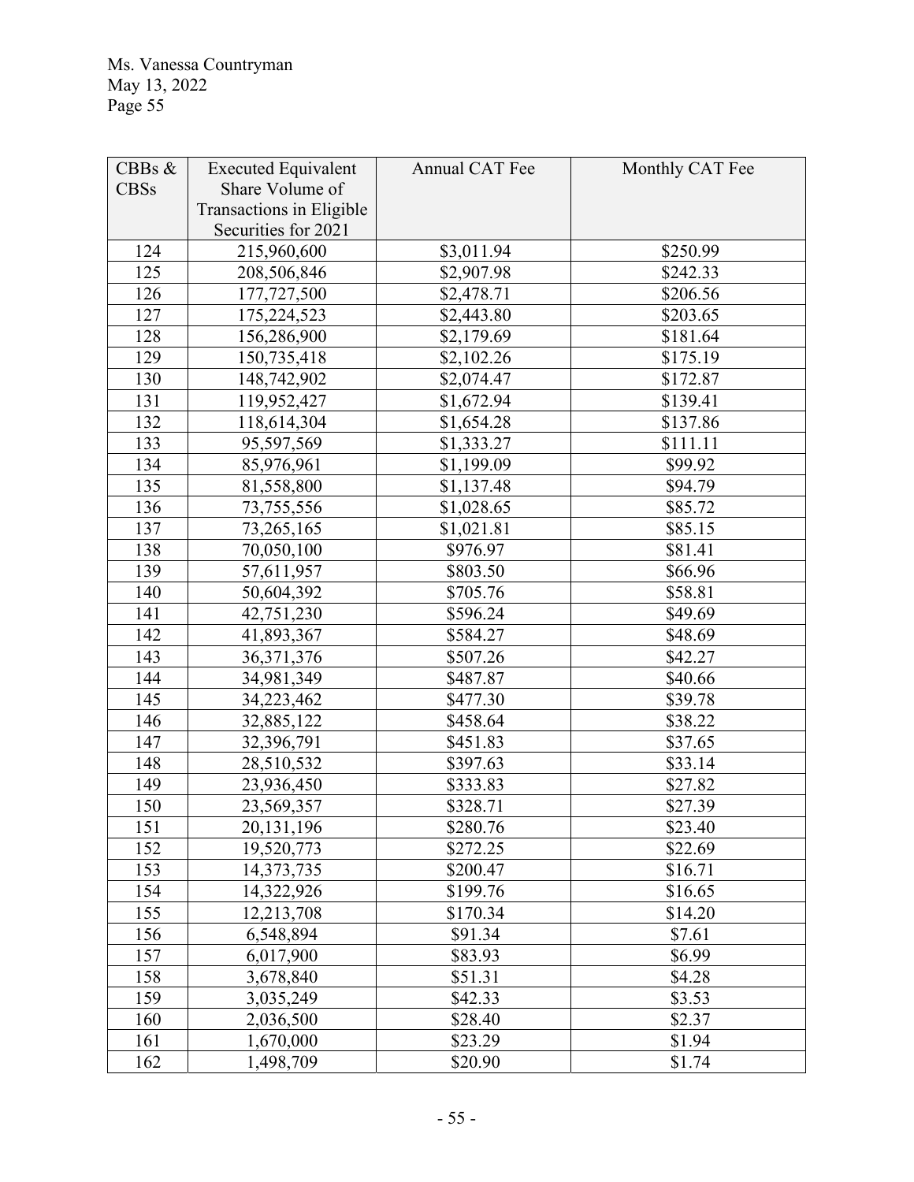| CBBs & CBSs | Executed Equivalent Share Volume of Transactions in Eligible Securities for 2021 | Annual CAT Fee | Monthly CAT Fee |
|---|---|---|---|
| 124 | 215,960,600 | $3,011.94 | $250.99 |
| 125 | 208,506,846 | $2,907.98 | $242.33 |
| 126 | 177,727,500 | $2,478.71 | $206.56 |
| 127 | 175,224,523 | $2,443.80 | $203.65 |
| 128 | 156,286,900 | $2,179.69 | $181.64 |
| 129 | 150,735,418 | $2,102.26 | $175.19 |
| 130 | 148,742,902 | $2,074.47 | $172.87 |
| 131 | 119,952,427 | $1,672.94 | $139.41 |
| 132 | 118,614,304 | $1,654.28 | $137.86 |
| 133 | 95,597,569 | $1,333.27 | $111.11 |
| 134 | 85,976,961 | $1,199.09 | $99.92 |
| 135 | 81,558,800 | $1,137.48 | $94.79 |
| 136 | 73,755,556 | $1,028.65 | $85.72 |
| 137 | 73,265,165 | $1,021.81 | $85.15 |
| 138 | 70,050,100 | $976.97 | $81.41 |
| 139 | 57,611,957 | $803.50 | $66.96 |
| 140 | 50,604,392 | $705.76 | $58.81 |
| 141 | 42,751,230 | $596.24 | $49.69 |
| 142 | 41,893,367 | $584.27 | $48.69 |
| 143 | 36,371,376 | $507.26 | $42.27 |
| 144 | 34,981,349 | $487.87 | $40.66 |
| 145 | 34,223,462 | $477.30 | $39.78 |
| 146 | 32,885,122 | $458.64 | $38.22 |
| 147 | 32,396,791 | $451.83 | $37.65 |
| 148 | 28,510,532 | $397.63 | $33.14 |
| 149 | 23,936,450 | $333.83 | $27.82 |
| 150 | 23,569,357 | $328.71 | $27.39 |
| 151 | 20,131,196 | $280.76 | $23.40 |
| 152 | 19,520,773 | $272.25 | $22.69 |
| 153 | 14,373,735 | $200.47 | $16.71 |
| 154 | 14,322,926 | $199.76 | $16.65 |
| 155 | 12,213,708 | $170.34 | $14.20 |
| 156 | 6,548,894 | $91.34 | $7.61 |
| 157 | 6,017,900 | $83.93 | $6.99 |
| 158 | 3,678,840 | $51.31 | $4.28 |
| 159 | 3,035,249 | $42.33 | $3.53 |
| 160 | 2,036,500 | $28.40 | $2.37 |
| 161 | 1,670,000 | $23.29 | $1.94 |
| 162 | 1,498,709 | $20.90 | $1.74 |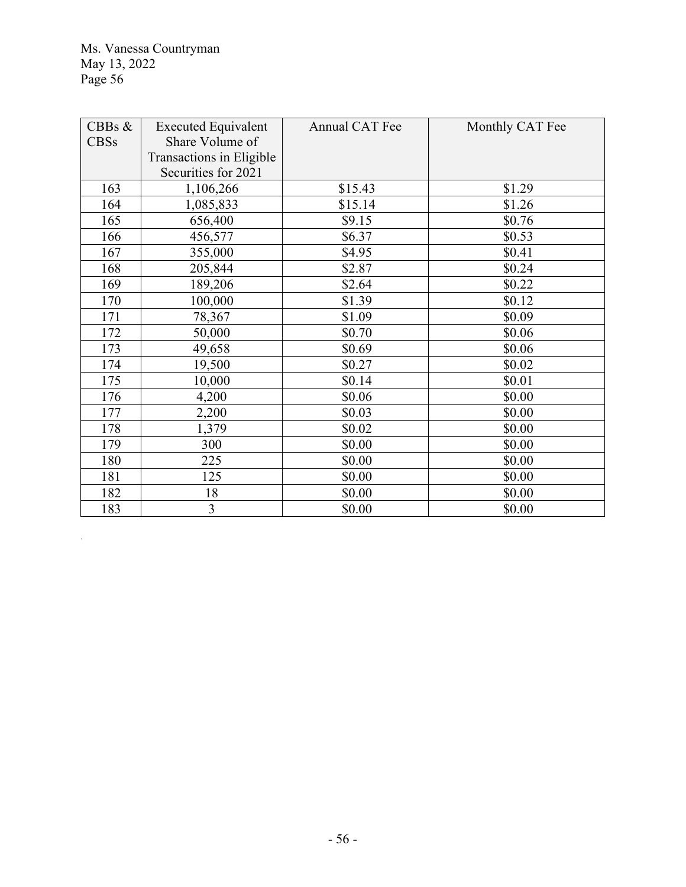| CBBs & CBSs | Executed Equivalent Share Volume of Transactions in Eligible Securities for 2021 | Annual CAT Fee | Monthly CAT Fee |
|---|---|---|---|
| 163 | 1,106,266 | $15.43 | $1.29 |
| 164 | 1,085,833 | $15.14 | $1.26 |
| 165 | 656,400 | $9.15 | $0.76 |
| 166 | 456,577 | $6.37 | $0.53 |
| 167 | 355,000 | $4.95 | $0.41 |
| 168 | 205,844 | $2.87 | $0.24 |
| 169 | 189,206 | $2.64 | $0.22 |
| 170 | 100,000 | $1.39 | $0.12 |
| 171 | 78,367 | $1.09 | $0.09 |
| 172 | 50,000 | $0.70 | $0.06 |
| 173 | 49,658 | $0.69 | $0.06 |
| 174 | 19,500 | $0.27 | $0.02 |
| 175 | 10,000 | $0.14 | $0.01 |
| 176 | 4,200 | $0.06 | $0.00 |
| 177 | 2,200 | $0.03 | $0.00 |
| 178 | 1,379 | $0.02 | $0.00 |
| 179 | 300 | $0.00 | $0.00 |
| 180 | 225 | $0.00 | $0.00 |
| 181 | 125 | $0.00 | $0.00 |
| 182 | 18 | $0.00 | $0.00 |
| 183 | 3 | $0.00 | $0.00 |